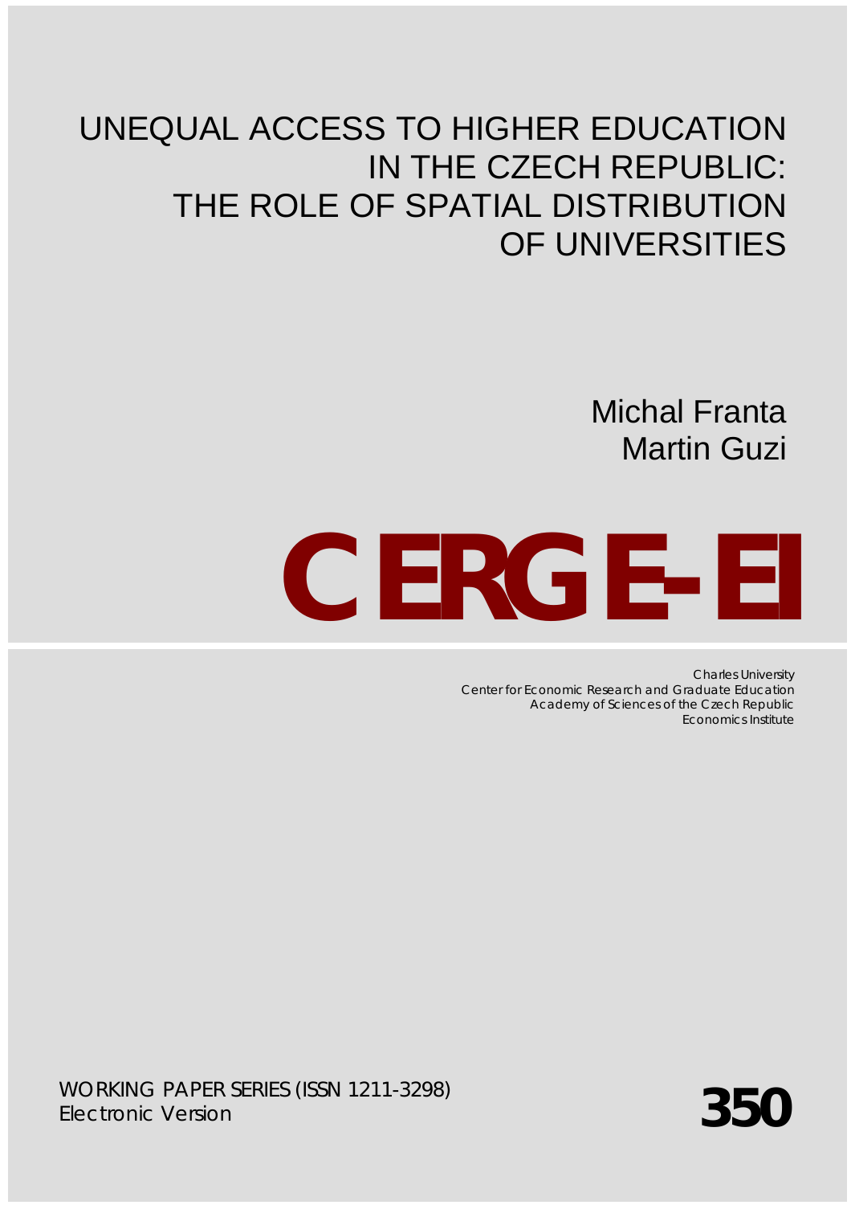# UNEQUAL ACCESS TO HIGHER EDUCATION IN THE CZECH REPUBLIC: THE ROLE OF SPATIAL DISTRIBUTION OF UNIVERSITIES

Michal Franta
Martin Guzi

**CERGE-EI**

Charles University
Center for Economic Research and Graduate Education
Academy of Sciences of the Czech Republic
Economics Institute

WORKING PAPER SERIES (ISSN 1211-3298)
Electronic Version

**350**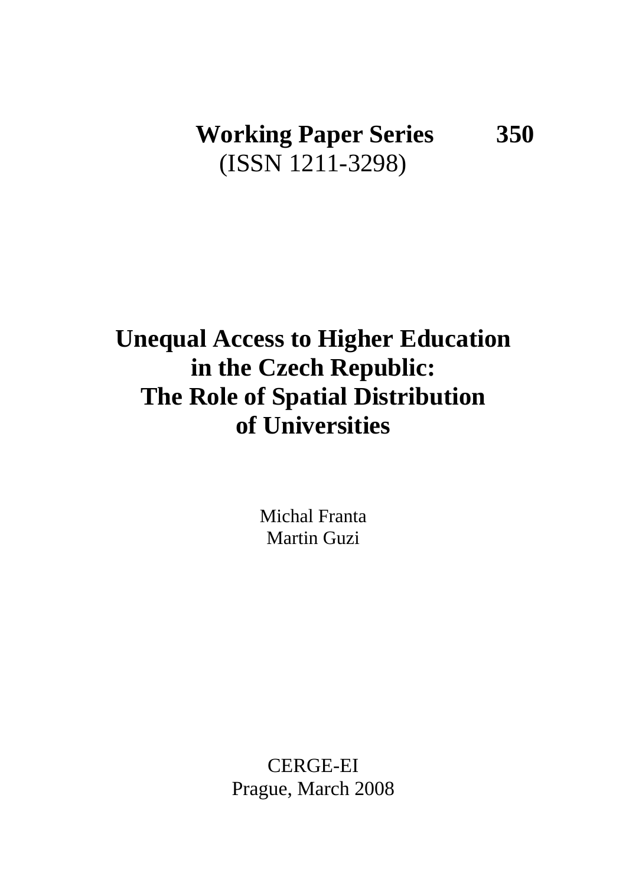**Working Paper Series 350**
(ISSN 1211-3298)

# Unequal Access to Higher Education in the Czech Republic: The Role of Spatial Distribution of Universities

Michal Franta
Martin Guzi

CERGE-EI
Prague, March 2008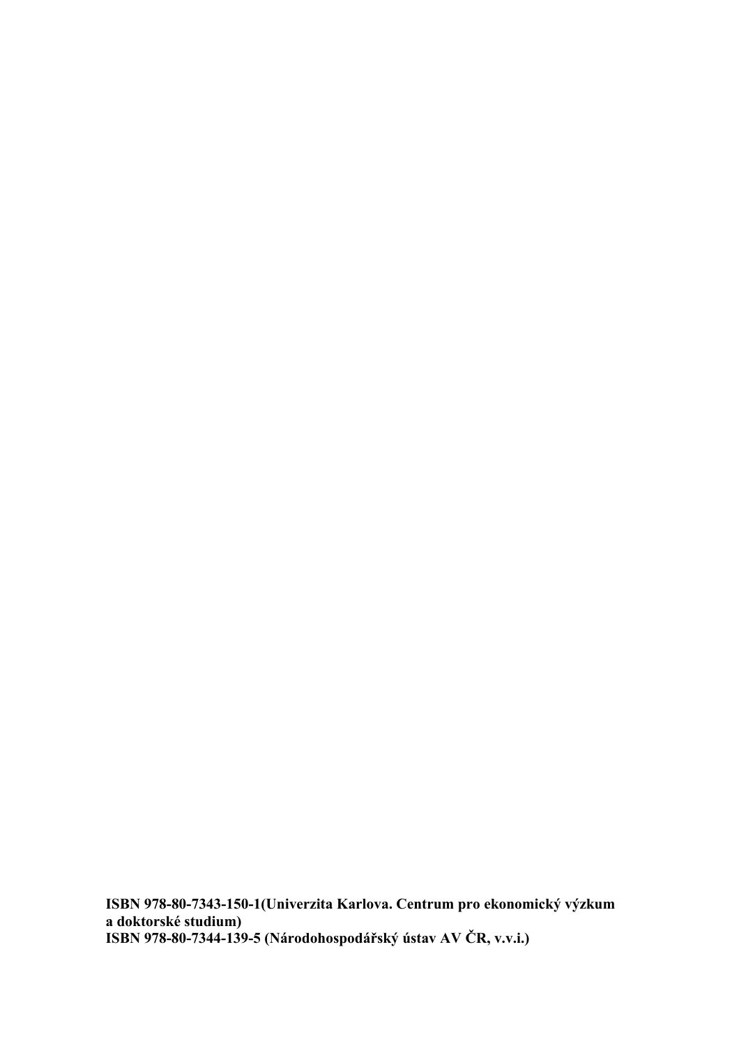**ISBN 978-80-7343-150-1(Univerzita Karlova. Centrum pro ekonomický výzkum a doktorské studium)**
**ISBN 978-80-7344-139-5 (Národohospodářský ústav AV ČR, v.v.i.)**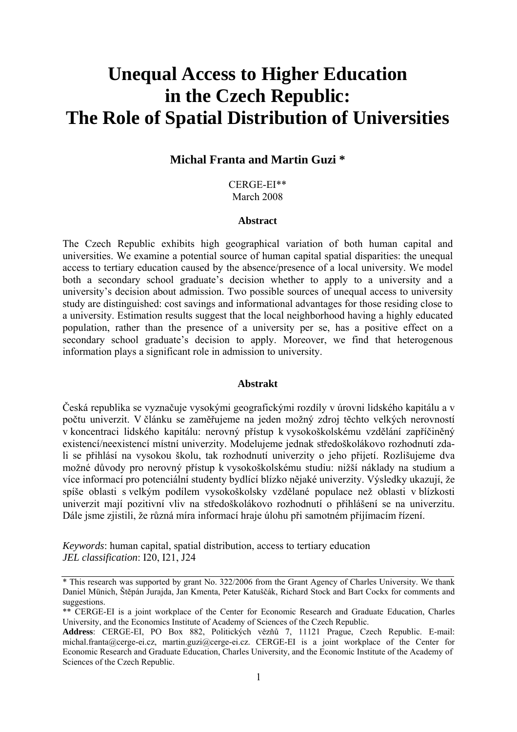# Unequal Access to Higher Education in the Czech Republic: The Role of Spatial Distribution of Universities

**Michal Franta and Martin Guzi ***

CERGE-EI**
March 2008

**Abstract**

The Czech Republic exhibits high geographical variation of both human capital and universities. We examine a potential source of human capital spatial disparities: the unequal access to tertiary education caused by the absence/presence of a local university. We model both a secondary school graduate's decision whether to apply to a university and a university's decision about admission. Two possible sources of unequal access to university study are distinguished: cost savings and informational advantages for those residing close to a university. Estimation results suggest that the local neighborhood having a highly educated population, rather than the presence of a university per se, has a positive effect on a secondary school graduate's decision to apply. Moreover, we find that heterogenous information plays a significant role in admission to university.

**Abstrakt**

Česká republika se vyznačuje vysokými geografickými rozdíly v úrovni lidského kapitálu a v počtu univerzit. V článku se zaměřujeme na jeden možný zdroj těchto velkých nerovností v koncentraci lidského kapitálu: nerovný přístup k vysokoškolskému vzdělání zapříčiněný existencí/neexistencí místní univerzity. Modelujeme jednak středoškolákovo rozhodnutí zda-li se přihlásí na vysokou školu, tak rozhodnutí univerzity o jeho přijetí. Rozlišujeme dva možné důvody pro nerovný přístup k vysokoškolskému studiu: nižší náklady na studium a více informací pro potenciální studenty bydlící blízko nějaké univerzity. Výsledky ukazují, že spíše oblasti s velkým podílem vysokoškolsky vzdělané populace než oblasti v blízkosti univerzit mají pozitivní vliv na středoškolákovo rozhodnutí o přihlášení se na univerzitu. Dále jsme zjistili, že různá míra informací hraje úlohu při samotném přijímacím řízení.

*Keywords*: human capital, spatial distribution, access to tertiary education
*JEL classification*: I20, I21, J24

---

* This research was supported by grant No. 322/2006 from the Grant Agency of Charles University. We thank Daniel Münich, Štěpán Jurajda, Jan Kmenta, Peter Katuščák, Richard Stock and Bart Cockx for comments and suggestions.

** CERGE-EI is a joint workplace of the Center for Economic Research and Graduate Education, Charles University, and the Economics Institute of Academy of Sciences of the Czech Republic.

**Address**: CERGE-EI, PO Box 882, Politických vězňů 7, 11121 Prague, Czech Republic. E-mail: michal.franta@cerge-ei.cz, martin.guzi@cerge-ei.cz. CERGE-EI is a joint workplace of the Center for Economic Research and Graduate Education, Charles University, and the Economic Institute of the Academy of Sciences of the Czech Republic.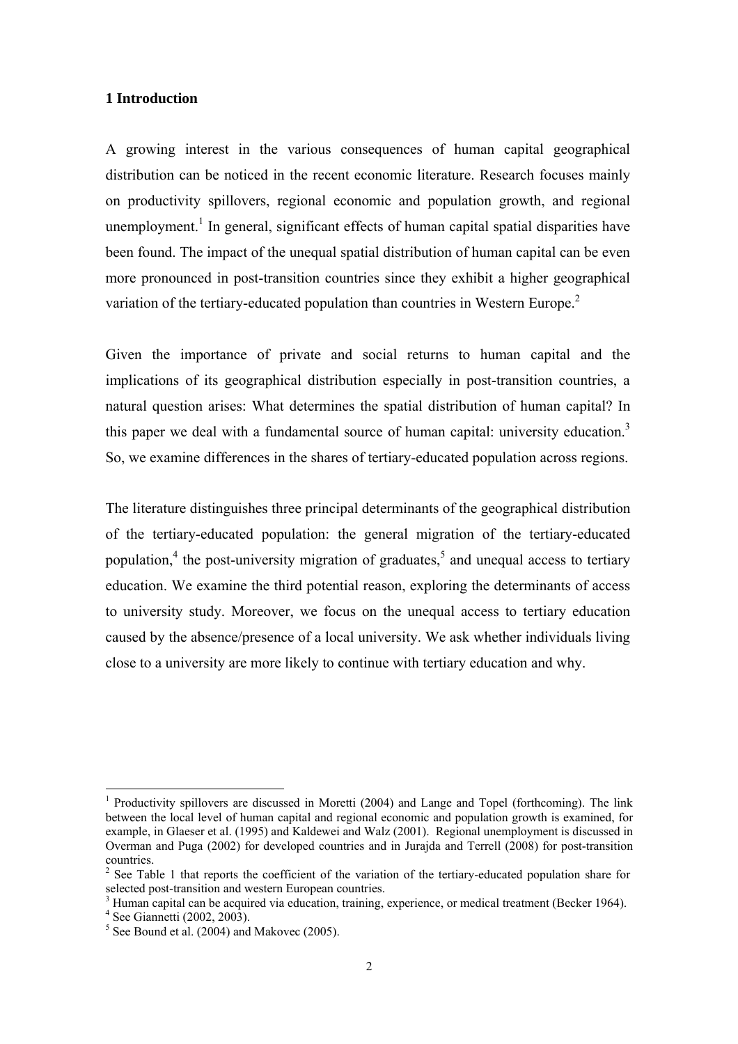## 1 Introduction

A growing interest in the various consequences of human capital geographical distribution can be noticed in the recent economic literature. Research focuses mainly on productivity spillovers, regional economic and population growth, and regional unemployment.[1] In general, significant effects of human capital spatial disparities have been found. The impact of the unequal spatial distribution of human capital can be even more pronounced in post-transition countries since they exhibit a higher geographical variation of the tertiary-educated population than countries in Western Europe.[2]

Given the importance of private and social returns to human capital and the implications of its geographical distribution especially in post-transition countries, a natural question arises: What determines the spatial distribution of human capital? In this paper we deal with a fundamental source of human capital: university education.[3] So, we examine differences in the shares of tertiary-educated population across regions.

The literature distinguishes three principal determinants of the geographical distribution of the tertiary-educated population: the general migration of the tertiary-educated population,[4] the post-university migration of graduates,[5] and unequal access to tertiary education. We examine the third potential reason, exploring the determinants of access to university study. Moreover, we focus on the unequal access to tertiary education caused by the absence/presence of a local university. We ask whether individuals living close to a university are more likely to continue with tertiary education and why.

---

[1] Productivity spillovers are discussed in Moretti (2004) and Lange and Topel (forthcoming). The link between the local level of human capital and regional economic and population growth is examined, for example, in Glaeser et al. (1995) and Kaldewei and Walz (2001). Regional unemployment is discussed in Overman and Puga (2002) for developed countries and in Jurajda and Terrell (2008) for post-transition countries.

[2] See Table 1 that reports the coefficient of the variation of the tertiary-educated population share for selected post-transition and western European countries.

[3] Human capital can be acquired via education, training, experience, or medical treatment (Becker 1964).

[4] See Giannetti (2002, 2003).

[5] See Bound et al. (2004) and Makovec (2005).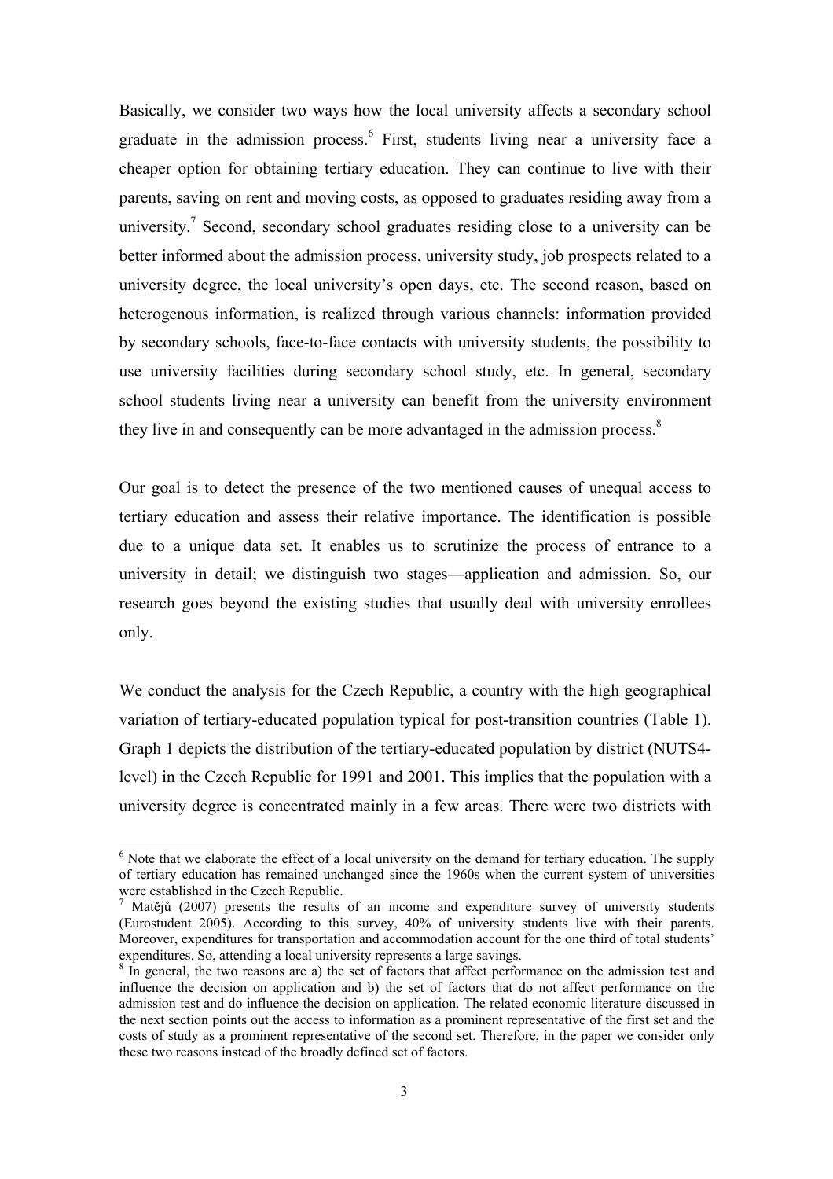Basically, we consider two ways how the local university affects a secondary school graduate in the admission process.[6] First, students living near a university face a cheaper option for obtaining tertiary education. They can continue to live with their parents, saving on rent and moving costs, as opposed to graduates residing away from a university.[7] Second, secondary school graduates residing close to a university can be better informed about the admission process, university study, job prospects related to a university degree, the local university's open days, etc. The second reason, based on heterogenous information, is realized through various channels: information provided by secondary schools, face-to-face contacts with university students, the possibility to use university facilities during secondary school study, etc. In general, secondary school students living near a university can benefit from the university environment they live in and consequently can be more advantaged in the admission process.[8]

Our goal is to detect the presence of the two mentioned causes of unequal access to tertiary education and assess their relative importance. The identification is possible due to a unique data set. It enables us to scrutinize the process of entrance to a university in detail; we distinguish two stages—application and admission. So, our research goes beyond the existing studies that usually deal with university enrollees only.

We conduct the analysis for the Czech Republic, a country with the high geographical variation of tertiary-educated population typical for post-transition countries (Table 1). Graph 1 depicts the distribution of the tertiary-educated population by district (NUTS4-level) in the Czech Republic for 1991 and 2001. This implies that the population with a university degree is concentrated mainly in a few areas. There were two districts with

---

[6] Note that we elaborate the effect of a local university on the demand for tertiary education. The supply of tertiary education has remained unchanged since the 1960s when the current system of universities were established in the Czech Republic.

[7] Matějů (2007) presents the results of an income and expenditure survey of university students (Eurostudent 2005). According to this survey, 40% of university students live with their parents. Moreover, expenditures for transportation and accommodation account for the one third of total students' expenditures. So, attending a local university represents a large savings.

[8] In general, the two reasons are a) the set of factors that affect performance on the admission test and influence the decision on application and b) the set of factors that do not affect performance on the admission test and do influence the decision on application. The related economic literature discussed in the next section points out the access to information as a prominent representative of the first set and the costs of study as a prominent representative of the second set. Therefore, in the paper we consider only these two reasons instead of the broadly defined set of factors.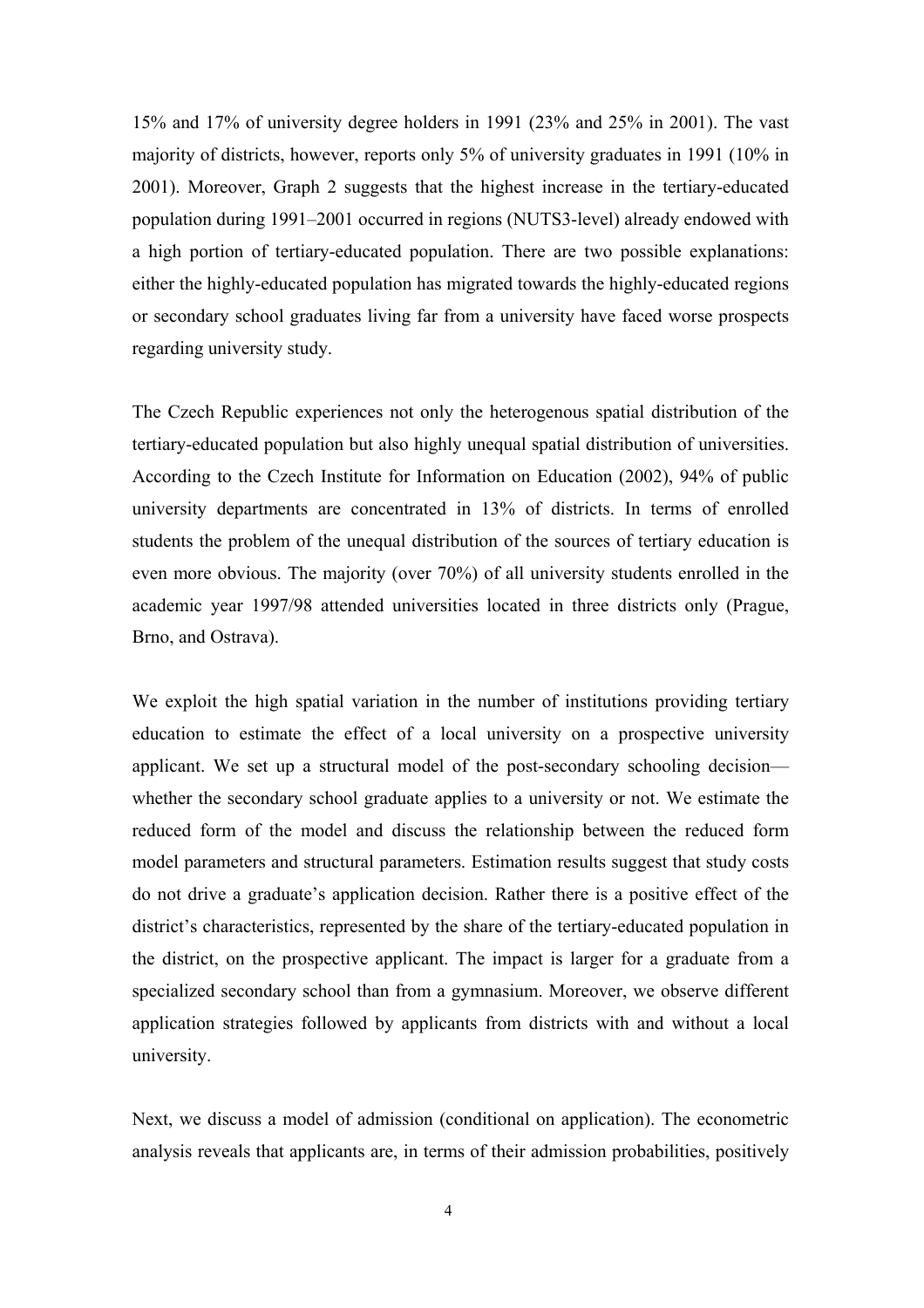15% and 17% of university degree holders in 1991 (23% and 25% in 2001). The vast majority of districts, however, reports only 5% of university graduates in 1991 (10% in 2001). Moreover, Graph 2 suggests that the highest increase in the tertiary-educated population during 1991–2001 occurred in regions (NUTS3-level) already endowed with a high portion of tertiary-educated population. There are two possible explanations: either the highly-educated population has migrated towards the highly-educated regions or secondary school graduates living far from a university have faced worse prospects regarding university study.

The Czech Republic experiences not only the heterogenous spatial distribution of the tertiary-educated population but also highly unequal spatial distribution of universities. According to the Czech Institute for Information on Education (2002), 94% of public university departments are concentrated in 13% of districts. In terms of enrolled students the problem of the unequal distribution of the sources of tertiary education is even more obvious. The majority (over 70%) of all university students enrolled in the academic year 1997/98 attended universities located in three districts only (Prague, Brno, and Ostrava).

We exploit the high spatial variation in the number of institutions providing tertiary education to estimate the effect of a local university on a prospective university applicant. We set up a structural model of the post-secondary schooling decision—whether the secondary school graduate applies to a university or not. We estimate the reduced form of the model and discuss the relationship between the reduced form model parameters and structural parameters. Estimation results suggest that study costs do not drive a graduate's application decision. Rather there is a positive effect of the district's characteristics, represented by the share of the tertiary-educated population in the district, on the prospective applicant. The impact is larger for a graduate from a specialized secondary school than from a gymnasium. Moreover, we observe different application strategies followed by applicants from districts with and without a local university.

Next, we discuss a model of admission (conditional on application). The econometric analysis reveals that applicants are, in terms of their admission probabilities, positively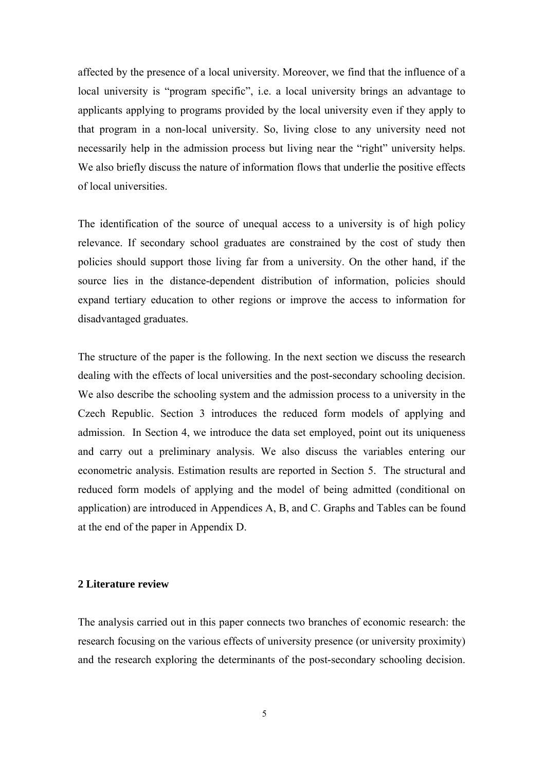affected by the presence of a local university. Moreover, we find that the influence of a local university is "program specific", i.e. a local university brings an advantage to applicants applying to programs provided by the local university even if they apply to that program in a non-local university. So, living close to any university need not necessarily help in the admission process but living near the "right" university helps. We also briefly discuss the nature of information flows that underlie the positive effects of local universities.

The identification of the source of unequal access to a university is of high policy relevance. If secondary school graduates are constrained by the cost of study then policies should support those living far from a university. On the other hand, if the source lies in the distance-dependent distribution of information, policies should expand tertiary education to other regions or improve the access to information for disadvantaged graduates.

The structure of the paper is the following. In the next section we discuss the research dealing with the effects of local universities and the post-secondary schooling decision. We also describe the schooling system and the admission process to a university in the Czech Republic. Section 3 introduces the reduced form models of applying and admission. In Section 4, we introduce the data set employed, point out its uniqueness and carry out a preliminary analysis. We also discuss the variables entering our econometric analysis. Estimation results are reported in Section 5. The structural and reduced form models of applying and the model of being admitted (conditional on application) are introduced in Appendices A, B, and C. Graphs and Tables can be found at the end of the paper in Appendix D.

## 2 Literature review

The analysis carried out in this paper connects two branches of economic research: the research focusing on the various effects of university presence (or university proximity) and the research exploring the determinants of the post-secondary schooling decision.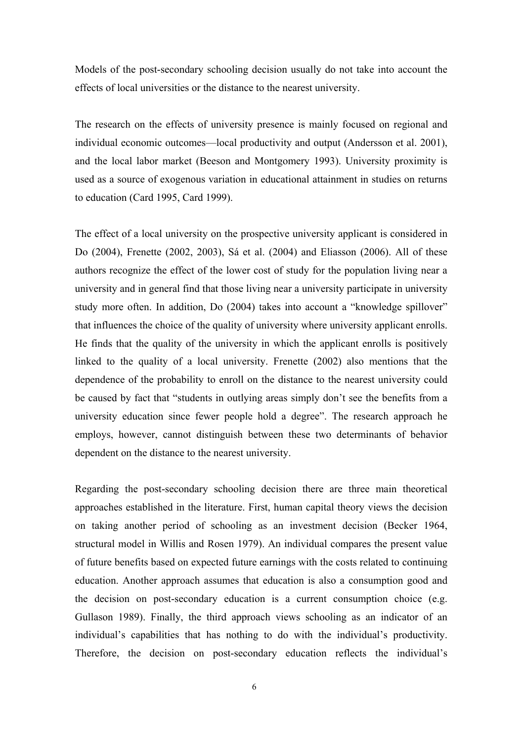Models of the post-secondary schooling decision usually do not take into account the effects of local universities or the distance to the nearest university.

The research on the effects of university presence is mainly focused on regional and individual economic outcomes—local productivity and output (Andersson et al. 2001), and the local labor market (Beeson and Montgomery 1993). University proximity is used as a source of exogenous variation in educational attainment in studies on returns to education (Card 1995, Card 1999).

The effect of a local university on the prospective university applicant is considered in Do (2004), Frenette (2002, 2003), Sá et al. (2004) and Eliasson (2006). All of these authors recognize the effect of the lower cost of study for the population living near a university and in general find that those living near a university participate in university study more often. In addition, Do (2004) takes into account a "knowledge spillover" that influences the choice of the quality of university where university applicant enrolls. He finds that the quality of the university in which the applicant enrolls is positively linked to the quality of a local university. Frenette (2002) also mentions that the dependence of the probability to enroll on the distance to the nearest university could be caused by fact that "students in outlying areas simply don't see the benefits from a university education since fewer people hold a degree". The research approach he employs, however, cannot distinguish between these two determinants of behavior dependent on the distance to the nearest university.

Regarding the post-secondary schooling decision there are three main theoretical approaches established in the literature. First, human capital theory views the decision on taking another period of schooling as an investment decision (Becker 1964, structural model in Willis and Rosen 1979). An individual compares the present value of future benefits based on expected future earnings with the costs related to continuing education. Another approach assumes that education is also a consumption good and the decision on post-secondary education is a current consumption choice (e.g. Gullason 1989). Finally, the third approach views schooling as an indicator of an individual's capabilities that has nothing to do with the individual's productivity. Therefore, the decision on post-secondary education reflects the individual's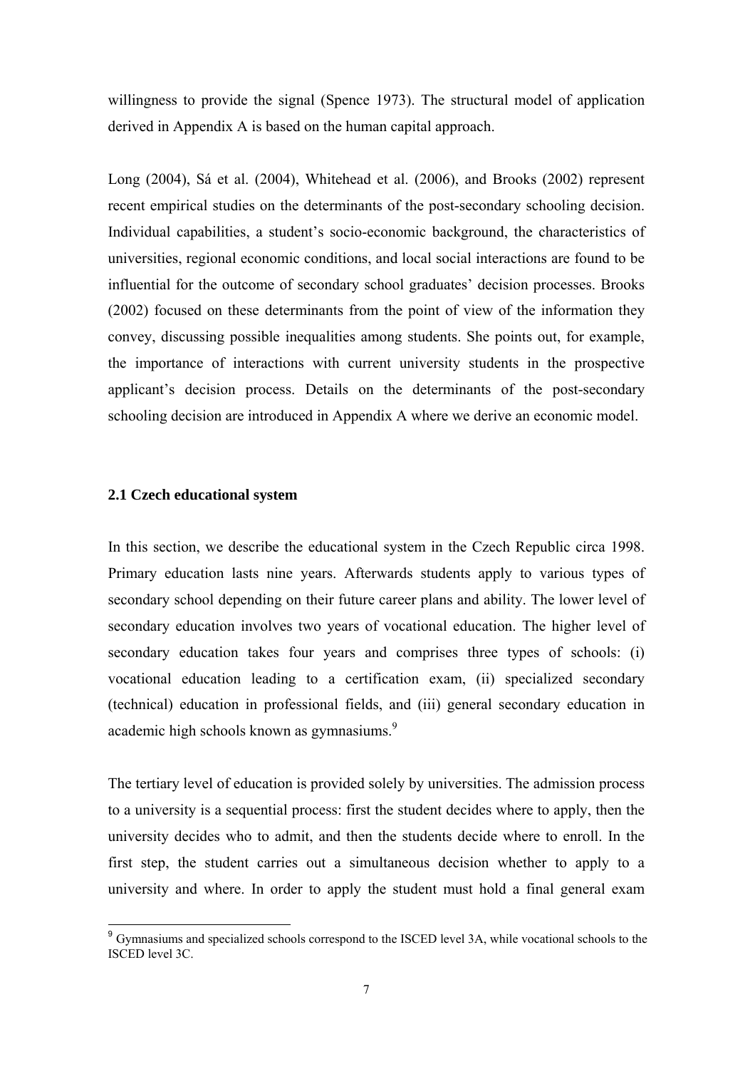willingness to provide the signal (Spence 1973). The structural model of application derived in Appendix A is based on the human capital approach.

Long (2004), Sá et al. (2004), Whitehead et al. (2006), and Brooks (2002) represent recent empirical studies on the determinants of the post-secondary schooling decision. Individual capabilities, a student's socio-economic background, the characteristics of universities, regional economic conditions, and local social interactions are found to be influential for the outcome of secondary school graduates' decision processes. Brooks (2002) focused on these determinants from the point of view of the information they convey, discussing possible inequalities among students. She points out, for example, the importance of interactions with current university students in the prospective applicant's decision process. Details on the determinants of the post-secondary schooling decision are introduced in Appendix A where we derive an economic model.

### 2.1 Czech educational system

In this section, we describe the educational system in the Czech Republic circa 1998. Primary education lasts nine years. Afterwards students apply to various types of secondary school depending on their future career plans and ability. The lower level of secondary education involves two years of vocational education. The higher level of secondary education takes four years and comprises three types of schools: (i) vocational education leading to a certification exam, (ii) specialized secondary (technical) education in professional fields, and (iii) general secondary education in academic high schools known as gymnasiums.[9]

The tertiary level of education is provided solely by universities. The admission process to a university is a sequential process: first the student decides where to apply, then the university decides who to admit, and then the students decide where to enroll. In the first step, the student carries out a simultaneous decision whether to apply to a university and where. In order to apply the student must hold a final general exam

[9] Gymnasiums and specialized schools correspond to the ISCED level 3A, while vocational schools to the ISCED level 3C.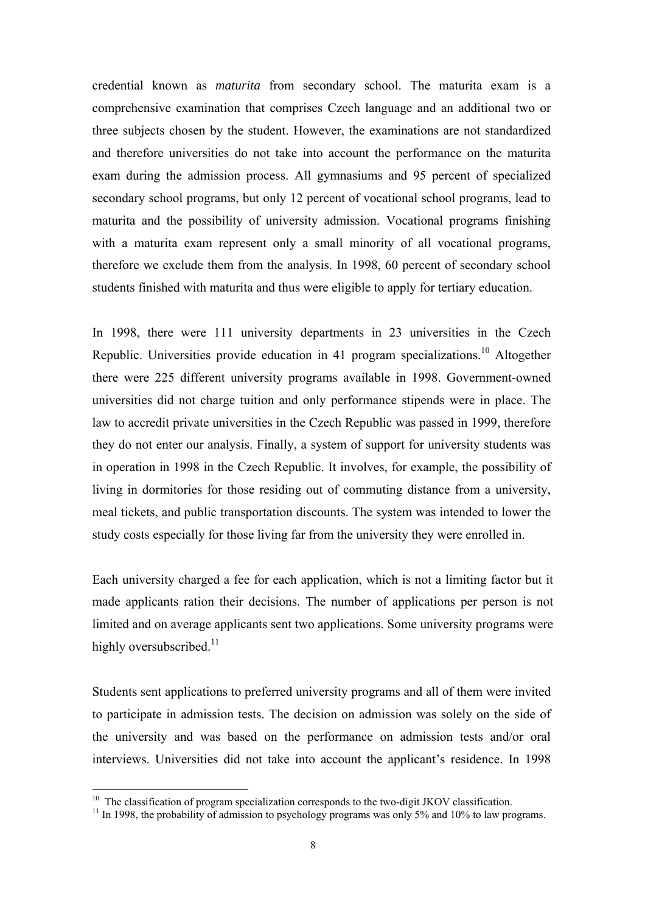credential known as *maturita* from secondary school. The maturita exam is a comprehensive examination that comprises Czech language and an additional two or three subjects chosen by the student. However, the examinations are not standardized and therefore universities do not take into account the performance on the maturita exam during the admission process. All gymnasiums and 95 percent of specialized secondary school programs, but only 12 percent of vocational school programs, lead to maturita and the possibility of university admission. Vocational programs finishing with a maturita exam represent only a small minority of all vocational programs, therefore we exclude them from the analysis. In 1998, 60 percent of secondary school students finished with maturita and thus were eligible to apply for tertiary education.

In 1998, there were 111 university departments in 23 universities in the Czech Republic. Universities provide education in 41 program specializations.[10] Altogether there were 225 different university programs available in 1998. Government-owned universities did not charge tuition and only performance stipends were in place. The law to accredit private universities in the Czech Republic was passed in 1999, therefore they do not enter our analysis. Finally, a system of support for university students was in operation in 1998 in the Czech Republic. It involves, for example, the possibility of living in dormitories for those residing out of commuting distance from a university, meal tickets, and public transportation discounts. The system was intended to lower the study costs especially for those living far from the university they were enrolled in.

Each university charged a fee for each application, which is not a limiting factor but it made applicants ration their decisions. The number of applications per person is not limited and on average applicants sent two applications. Some university programs were highly oversubscribed.[11]

Students sent applications to preferred university programs and all of them were invited to participate in admission tests. The decision on admission was solely on the side of the university and was based on the performance on admission tests and/or oral interviews. Universities did not take into account the applicant's residence. In 1998

[10] The classification of program specialization corresponds to the two-digit JKOV classification.

[11] In 1998, the probability of admission to psychology programs was only 5% and 10% to law programs.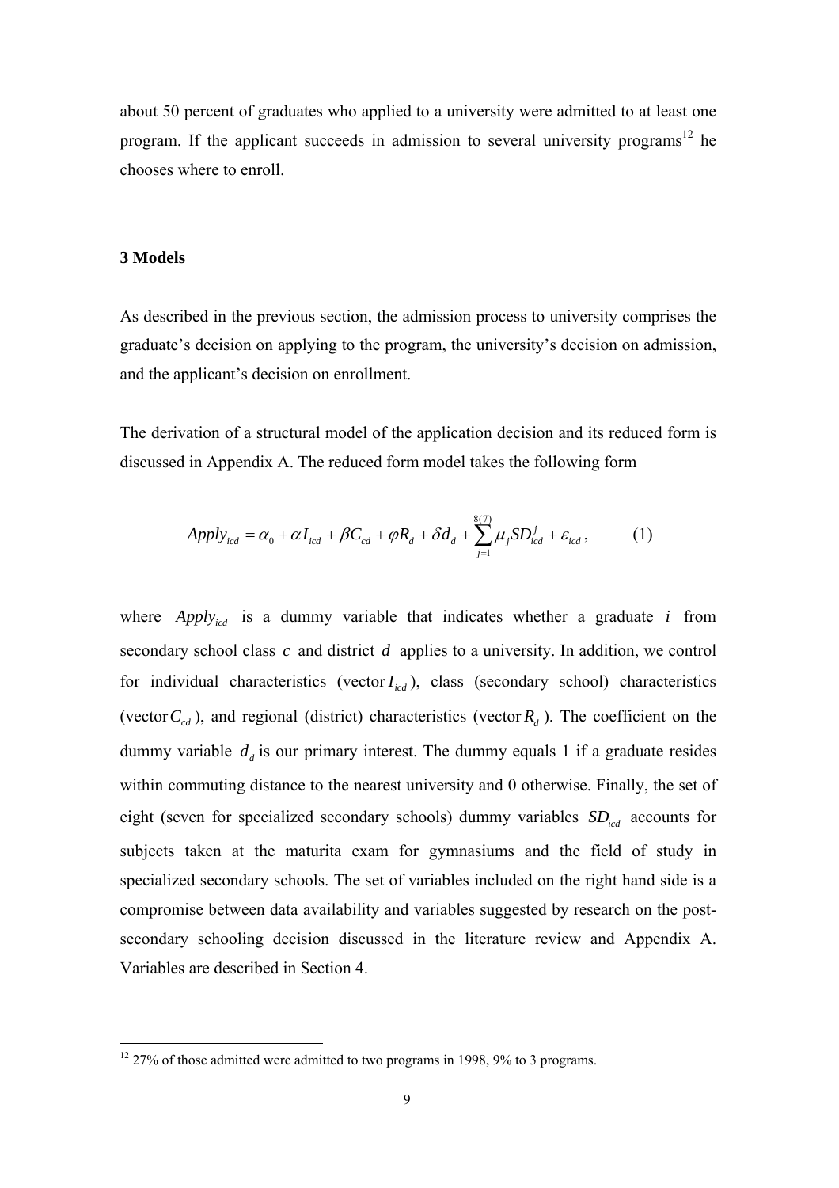about 50 percent of graduates who applied to a university were admitted to at least one program. If the applicant succeeds in admission to several university programs[12] he chooses where to enroll.

## 3 Models

As described in the previous section, the admission process to university comprises the graduate's decision on applying to the program, the university's decision on admission, and the applicant's decision on enrollment.

The derivation of a structural model of the application decision and its reduced form is discussed in Appendix A. The reduced form model takes the following form

$$Apply_{icd} = \alpha_0 + \alpha I_{icd} + \beta C_{cd} + \varphi R_d + \delta d_d + \sum_{j=1}^{8(7)} \mu_j SD_{icd}^j + \varepsilon_{icd}, \qquad (1)$$

where $Apply_{icd}$ is a dummy variable that indicates whether a graduate $i$ from secondary school class $c$ and district $d$ applies to a university. In addition, we control for individual characteristics (vector $I_{icd}$), class (secondary school) characteristics (vector $C_{cd}$), and regional (district) characteristics (vector $R_d$). The coefficient on the dummy variable $d_d$ is our primary interest. The dummy equals 1 if a graduate resides within commuting distance to the nearest university and 0 otherwise. Finally, the set of eight (seven for specialized secondary schools) dummy variables $SD_{icd}$ accounts for subjects taken at the maturita exam for gymnasiums and the field of study in specialized secondary schools. The set of variables included on the right hand side is a compromise between data availability and variables suggested by research on the post-secondary schooling decision discussed in the literature review and Appendix A. Variables are described in Section 4.

[12] 27% of those admitted were admitted to two programs in 1998, 9% to 3 programs.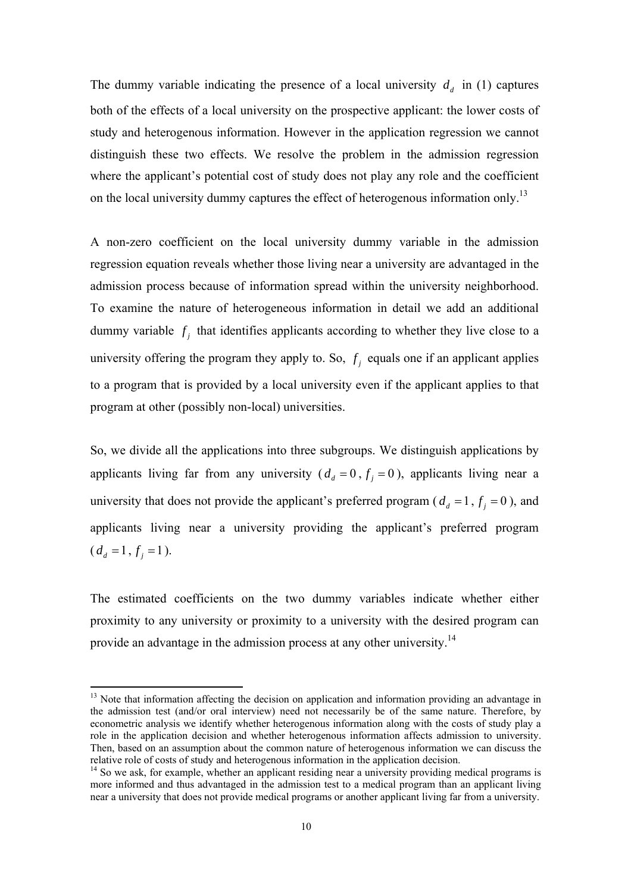The dummy variable indicating the presence of a local university $d_d$ in (1) captures both of the effects of a local university on the prospective applicant: the lower costs of study and heterogenous information. However in the application regression we cannot distinguish these two effects. We resolve the problem in the admission regression where the applicant's potential cost of study does not play any role and the coefficient on the local university dummy captures the effect of heterogenous information only.[13]

A non-zero coefficient on the local university dummy variable in the admission regression equation reveals whether those living near a university are advantaged in the admission process because of information spread within the university neighborhood. To examine the nature of heterogeneous information in detail we add an additional dummy variable $f_j$ that identifies applicants according to whether they live close to a university offering the program they apply to. So, $f_j$ equals one if an applicant applies to a program that is provided by a local university even if the applicant applies to that program at other (possibly non-local) universities.

So, we divide all the applications into three subgroups. We distinguish applications by applicants living far from any university ($d_d = 0$, $f_j = 0$), applicants living near a university that does not provide the applicant's preferred program ($d_d = 1$, $f_j = 0$), and applicants living near a university providing the applicant's preferred program ($d_d = 1$, $f_j = 1$).

The estimated coefficients on the two dummy variables indicate whether either proximity to any university or proximity to a university with the desired program can provide an advantage in the admission process at any other university.[14]

---

[13] Note that information affecting the decision on application and information providing an advantage in the admission test (and/or oral interview) need not necessarily be of the same nature. Therefore, by econometric analysis we identify whether heterogenous information along with the costs of study play a role in the application decision and whether heterogenous information affects admission to university. Then, based on an assumption about the common nature of heterogenous information we can discuss the relative role of costs of study and heterogenous information in the application decision.

[14] So we ask, for example, whether an applicant residing near a university providing medical programs is more informed and thus advantaged in the admission test to a medical program than an applicant living near a university that does not provide medical programs or another applicant living far from a university.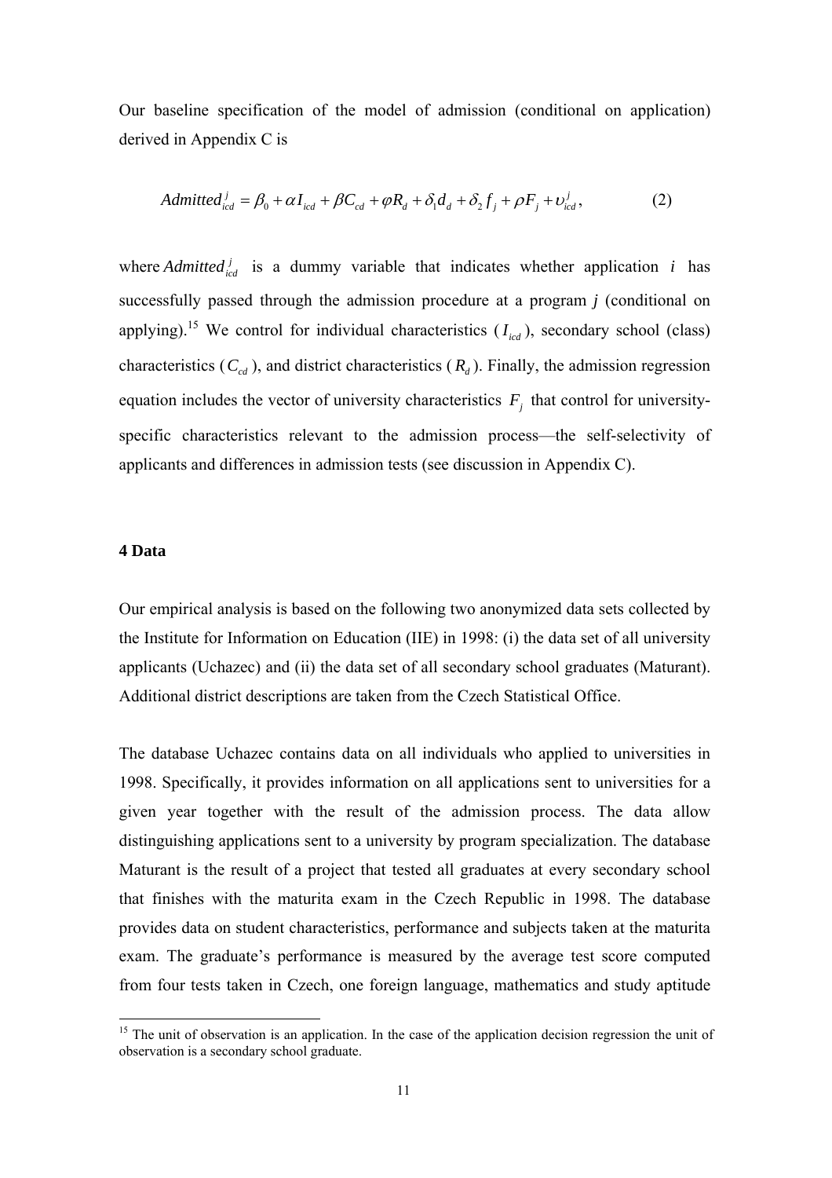Our baseline specification of the model of admission (conditional on application) derived in Appendix C is

$$Admitted_{icd}^{j} = \beta_0 + \alpha I_{icd} + \beta C_{cd} + \varphi R_d + \delta_1 d_d + \delta_2 f_j + \rho F_j + \upsilon_{icd}^{j}, \qquad (2)$$

where $Admitted_{icd}^{j}$ is a dummy variable that indicates whether application $i$ has successfully passed through the admission procedure at a program $j$ (conditional on applying).[15] We control for individual characteristics ($I_{icd}$), secondary school (class) characteristics ($C_{cd}$), and district characteristics ($R_d$). Finally, the admission regression equation includes the vector of university characteristics $F_j$ that control for university-specific characteristics relevant to the admission process—the self-selectivity of applicants and differences in admission tests (see discussion in Appendix C).

## 4 Data

Our empirical analysis is based on the following two anonymized data sets collected by the Institute for Information on Education (IIE) in 1998: (i) the data set of all university applicants (Uchazec) and (ii) the data set of all secondary school graduates (Maturant). Additional district descriptions are taken from the Czech Statistical Office.

The database Uchazec contains data on all individuals who applied to universities in 1998. Specifically, it provides information on all applications sent to universities for a given year together with the result of the admission process. The data allow distinguishing applications sent to a university by program specialization. The database Maturant is the result of a project that tested all graduates at every secondary school that finishes with the maturita exam in the Czech Republic in 1998. The database provides data on student characteristics, performance and subjects taken at the maturita exam. The graduate's performance is measured by the average test score computed from four tests taken in Czech, one foreign language, mathematics and study aptitude

[15] The unit of observation is an application. In the case of the application decision regression the unit of observation is a secondary school graduate.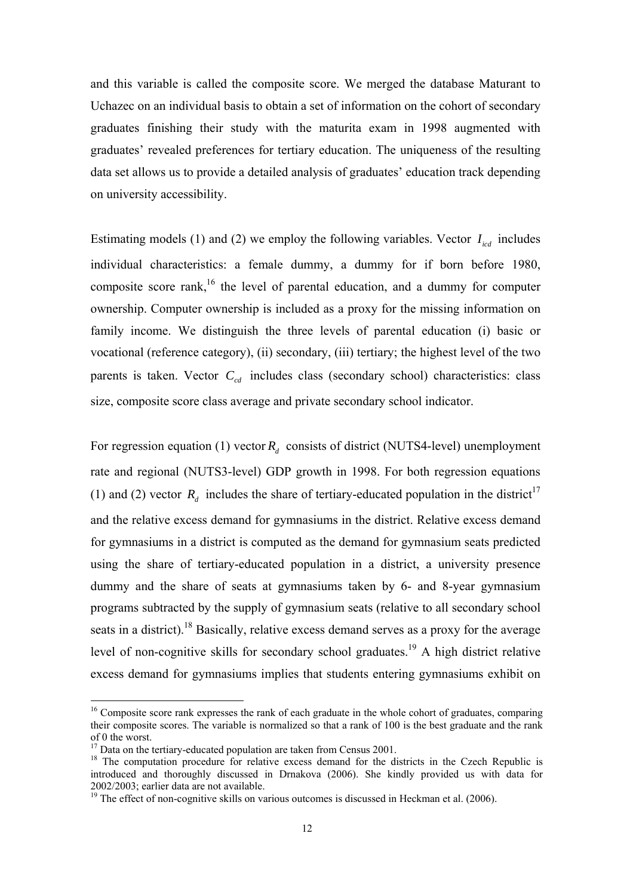and this variable is called the composite score. We merged the database Maturant to Uchazec on an individual basis to obtain a set of information on the cohort of secondary graduates finishing their study with the maturita exam in 1998 augmented with graduates' revealed preferences for tertiary education. The uniqueness of the resulting data set allows us to provide a detailed analysis of graduates' education track depending on university accessibility.

Estimating models (1) and (2) we employ the following variables. Vector $I_{icd}$ includes individual characteristics: a female dummy, a dummy for if born before 1980, composite score rank,[16] the level of parental education, and a dummy for computer ownership. Computer ownership is included as a proxy for the missing information on family income. We distinguish the three levels of parental education (i) basic or vocational (reference category), (ii) secondary, (iii) tertiary; the highest level of the two parents is taken. Vector $C_{cd}$ includes class (secondary school) characteristics: class size, composite score class average and private secondary school indicator.

For regression equation (1) vector $R_d$ consists of district (NUTS4-level) unemployment rate and regional (NUTS3-level) GDP growth in 1998. For both regression equations (1) and (2) vector $R_d$ includes the share of tertiary-educated population in the district[17] and the relative excess demand for gymnasiums in the district. Relative excess demand for gymnasiums in a district is computed as the demand for gymnasium seats predicted using the share of tertiary-educated population in a district, a university presence dummy and the share of seats at gymnasiums taken by 6- and 8-year gymnasium programs subtracted by the supply of gymnasium seats (relative to all secondary school seats in a district).[18] Basically, relative excess demand serves as a proxy for the average level of non-cognitive skills for secondary school graduates.[19] A high district relative excess demand for gymnasiums implies that students entering gymnasiums exhibit on

---

[16] Composite score rank expresses the rank of each graduate in the whole cohort of graduates, comparing their composite scores. The variable is normalized so that a rank of 100 is the best graduate and the rank of 0 the worst.

[17] Data on the tertiary-educated population are taken from Census 2001.

[18] The computation procedure for relative excess demand for the districts in the Czech Republic is introduced and thoroughly discussed in Drnakova (2006). She kindly provided us with data for 2002/2003; earlier data are not available.

[19] The effect of non-cognitive skills on various outcomes is discussed in Heckman et al. (2006).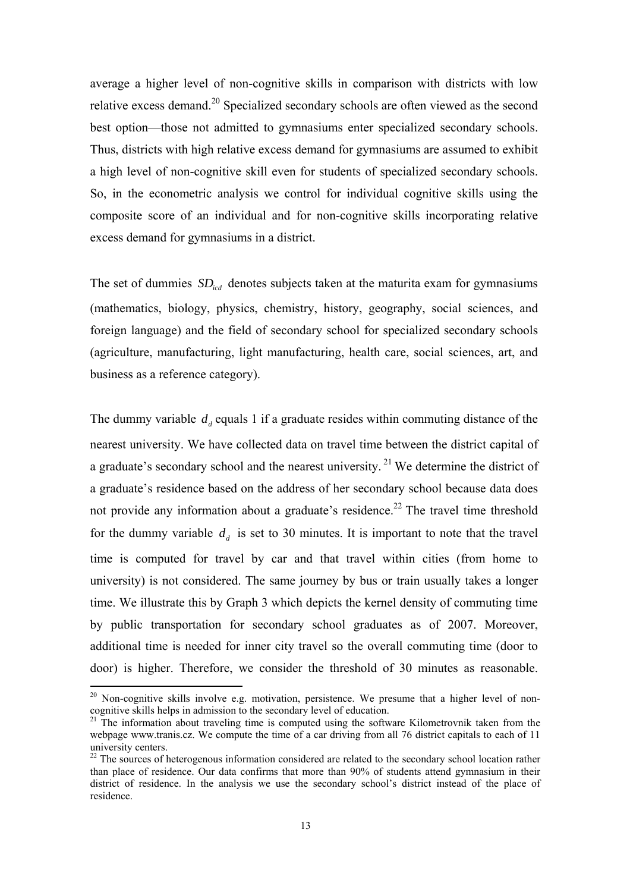average a higher level of non-cognitive skills in comparison with districts with low relative excess demand.[20] Specialized secondary schools are often viewed as the second best option—those not admitted to gymnasiums enter specialized secondary schools. Thus, districts with high relative excess demand for gymnasiums are assumed to exhibit a high level of non-cognitive skill even for students of specialized secondary schools. So, in the econometric analysis we control for individual cognitive skills using the composite score of an individual and for non-cognitive skills incorporating relative excess demand for gymnasiums in a district.

The set of dummies $SD_{icd}$ denotes subjects taken at the maturita exam for gymnasiums (mathematics, biology, physics, chemistry, history, geography, social sciences, and foreign language) and the field of secondary school for specialized secondary schools (agriculture, manufacturing, light manufacturing, health care, social sciences, art, and business as a reference category).

The dummy variable $d_d$ equals 1 if a graduate resides within commuting distance of the nearest university. We have collected data on travel time between the district capital of a graduate's secondary school and the nearest university.[21] We determine the district of a graduate's residence based on the address of her secondary school because data does not provide any information about a graduate's residence.[22] The travel time threshold for the dummy variable $d_d$ is set to 30 minutes. It is important to note that the travel time is computed for travel by car and that travel within cities (from home to university) is not considered. The same journey by bus or train usually takes a longer time. We illustrate this by Graph 3 which depicts the kernel density of commuting time by public transportation for secondary school graduates as of 2007. Moreover, additional time is needed for inner city travel so the overall commuting time (door to door) is higher. Therefore, we consider the threshold of 30 minutes as reasonable.

---

[20] Non-cognitive skills involve e.g. motivation, persistence. We presume that a higher level of non-cognitive skills helps in admission to the secondary level of education.

[21] The information about traveling time is computed using the software Kilometrovnik taken from the webpage www.tranis.cz. We compute the time of a car driving from all 76 district capitals to each of 11 university centers.

[22] The sources of heterogenous information considered are related to the secondary school location rather than place of residence. Our data confirms that more than 90% of students attend gymnasium in their district of residence. In the analysis we use the secondary school's district instead of the place of residence.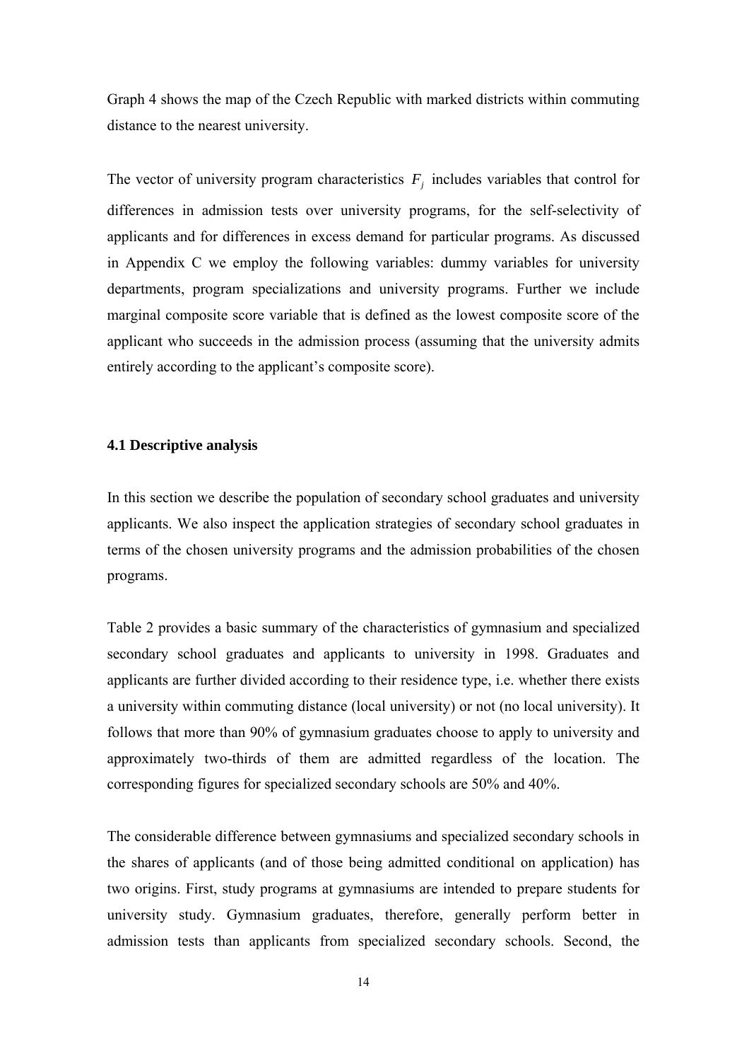Graph 4 shows the map of the Czech Republic with marked districts within commuting distance to the nearest university.

The vector of university program characteristics $F_j$ includes variables that control for differences in admission tests over university programs, for the self-selectivity of applicants and for differences in excess demand for particular programs. As discussed in Appendix C we employ the following variables: dummy variables for university departments, program specializations and university programs. Further we include marginal composite score variable that is defined as the lowest composite score of the applicant who succeeds in the admission process (assuming that the university admits entirely according to the applicant's composite score).

### 4.1 Descriptive analysis

In this section we describe the population of secondary school graduates and university applicants. We also inspect the application strategies of secondary school graduates in terms of the chosen university programs and the admission probabilities of the chosen programs.

Table 2 provides a basic summary of the characteristics of gymnasium and specialized secondary school graduates and applicants to university in 1998. Graduates and applicants are further divided according to their residence type, i.e. whether there exists a university within commuting distance (local university) or not (no local university). It follows that more than 90% of gymnasium graduates choose to apply to university and approximately two-thirds of them are admitted regardless of the location. The corresponding figures for specialized secondary schools are 50% and 40%.

The considerable difference between gymnasiums and specialized secondary schools in the shares of applicants (and of those being admitted conditional on application) has two origins. First, study programs at gymnasiums are intended to prepare students for university study. Gymnasium graduates, therefore, generally perform better in admission tests than applicants from specialized secondary schools. Second, the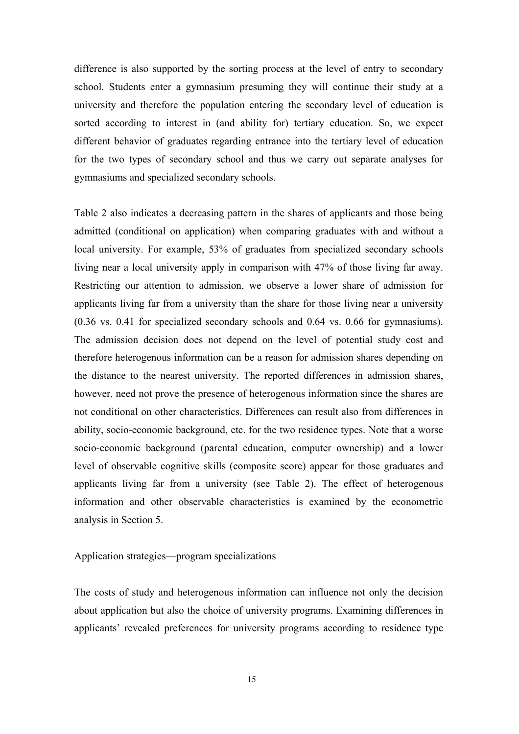difference is also supported by the sorting process at the level of entry to secondary school. Students enter a gymnasium presuming they will continue their study at a university and therefore the population entering the secondary level of education is sorted according to interest in (and ability for) tertiary education. So, we expect different behavior of graduates regarding entrance into the tertiary level of education for the two types of secondary school and thus we carry out separate analyses for gymnasiums and specialized secondary schools.

Table 2 also indicates a decreasing pattern in the shares of applicants and those being admitted (conditional on application) when comparing graduates with and without a local university. For example, 53% of graduates from specialized secondary schools living near a local university apply in comparison with 47% of those living far away. Restricting our attention to admission, we observe a lower share of admission for applicants living far from a university than the share for those living near a university (0.36 vs. 0.41 for specialized secondary schools and 0.64 vs. 0.66 for gymnasiums). The admission decision does not depend on the level of potential study cost and therefore heterogenous information can be a reason for admission shares depending on the distance to the nearest university. The reported differences in admission shares, however, need not prove the presence of heterogenous information since the shares are not conditional on other characteristics. Differences can result also from differences in ability, socio-economic background, etc. for the two residence types. Note that a worse socio-economic background (parental education, computer ownership) and a lower level of observable cognitive skills (composite score) appear for those graduates and applicants living far from a university (see Table 2). The effect of heterogenous information and other observable characteristics is examined by the econometric analysis in Section 5.

Application strategies—program specializations

The costs of study and heterogenous information can influence not only the decision about application but also the choice of university programs. Examining differences in applicants' revealed preferences for university programs according to residence type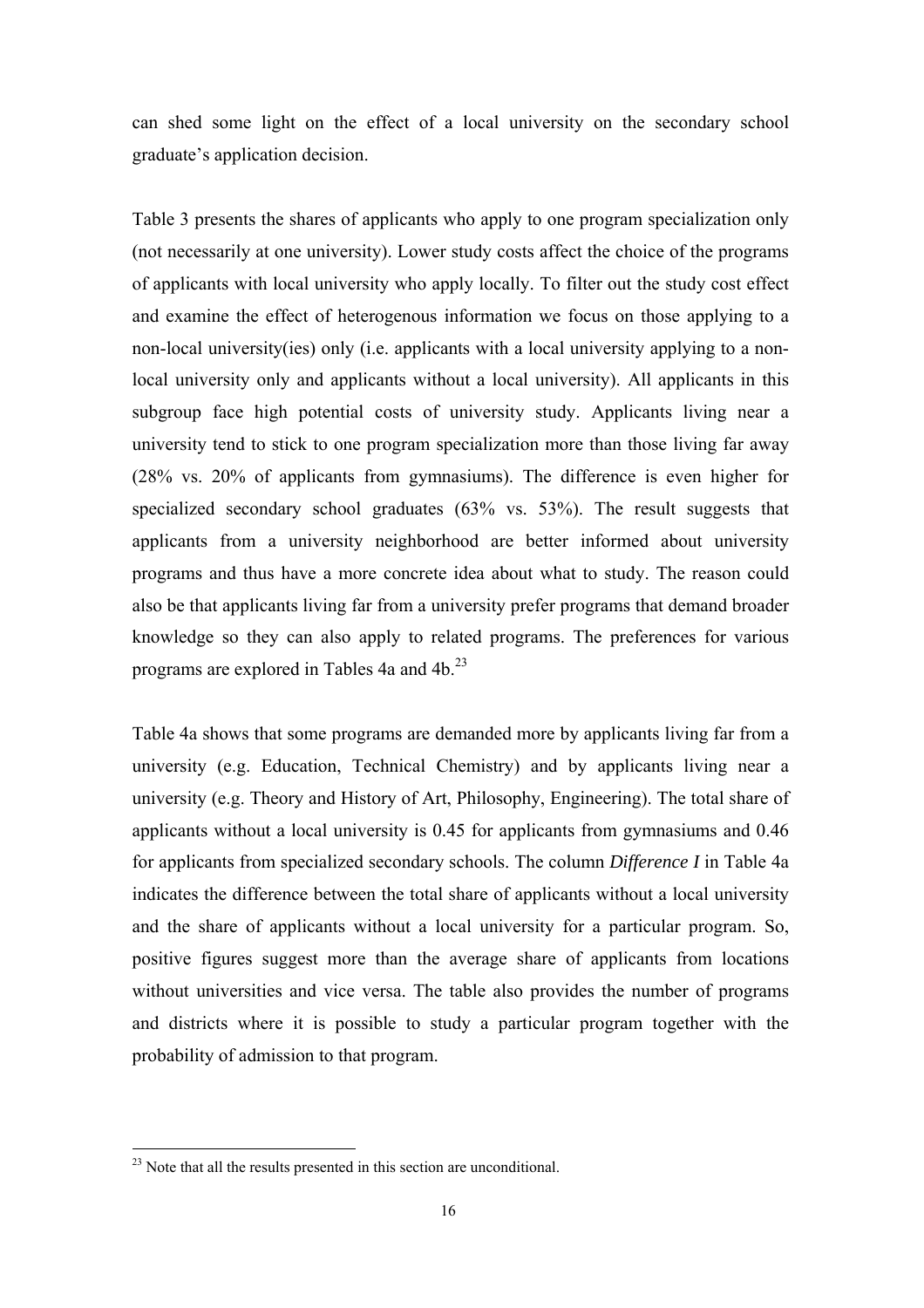can shed some light on the effect of a local university on the secondary school graduate's application decision.

Table 3 presents the shares of applicants who apply to one program specialization only (not necessarily at one university). Lower study costs affect the choice of the programs of applicants with local university who apply locally. To filter out the study cost effect and examine the effect of heterogenous information we focus on those applying to a non-local university(ies) only (i.e. applicants with a local university applying to a non-local university only and applicants without a local university). All applicants in this subgroup face high potential costs of university study. Applicants living near a university tend to stick to one program specialization more than those living far away (28% vs. 20% of applicants from gymnasiums). The difference is even higher for specialized secondary school graduates (63% vs. 53%). The result suggests that applicants from a university neighborhood are better informed about university programs and thus have a more concrete idea about what to study. The reason could also be that applicants living far from a university prefer programs that demand broader knowledge so they can also apply to related programs. The preferences for various programs are explored in Tables 4a and 4b.[23]

Table 4a shows that some programs are demanded more by applicants living far from a university (e.g. Education, Technical Chemistry) and by applicants living near a university (e.g. Theory and History of Art, Philosophy, Engineering). The total share of applicants without a local university is 0.45 for applicants from gymnasiums and 0.46 for applicants from specialized secondary schools. The column *Difference I* in Table 4a indicates the difference between the total share of applicants without a local university and the share of applicants without a local university for a particular program. So, positive figures suggest more than the average share of applicants from locations without universities and vice versa. The table also provides the number of programs and districts where it is possible to study a particular program together with the probability of admission to that program.

[23] Note that all the results presented in this section are unconditional.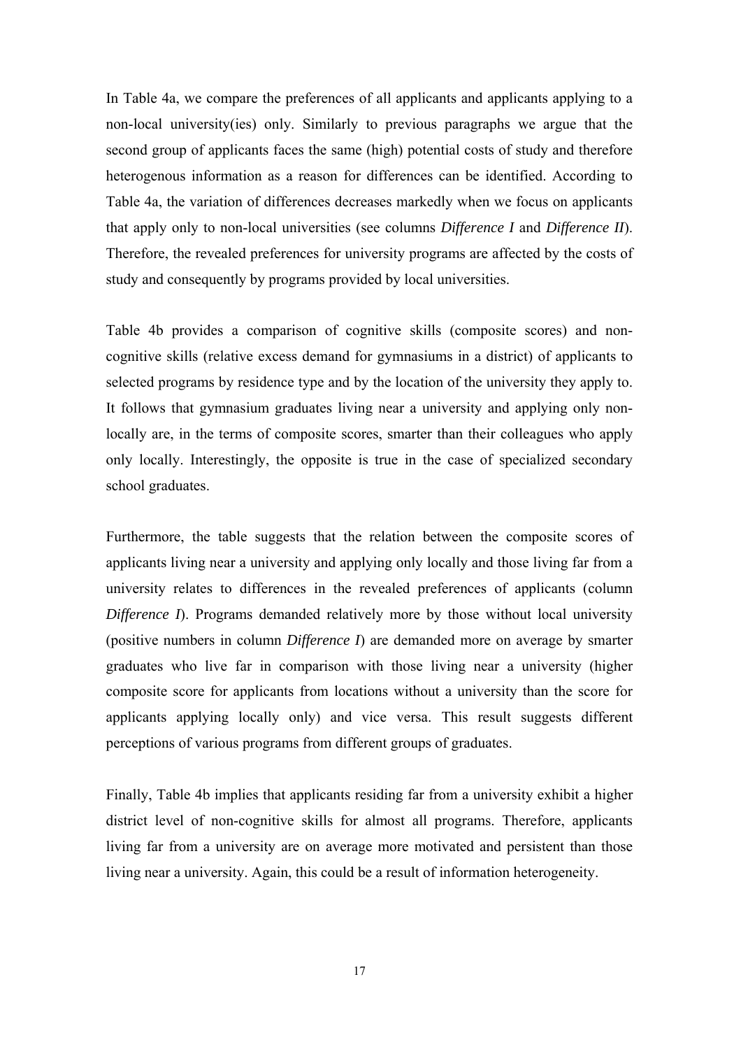In Table 4a, we compare the preferences of all applicants and applicants applying to a non-local university(ies) only. Similarly to previous paragraphs we argue that the second group of applicants faces the same (high) potential costs of study and therefore heterogenous information as a reason for differences can be identified. According to Table 4a, the variation of differences decreases markedly when we focus on applicants that apply only to non-local universities (see columns *Difference I* and *Difference II*). Therefore, the revealed preferences for university programs are affected by the costs of study and consequently by programs provided by local universities.

Table 4b provides a comparison of cognitive skills (composite scores) and non-cognitive skills (relative excess demand for gymnasiums in a district) of applicants to selected programs by residence type and by the location of the university they apply to. It follows that gymnasium graduates living near a university and applying only non-locally are, in the terms of composite scores, smarter than their colleagues who apply only locally. Interestingly, the opposite is true in the case of specialized secondary school graduates.

Furthermore, the table suggests that the relation between the composite scores of applicants living near a university and applying only locally and those living far from a university relates to differences in the revealed preferences of applicants (column *Difference I*). Programs demanded relatively more by those without local university (positive numbers in column *Difference I*) are demanded more on average by smarter graduates who live far in comparison with those living near a university (higher composite score for applicants from locations without a university than the score for applicants applying locally only) and vice versa. This result suggests different perceptions of various programs from different groups of graduates.

Finally, Table 4b implies that applicants residing far from a university exhibit a higher district level of non-cognitive skills for almost all programs. Therefore, applicants living far from a university are on average more motivated and persistent than those living near a university. Again, this could be a result of information heterogeneity.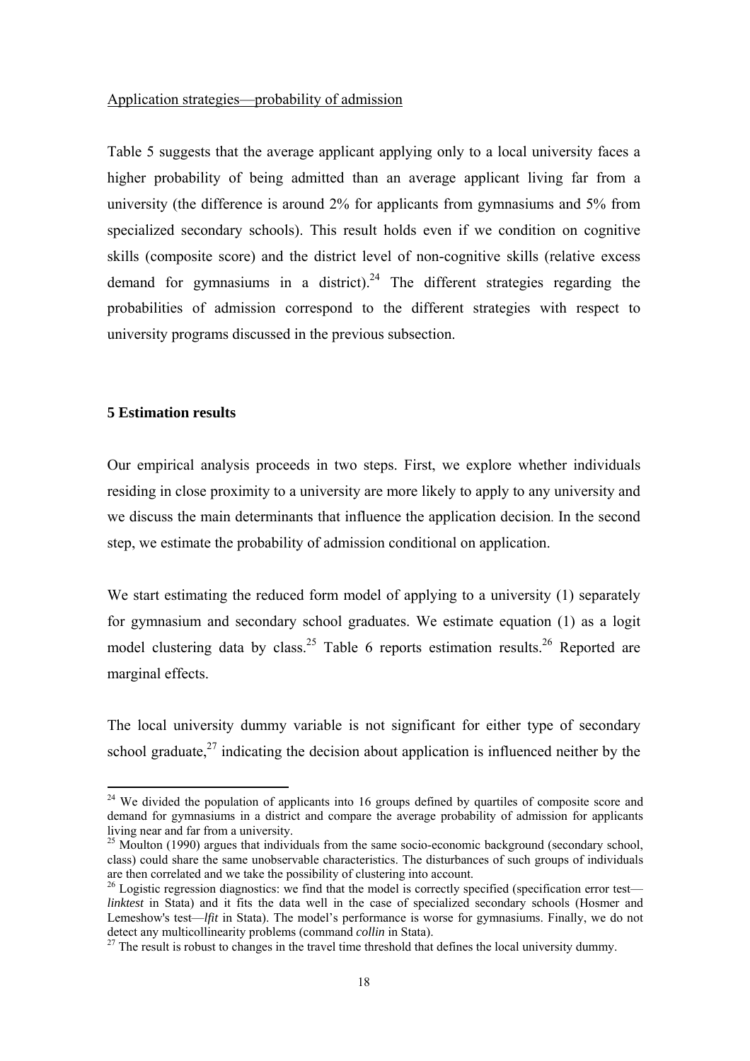Application strategies—probability of admission

Table 5 suggests that the average applicant applying only to a local university faces a higher probability of being admitted than an average applicant living far from a university (the difference is around 2% for applicants from gymnasiums and 5% from specialized secondary schools). This result holds even if we condition on cognitive skills (composite score) and the district level of non-cognitive skills (relative excess demand for gymnasiums in a district).[24] The different strategies regarding the probabilities of admission correspond to the different strategies with respect to university programs discussed in the previous subsection.

### 5 Estimation results

Our empirical analysis proceeds in two steps. First, we explore whether individuals residing in close proximity to a university are more likely to apply to any university and we discuss the main determinants that influence the application decision. In the second step, we estimate the probability of admission conditional on application.

We start estimating the reduced form model of applying to a university (1) separately for gymnasium and secondary school graduates. We estimate equation (1) as a logit model clustering data by class.[25] Table 6 reports estimation results.[26] Reported are marginal effects.

The local university dummy variable is not significant for either type of secondary school graduate,[27] indicating the decision about application is influenced neither by the

---

[24] We divided the population of applicants into 16 groups defined by quartiles of composite score and demand for gymnasiums in a district and compare the average probability of admission for applicants living near and far from a university.

[25] Moulton (1990) argues that individuals from the same socio-economic background (secondary school, class) could share the same unobservable characteristics. The disturbances of such groups of individuals are then correlated and we take the possibility of clustering into account.

[26] Logistic regression diagnostics: we find that the model is correctly specified (specification error test—*linktest* in Stata) and it fits the data well in the case of specialized secondary schools (Hosmer and Lemeshow's test—*lfit* in Stata). The model's performance is worse for gymnasiums. Finally, we do not detect any multicollinearity problems (command *collin* in Stata).

[27] The result is robust to changes in the travel time threshold that defines the local university dummy.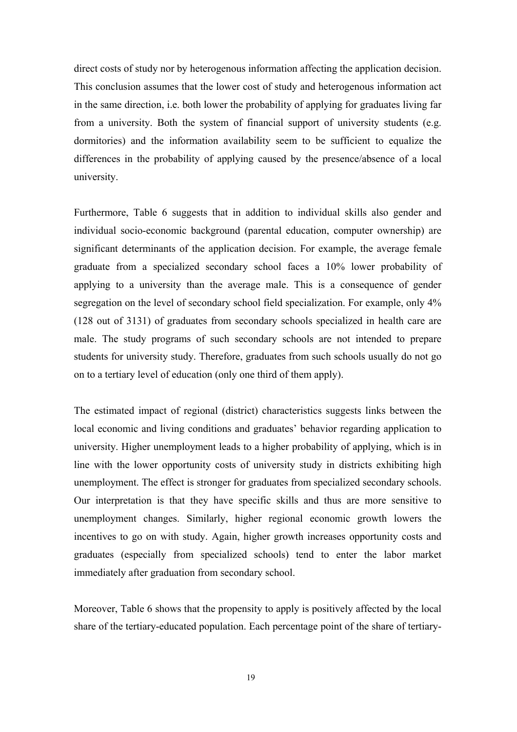direct costs of study nor by heterogenous information affecting the application decision. This conclusion assumes that the lower cost of study and heterogenous information act in the same direction, i.e. both lower the probability of applying for graduates living far from a university. Both the system of financial support of university students (e.g. dormitories) and the information availability seem to be sufficient to equalize the differences in the probability of applying caused by the presence/absence of a local university.

Furthermore, Table 6 suggests that in addition to individual skills also gender and individual socio-economic background (parental education, computer ownership) are significant determinants of the application decision. For example, the average female graduate from a specialized secondary school faces a 10% lower probability of applying to a university than the average male. This is a consequence of gender segregation on the level of secondary school field specialization. For example, only 4% (128 out of 3131) of graduates from secondary schools specialized in health care are male. The study programs of such secondary schools are not intended to prepare students for university study. Therefore, graduates from such schools usually do not go on to a tertiary level of education (only one third of them apply).

The estimated impact of regional (district) characteristics suggests links between the local economic and living conditions and graduates' behavior regarding application to university. Higher unemployment leads to a higher probability of applying, which is in line with the lower opportunity costs of university study in districts exhibiting high unemployment. The effect is stronger for graduates from specialized secondary schools. Our interpretation is that they have specific skills and thus are more sensitive to unemployment changes. Similarly, higher regional economic growth lowers the incentives to go on with study. Again, higher growth increases opportunity costs and graduates (especially from specialized schools) tend to enter the labor market immediately after graduation from secondary school.

Moreover, Table 6 shows that the propensity to apply is positively affected by the local share of the tertiary-educated population. Each percentage point of the share of tertiary-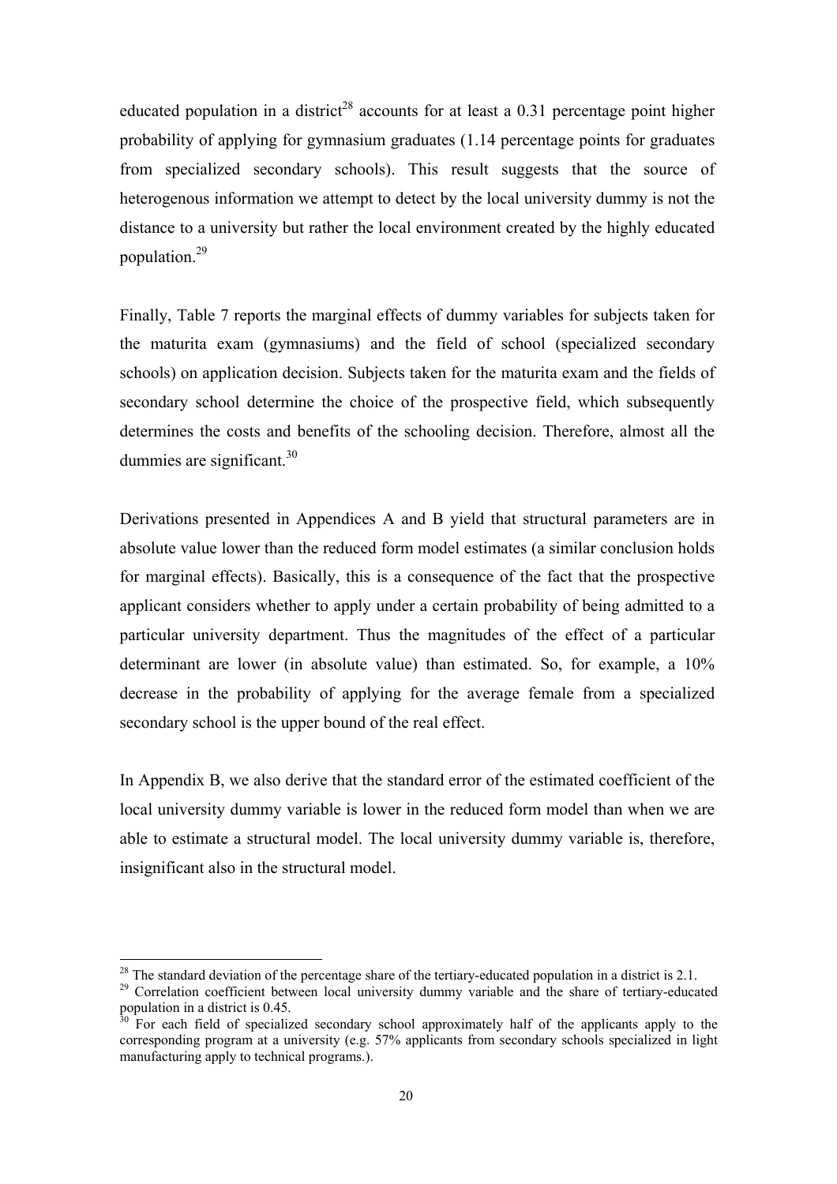educated population in a district[28] accounts for at least a 0.31 percentage point higher probability of applying for gymnasium graduates (1.14 percentage points for graduates from specialized secondary schools). This result suggests that the source of heterogenous information we attempt to detect by the local university dummy is not the distance to a university but rather the local environment created by the highly educated population.[29]

Finally, Table 7 reports the marginal effects of dummy variables for subjects taken for the maturita exam (gymnasiums) and the field of school (specialized secondary schools) on application decision. Subjects taken for the maturita exam and the fields of secondary school determine the choice of the prospective field, which subsequently determines the costs and benefits of the schooling decision. Therefore, almost all the dummies are significant.[30]

Derivations presented in Appendices A and B yield that structural parameters are in absolute value lower than the reduced form model estimates (a similar conclusion holds for marginal effects). Basically, this is a consequence of the fact that the prospective applicant considers whether to apply under a certain probability of being admitted to a particular university department. Thus the magnitudes of the effect of a particular determinant are lower (in absolute value) than estimated. So, for example, a 10% decrease in the probability of applying for the average female from a specialized secondary school is the upper bound of the real effect.

In Appendix B, we also derive that the standard error of the estimated coefficient of the local university dummy variable is lower in the reduced form model than when we are able to estimate a structural model. The local university dummy variable is, therefore, insignificant also in the structural model.

---

[28] The standard deviation of the percentage share of the tertiary-educated population in a district is 2.1.

[29] Correlation coefficient between local university dummy variable and the share of tertiary-educated population in a district is 0.45.

[30] For each field of specialized secondary school approximately half of the applicants apply to the corresponding program at a university (e.g. 57% applicants from secondary schools specialized in light manufacturing apply to technical programs.).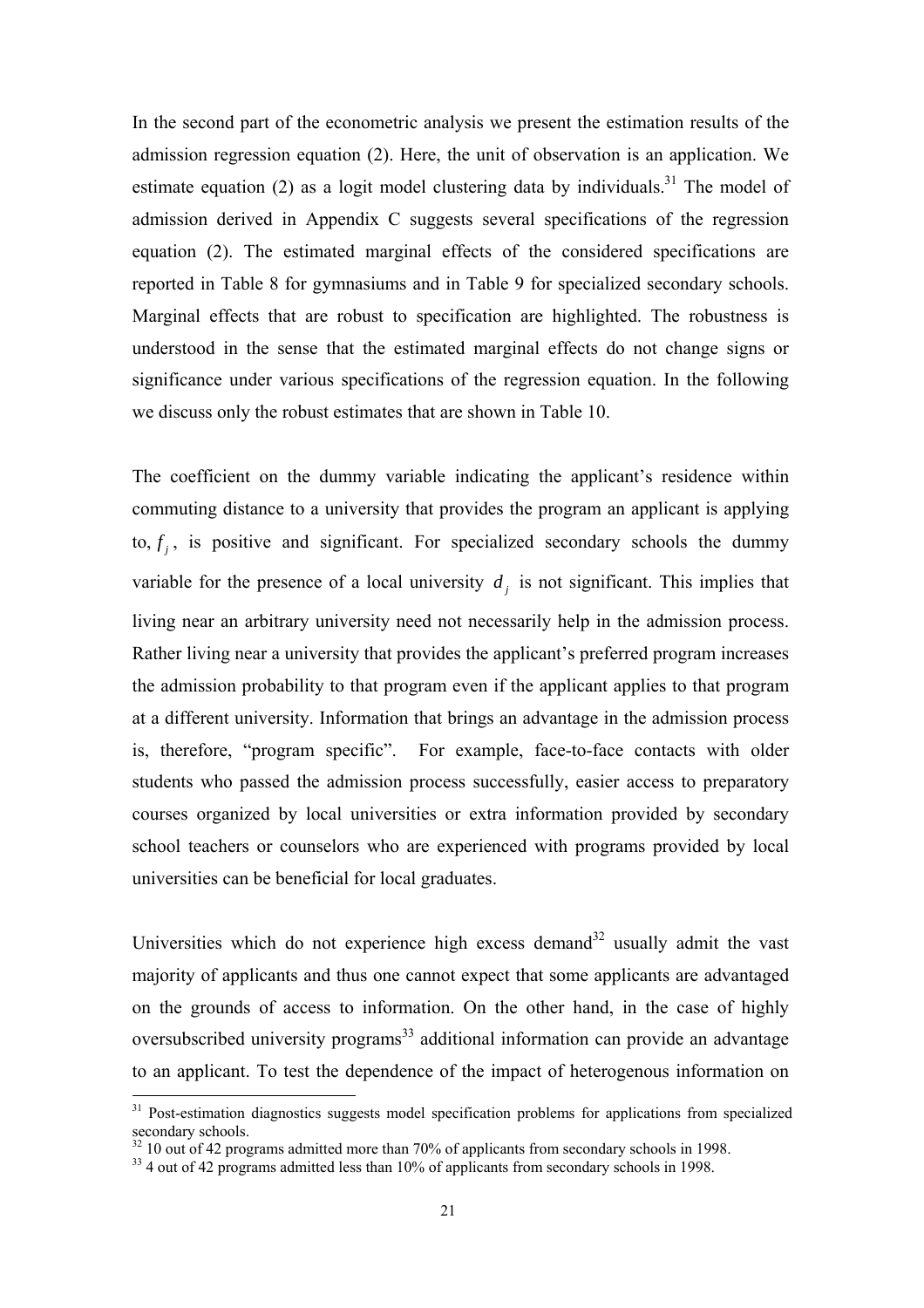In the second part of the econometric analysis we present the estimation results of the admission regression equation (2). Here, the unit of observation is an application. We estimate equation (2) as a logit model clustering data by individuals.[31] The model of admission derived in Appendix C suggests several specifications of the regression equation (2). The estimated marginal effects of the considered specifications are reported in Table 8 for gymnasiums and in Table 9 for specialized secondary schools. Marginal effects that are robust to specification are highlighted. The robustness is understood in the sense that the estimated marginal effects do not change signs or significance under various specifications of the regression equation. In the following we discuss only the robust estimates that are shown in Table 10.

The coefficient on the dummy variable indicating the applicant's residence within commuting distance to a university that provides the program an applicant is applying to, $f_j$, is positive and significant. For specialized secondary schools the dummy variable for the presence of a local university $d_j$ is not significant. This implies that living near an arbitrary university need not necessarily help in the admission process. Rather living near a university that provides the applicant's preferred program increases the admission probability to that program even if the applicant applies to that program at a different university. Information that brings an advantage in the admission process is, therefore, "program specific". For example, face-to-face contacts with older students who passed the admission process successfully, easier access to preparatory courses organized by local universities or extra information provided by secondary school teachers or counselors who are experienced with programs provided by local universities can be beneficial for local graduates.

Universities which do not experience high excess demand[32] usually admit the vast majority of applicants and thus one cannot expect that some applicants are advantaged on the grounds of access to information. On the other hand, in the case of highly oversubscribed university programs[33] additional information can provide an advantage to an applicant. To test the dependence of the impact of heterogenous information on

[31] Post-estimation diagnostics suggests model specification problems for applications from specialized secondary schools.

[32] 10 out of 42 programs admitted more than 70% of applicants from secondary schools in 1998.

[33] 4 out of 42 programs admitted less than 10% of applicants from secondary schools in 1998.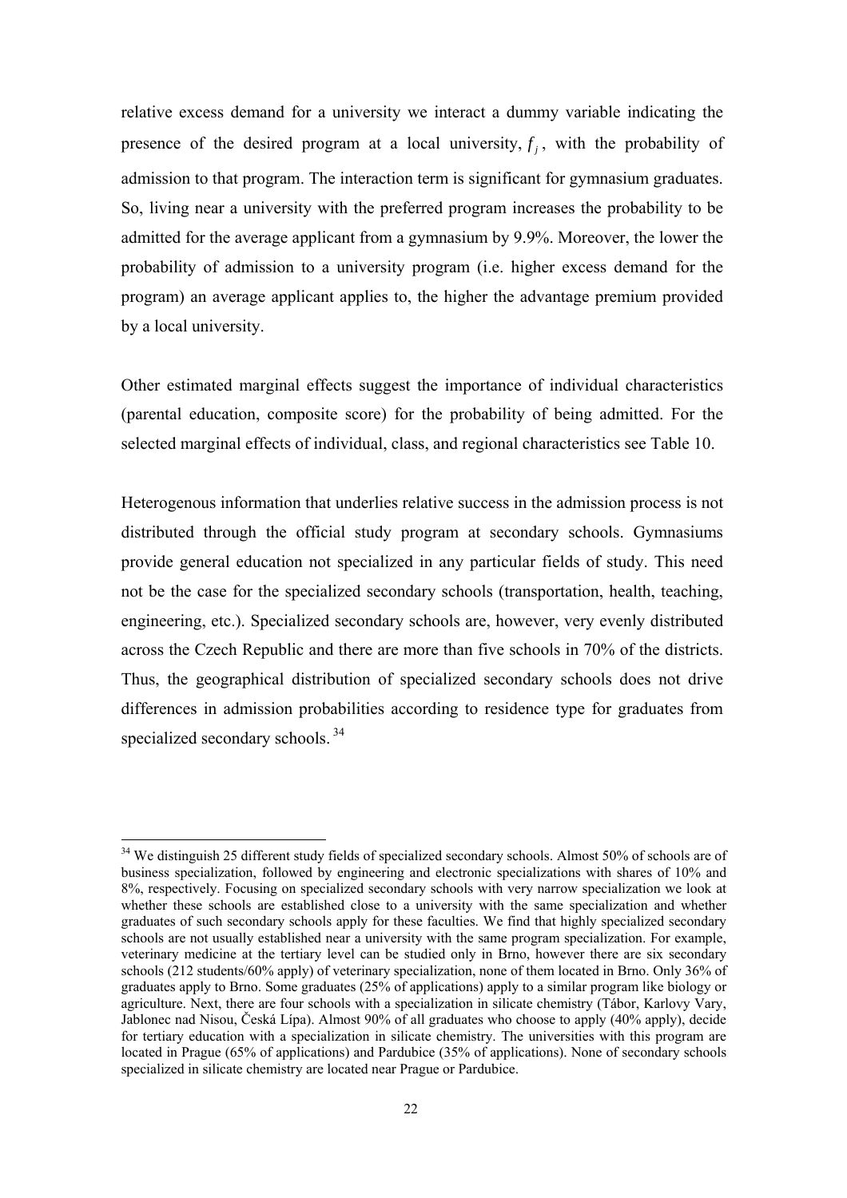relative excess demand for a university we interact a dummy variable indicating the presence of the desired program at a local university, $f_j$, with the probability of admission to that program. The interaction term is significant for gymnasium graduates. So, living near a university with the preferred program increases the probability to be admitted for the average applicant from a gymnasium by 9.9%. Moreover, the lower the probability of admission to a university program (i.e. higher excess demand for the program) an average applicant applies to, the higher the advantage premium provided by a local university.

Other estimated marginal effects suggest the importance of individual characteristics (parental education, composite score) for the probability of being admitted. For the selected marginal effects of individual, class, and regional characteristics see Table 10.

Heterogenous information that underlies relative success in the admission process is not distributed through the official study program at secondary schools. Gymnasiums provide general education not specialized in any particular fields of study. This need not be the case for the specialized secondary schools (transportation, health, teaching, engineering, etc.). Specialized secondary schools are, however, very evenly distributed across the Czech Republic and there are more than five schools in 70% of the districts. Thus, the geographical distribution of specialized secondary schools does not drive differences in admission probabilities according to residence type for graduates from specialized secondary schools. [34]

[34] We distinguish 25 different study fields of specialized secondary schools. Almost 50% of schools are of business specialization, followed by engineering and electronic specializations with shares of 10% and 8%, respectively. Focusing on specialized secondary schools with very narrow specialization we look at whether these schools are established close to a university with the same specialization and whether graduates of such secondary schools apply for these faculties. We find that highly specialized secondary schools are not usually established near a university with the same program specialization. For example, veterinary medicine at the tertiary level can be studied only in Brno, however there are six secondary schools (212 students/60% apply) of veterinary specialization, none of them located in Brno. Only 36% of graduates apply to Brno. Some graduates (25% of applications) apply to a similar program like biology or agriculture. Next, there are four schools with a specialization in silicate chemistry (Tábor, Karlovy Vary, Jablonec nad Nisou, Česká Lípa). Almost 90% of all graduates who choose to apply (40% apply), decide for tertiary education with a specialization in silicate chemistry. The universities with this program are located in Prague (65% of applications) and Pardubice (35% of applications). None of secondary schools specialized in silicate chemistry are located near Prague or Pardubice.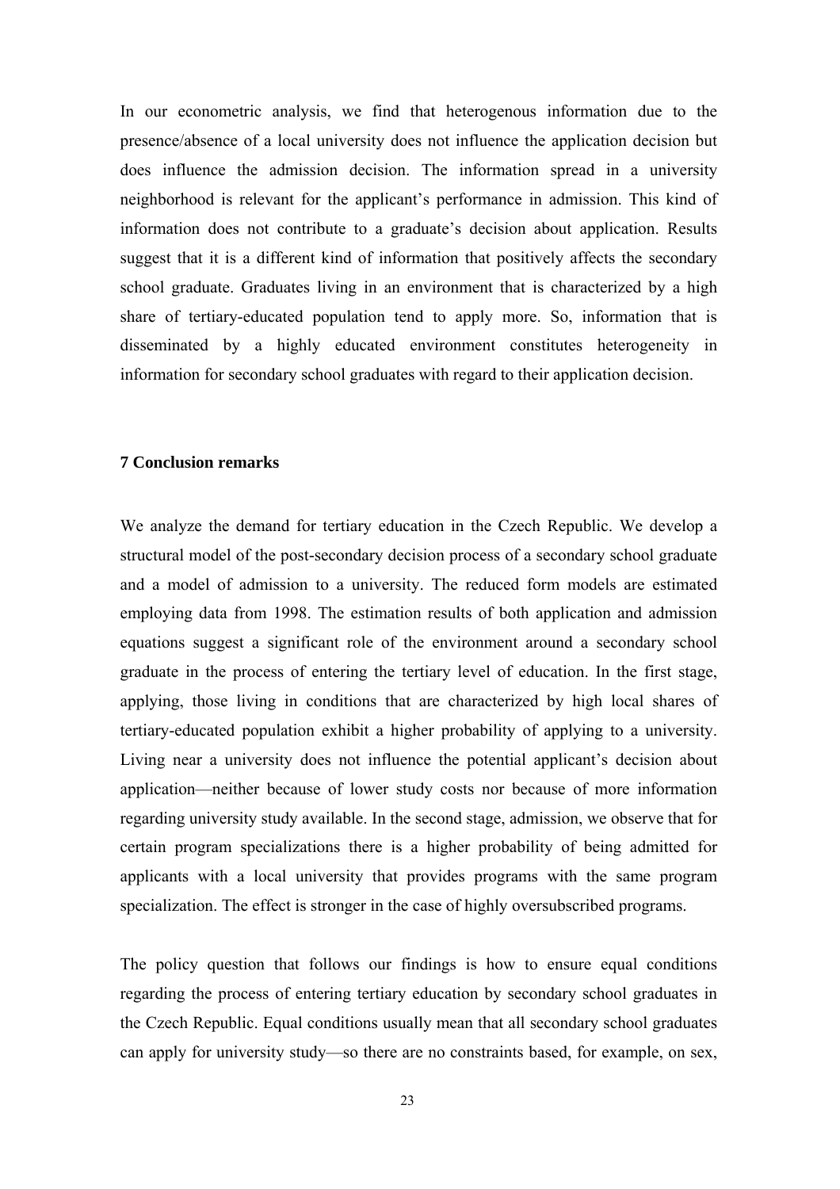In our econometric analysis, we find that heterogenous information due to the presence/absence of a local university does not influence the application decision but does influence the admission decision. The information spread in a university neighborhood is relevant for the applicant's performance in admission. This kind of information does not contribute to a graduate's decision about application. Results suggest that it is a different kind of information that positively affects the secondary school graduate. Graduates living in an environment that is characterized by a high share of tertiary-educated population tend to apply more. So, information that is disseminated by a highly educated environment constitutes heterogeneity in information for secondary school graduates with regard to their application decision.

### 7 Conclusion remarks

We analyze the demand for tertiary education in the Czech Republic. We develop a structural model of the post-secondary decision process of a secondary school graduate and a model of admission to a university. The reduced form models are estimated employing data from 1998. The estimation results of both application and admission equations suggest a significant role of the environment around a secondary school graduate in the process of entering the tertiary level of education. In the first stage, applying, those living in conditions that are characterized by high local shares of tertiary-educated population exhibit a higher probability of applying to a university. Living near a university does not influence the potential applicant's decision about application—neither because of lower study costs nor because of more information regarding university study available. In the second stage, admission, we observe that for certain program specializations there is a higher probability of being admitted for applicants with a local university that provides programs with the same program specialization. The effect is stronger in the case of highly oversubscribed programs.

The policy question that follows our findings is how to ensure equal conditions regarding the process of entering tertiary education by secondary school graduates in the Czech Republic. Equal conditions usually mean that all secondary school graduates can apply for university study—so there are no constraints based, for example, on sex,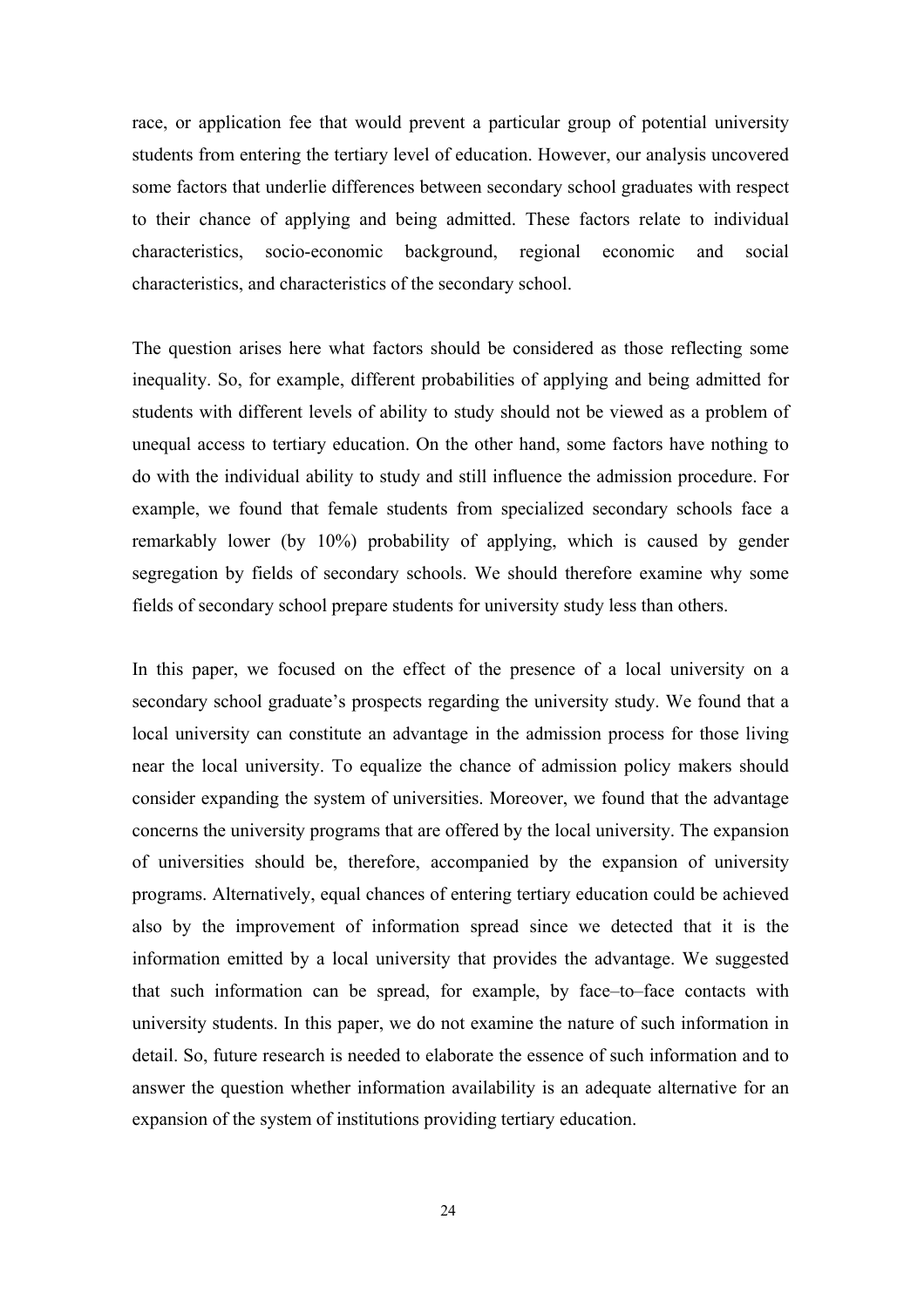race, or application fee that would prevent a particular group of potential university students from entering the tertiary level of education. However, our analysis uncovered some factors that underlie differences between secondary school graduates with respect to their chance of applying and being admitted. These factors relate to individual characteristics, socio-economic background, regional economic and social characteristics, and characteristics of the secondary school.

The question arises here what factors should be considered as those reflecting some inequality. So, for example, different probabilities of applying and being admitted for students with different levels of ability to study should not be viewed as a problem of unequal access to tertiary education. On the other hand, some factors have nothing to do with the individual ability to study and still influence the admission procedure. For example, we found that female students from specialized secondary schools face a remarkably lower (by 10%) probability of applying, which is caused by gender segregation by fields of secondary schools. We should therefore examine why some fields of secondary school prepare students for university study less than others.

In this paper, we focused on the effect of the presence of a local university on a secondary school graduate's prospects regarding the university study. We found that a local university can constitute an advantage in the admission process for those living near the local university. To equalize the chance of admission policy makers should consider expanding the system of universities. Moreover, we found that the advantage concerns the university programs that are offered by the local university. The expansion of universities should be, therefore, accompanied by the expansion of university programs. Alternatively, equal chances of entering tertiary education could be achieved also by the improvement of information spread since we detected that it is the information emitted by a local university that provides the advantage. We suggested that such information can be spread, for example, by face–to–face contacts with university students. In this paper, we do not examine the nature of such information in detail. So, future research is needed to elaborate the essence of such information and to answer the question whether information availability is an adequate alternative for an expansion of the system of institutions providing tertiary education.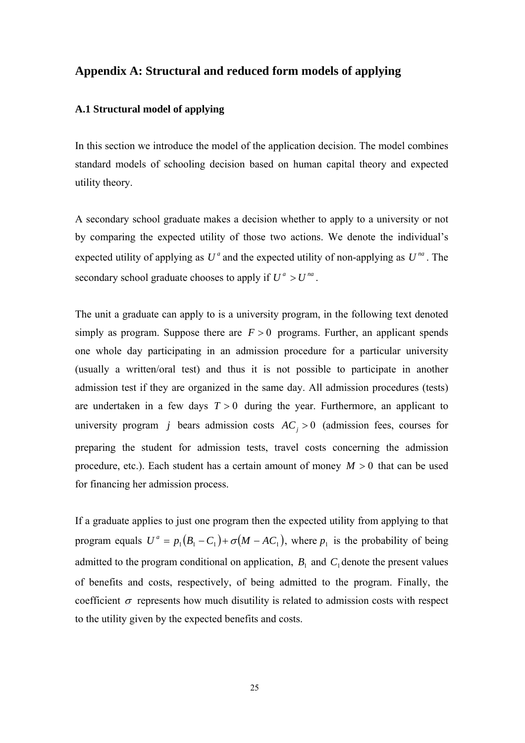## Appendix A: Structural and reduced form models of applying

### A.1 Structural model of applying

In this section we introduce the model of the application decision. The model combines standard models of schooling decision based on human capital theory and expected utility theory.

A secondary school graduate makes a decision whether to apply to a university or not by comparing the expected utility of those two actions. We denote the individual's expected utility of applying as $U^a$ and the expected utility of non-applying as $U^{na}$. The secondary school graduate chooses to apply if $U^a > U^{na}$.

The unit a graduate can apply to is a university program, in the following text denoted simply as program. Suppose there are $F > 0$ programs. Further, an applicant spends one whole day participating in an admission procedure for a particular university (usually a written/oral test) and thus it is not possible to participate in another admission test if they are organized in the same day. All admission procedures (tests) are undertaken in a few days $T > 0$ during the year. Furthermore, an applicant to university program $j$ bears admission costs $AC_j > 0$ (admission fees, courses for preparing the student for admission tests, travel costs concerning the admission procedure, etc.). Each student has a certain amount of money $M > 0$ that can be used for financing her admission process.

If a graduate applies to just one program then the expected utility from applying to that program equals $U^a = p_1(B_1 - C_1) + \sigma(M - AC_1)$, where $p_1$ is the probability of being admitted to the program conditional on application, $B_1$ and $C_1$ denote the present values of benefits and costs, respectively, of being admitted to the program. Finally, the coefficient $\sigma$ represents how much disutility is related to admission costs with respect to the utility given by the expected benefits and costs.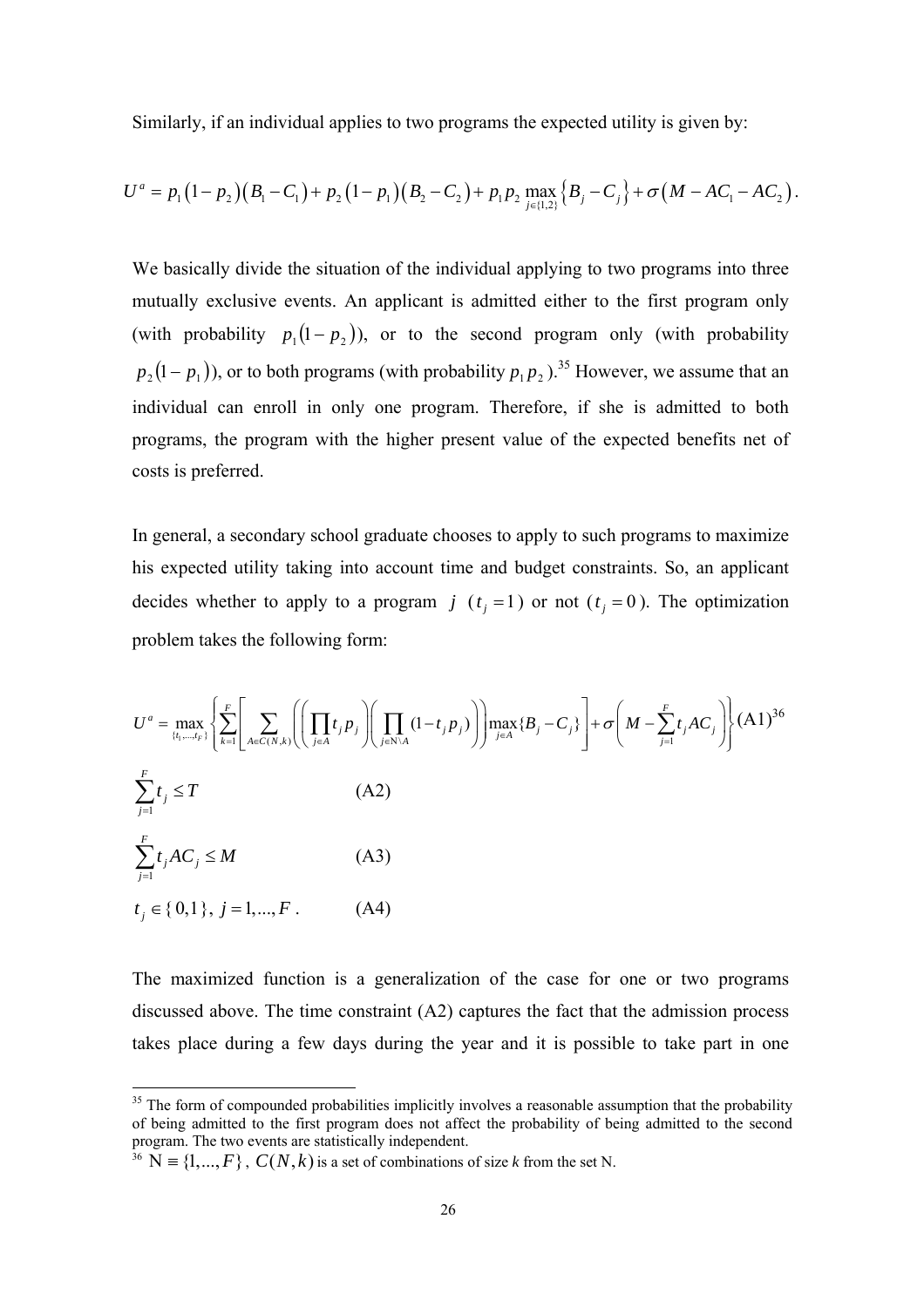Similarly, if an individual applies to two programs the expected utility is given by:

$$U^a = p_1\left(1-p_2\right)\left(B_1 - C_1\right) + p_2\left(1-p_1\right)\left(B_2 - C_2\right) + p_1 p_2 \max_{j\in\{1,2\}}\left\{B_j - C_j\right\} + \sigma\left(M - AC_1 - AC_2\right).$$

We basically divide the situation of the individual applying to two programs into three mutually exclusive events. An applicant is admitted either to the first program only (with probability $p_1(1-p_2)$), or to the second program only (with probability $p_2(1-p_1)$), or to both programs (with probability $p_1 p_2$).[35] However, we assume that an individual can enroll in only one program. Therefore, if she is admitted to both programs, the program with the higher present value of the expected benefits net of costs is preferred.

In general, a secondary school graduate chooses to apply to such programs to maximize his expected utility taking into account time and budget constraints. So, an applicant decides whether to apply to a program $j$ ($t_j = 1$) or not ($t_j = 0$). The optimization problem takes the following form:

$$U^a = \max_{\{t_1,\ldots,t_F\}}\left\{\sum_{k=1}^{F}\left[\sum_{A\in C(N,k)}\left(\left(\prod_{j\in A} t_j p_j\right)\left(\prod_{j\in \mathrm{N}\setminus A}(1-t_j p_j)\right)\right)\max_{j\in A}\{B_j - C_j\}\right] + \sigma\left(M - \sum_{j=1}^{F} t_j AC_j\right)\right\} \quad \text{(A1)}^{36}$$

$$\sum_{j=1}^{F} t_j \le T \qquad \text{(A2)}$$

$$\sum_{j=1}^{F} t_j AC_j \le M \qquad \text{(A3)}$$

$$t_j \in \{0,1\},\ j = 1,\ldots,F. \qquad \text{(A4)}$$

The maximized function is a generalization of the case for one or two programs discussed above. The time constraint (A2) captures the fact that the admission process takes place during a few days during the year and it is possible to take part in one

---

[35] The form of compounded probabilities implicitly involves a reasonable assumption that the probability of being admitted to the first program does not affect the probability of being admitted to the second program. The two events are statistically independent.

[36] $\mathrm{N} \equiv \{1,\ldots,F\}$, $C(N,k)$ is a set of combinations of size *k* from the set N.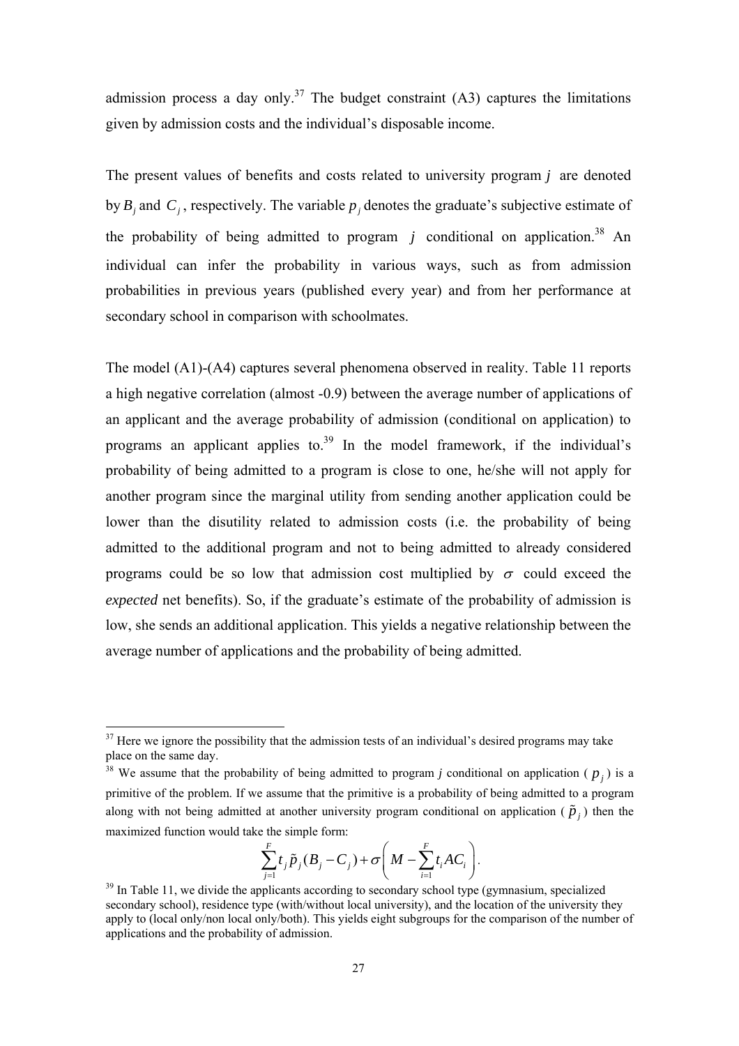admission process a day only.[37] The budget constraint (A3) captures the limitations given by admission costs and the individual's disposable income.

The present values of benefits and costs related to university program $j$ are denoted by $B_j$ and $C_j$, respectively. The variable $p_j$ denotes the graduate's subjective estimate of the probability of being admitted to program $j$ conditional on application.[38] An individual can infer the probability in various ways, such as from admission probabilities in previous years (published every year) and from her performance at secondary school in comparison with schoolmates.

The model (A1)-(A4) captures several phenomena observed in reality. Table 11 reports a high negative correlation (almost -0.9) between the average number of applications of an applicant and the average probability of admission (conditional on application) to programs an applicant applies to.[39] In the model framework, if the individual's probability of being admitted to a program is close to one, he/she will not apply for another program since the marginal utility from sending another application could be lower than the disutility related to admission costs (i.e. the probability of being admitted to the additional program and not to being admitted to already considered programs could be so low that admission cost multiplied by $\sigma$ could exceed the *expected* net benefits). So, if the graduate's estimate of the probability of admission is low, she sends an additional application. This yields a negative relationship between the average number of applications and the probability of being admitted.

---

[37] Here we ignore the possibility that the admission tests of an individual's desired programs may take place on the same day.

[38] We assume that the probability of being admitted to program $j$ conditional on application ( $p_j$ ) is a primitive of the problem. If we assume that the primitive is a probability of being admitted to a program along with not being admitted at another university program conditional on application ( $\tilde{p}_j$ ) then the maximized function would take the simple form:

$$\sum_{j=1}^{F} t_j \tilde{p}_j (B_j - C_j) + \sigma \left( M - \sum_{i=1}^{F} t_i AC_i \right).$$

[39] In Table 11, we divide the applicants according to secondary school type (gymnasium, specialized secondary school), residence type (with/without local university), and the location of the university they apply to (local only/non local only/both). This yields eight subgroups for the comparison of the number of applications and the probability of admission.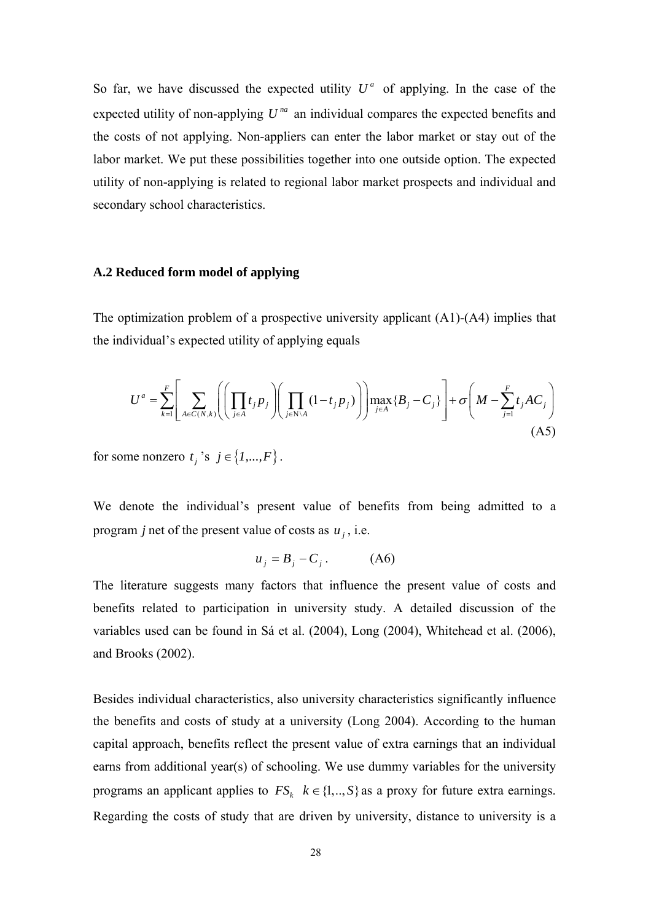So far, we have discussed the expected utility $U^a$ of applying. In the case of the expected utility of non-applying $U^{na}$ an individual compares the expected benefits and the costs of not applying. Non-appliers can enter the labor market or stay out of the labor market. We put these possibilities together into one outside option. The expected utility of non-applying is related to regional labor market prospects and individual and secondary school characteristics.

### A.2 Reduced form model of applying

The optimization problem of a prospective university applicant (A1)-(A4) implies that the individual's expected utility of applying equals

$$U^a = \sum_{k=1}^{F} \left[ \sum_{A \in C(N,k)} \left( \left( \prod_{j \in A} t_j p_j \right) \left( \prod_{j \in N \setminus A} (1 - t_j p_j) \right) \right) \max_{j \in A} \{ B_j - C_j \} \right] + \sigma \left( M - \sum_{j=1}^{F} t_j AC_j \right) \tag{A5}$$

for some nonzero $t_j$'s $j \in \{1,...,F\}$.

We denote the individual's present value of benefits from being admitted to a program *j* net of the present value of costs as $u_j$, i.e.

$$u_j = B_j - C_j . \tag{A6}$$

The literature suggests many factors that influence the present value of costs and benefits related to participation in university study. A detailed discussion of the variables used can be found in Sá et al. (2004), Long (2004), Whitehead et al. (2006), and Brooks (2002).

Besides individual characteristics, also university characteristics significantly influence the benefits and costs of study at a university (Long 2004). According to the human capital approach, benefits reflect the present value of extra earnings that an individual earns from additional year(s) of schooling. We use dummy variables for the university programs an applicant applies to $FS_k$ $k \in \{1,..,S\}$ as a proxy for future extra earnings. Regarding the costs of study that are driven by university, distance to university is a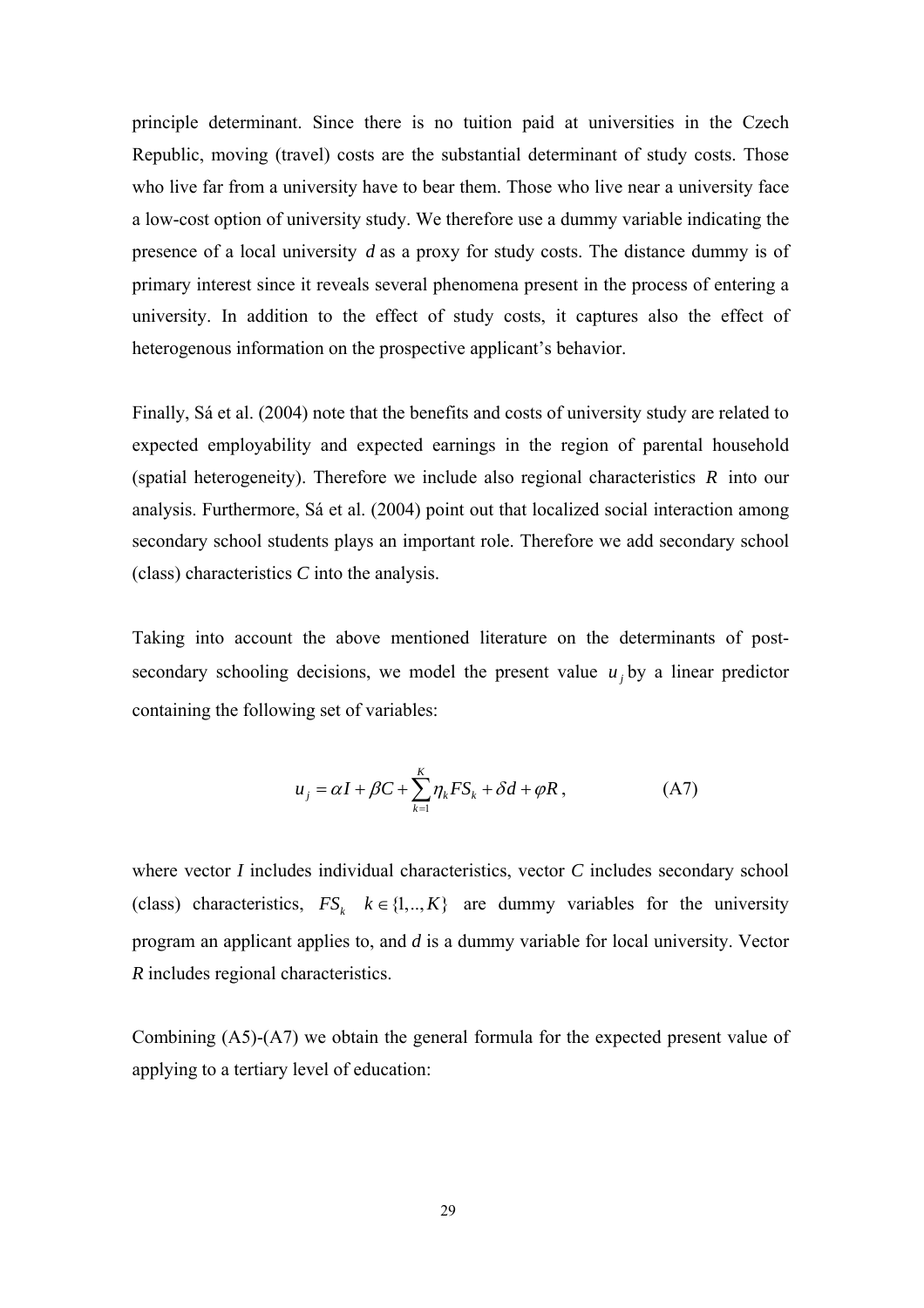principle determinant. Since there is no tuition paid at universities in the Czech Republic, moving (travel) costs are the substantial determinant of study costs. Those who live far from a university have to bear them. Those who live near a university face a low-cost option of university study. We therefore use a dummy variable indicating the presence of a local university $d$ as a proxy for study costs. The distance dummy is of primary interest since it reveals several phenomena present in the process of entering a university. In addition to the effect of study costs, it captures also the effect of heterogenous information on the prospective applicant's behavior.

Finally, Sá et al. (2004) note that the benefits and costs of university study are related to expected employability and expected earnings in the region of parental household (spatial heterogeneity). Therefore we include also regional characteristics $R$ into our analysis. Furthermore, Sá et al. (2004) point out that localized social interaction among secondary school students plays an important role. Therefore we add secondary school (class) characteristics $C$ into the analysis.

Taking into account the above mentioned literature on the determinants of post-secondary schooling decisions, we model the present value $u_j$ by a linear predictor containing the following set of variables:

$$u_j = \alpha I + \beta C + \sum_{k=1}^{K} \eta_k FS_k + \delta d + \varphi R, \qquad \text{(A7)}$$

where vector $I$ includes individual characteristics, vector $C$ includes secondary school (class) characteristics, $FS_k \quad k \in \{1,..,K\}$ are dummy variables for the university program an applicant applies to, and $d$ is a dummy variable for local university. Vector $R$ includes regional characteristics.

Combining (A5)-(A7) we obtain the general formula for the expected present value of applying to a tertiary level of education: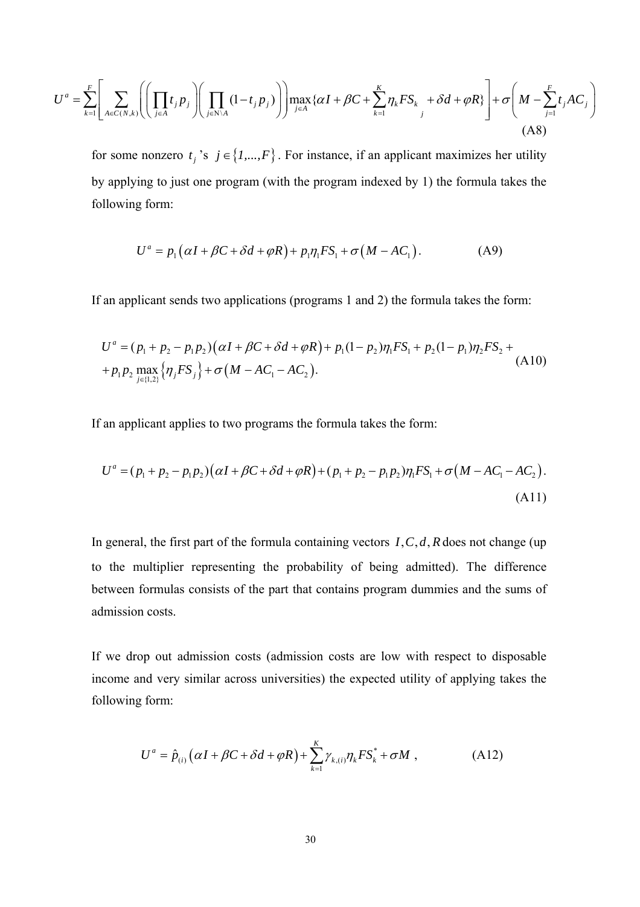$$U^a = \sum_{k=1}^{F}\left[\sum_{A\in C(N,k)}\left(\left(\prod_{j\in A} t_j p_j\right)\left(\prod_{j\in N\setminus A}(1-t_j p_j)\right)\right)\max_{j\in A}\{\alpha I+\beta C+\sum_{k=1}^{K}\eta_k FS_{k_j}+\delta d+\varphi R\}\right]+\sigma\left(M-\sum_{j=1}^{F} t_j AC_j\right) \tag{A8}$$

for some nonzero $t_j$ 's $j \in \{1,...,F\}$. For instance, if an applicant maximizes her utility by applying to just one program (with the program indexed by 1) the formula takes the following form:

$$U^a = p_1\left(\alpha I + \beta C + \delta d + \varphi R\right) + p_1\eta_1 FS_1 + \sigma\left(M - AC_1\right). \tag{A9}$$

If an applicant sends two applications (programs 1 and 2) the formula takes the form:

$$\begin{aligned} U^a &= (p_1 + p_2 - p_1p_2)\left(\alpha I + \beta C + \delta d + \varphi R\right) + p_1(1-p_2)\eta_1 FS_1 + p_2(1-p_1)\eta_2 FS_2 + \\ &+ p_1 p_2 \max_{j\in\{1,2\}}\left\{\eta_j FS_j\right\} + \sigma\left(M - AC_1 - AC_2\right). \end{aligned} \tag{A10}$$

If an applicant applies to two programs the formula takes the form:

$$U^a = (p_1 + p_2 - p_1p_2)\left(\alpha I + \beta C + \delta d + \varphi R\right) + (p_1 + p_2 - p_1p_2)\eta_1 FS_1 + \sigma\left(M - AC_1 - AC_2\right). \tag{A11}$$

In general, the first part of the formula containing vectors $I, C, d, R$ does not change (up to the multiplier representing the probability of being admitted). The difference between formulas consists of the part that contains program dummies and the sums of admission costs.

If we drop out admission costs (admission costs are low with respect to disposable income and very similar across universities) the expected utility of applying takes the following form:

$$U^a = \hat{p}_{(i)}\left(\alpha I + \beta C + \delta d + \varphi R\right) + \sum_{k=1}^{K}\gamma_{k,(i)}\eta_k FS_k^* + \sigma M \ , \tag{A12}$$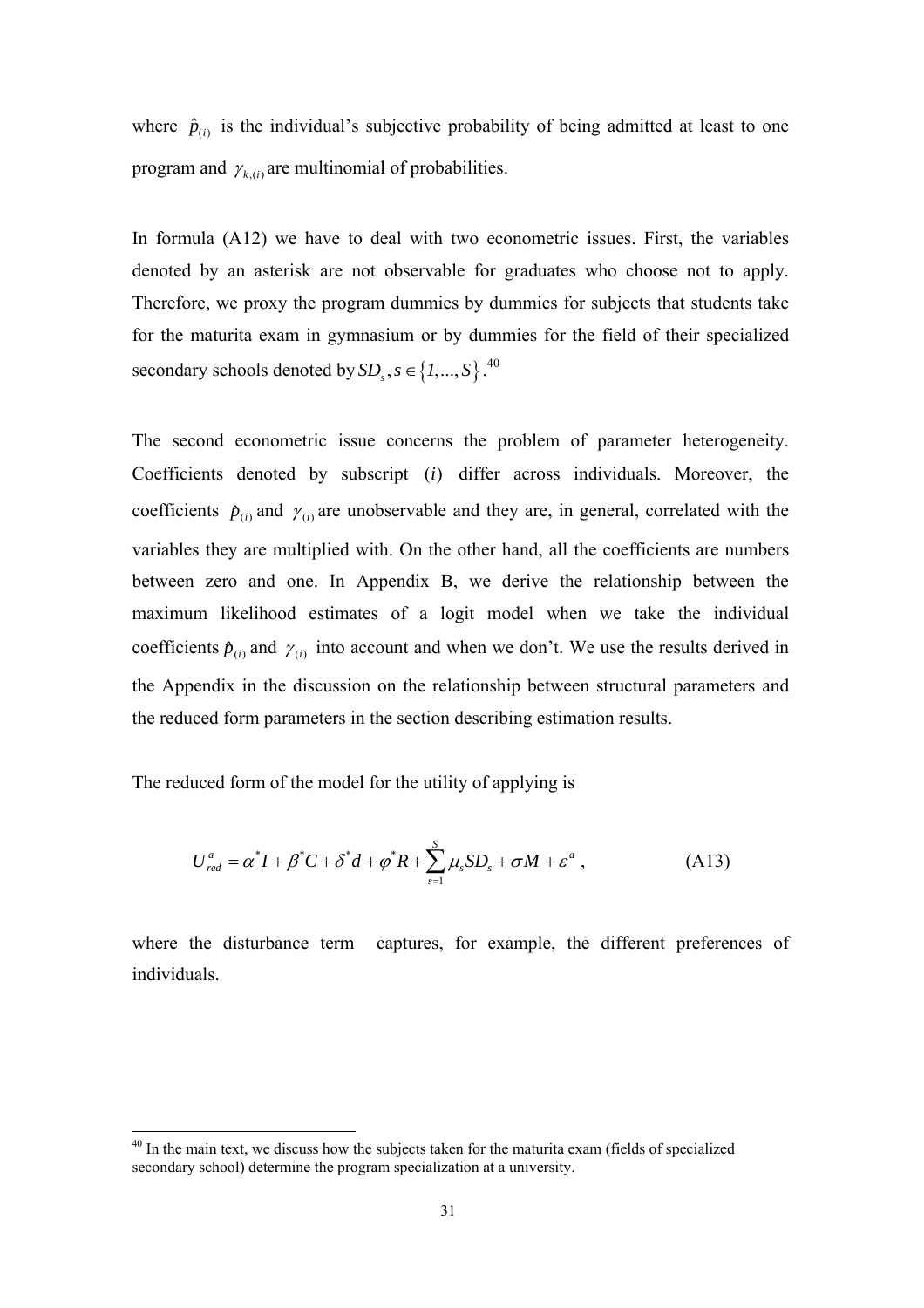where $\hat{p}_{(i)}$ is the individual's subjective probability of being admitted at least to one program and $\gamma_{k,(i)}$ are multinomial of probabilities.

In formula (A12) we have to deal with two econometric issues. First, the variables denoted by an asterisk are not observable for graduates who choose not to apply. Therefore, we proxy the program dummies by dummies for subjects that students take for the maturita exam in gymnasium or by dummies for the field of their specialized secondary schools denoted by $SD_s, s \in \{1,...,S\}$.[40]

The second econometric issue concerns the problem of parameter heterogeneity. Coefficients denoted by subscript ($i$) differ across individuals. Moreover, the coefficients $\hat{p}_{(i)}$ and $\gamma_{(i)}$ are unobservable and they are, in general, correlated with the variables they are multiplied with. On the other hand, all the coefficients are numbers between zero and one. In Appendix B, we derive the relationship between the maximum likelihood estimates of a logit model when we take the individual coefficients $\hat{p}_{(i)}$ and $\gamma_{(i)}$ into account and when we don't. We use the results derived in the Appendix in the discussion on the relationship between structural parameters and the reduced form parameters in the section describing estimation results.

The reduced form of the model for the utility of applying is

$$U_{red}^{a} = \alpha^{*} I + \beta^{*} C + \delta^{*} d + \varphi^{*} R + \sum_{s=1}^{S} \mu_s SD_s + \sigma M + \varepsilon^{a} \ , \qquad \text{(A13)}$$

where the disturbance term captures, for example, the different preferences of individuals.

[40] In the main text, we discuss how the subjects taken for the maturita exam (fields of specialized secondary school) determine the program specialization at a university.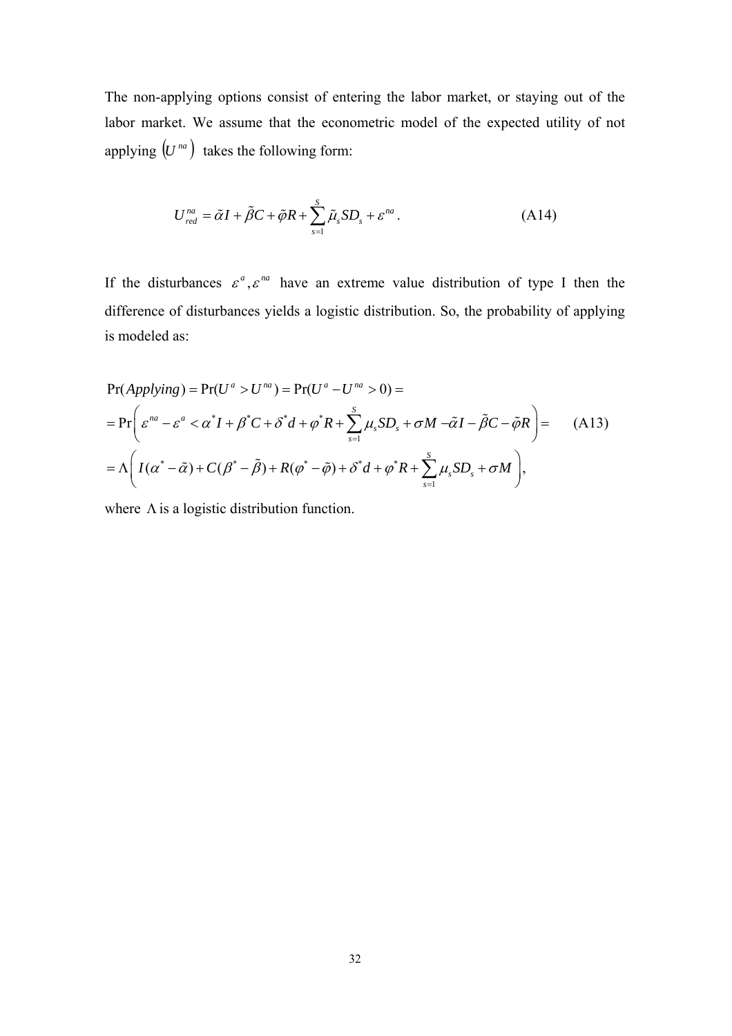The non-applying options consist of entering the labor market, or staying out of the labor market. We assume that the econometric model of the expected utility of not applying $\left(U^{na}\right)$ takes the following form:

$$U_{red}^{na} = \tilde{\alpha} I + \tilde{\beta} C + \tilde{\varphi} R + \sum_{s=1}^{S} \tilde{\mu}_s SD_s + \varepsilon^{na} . \tag{A14}$$

If the disturbances $\varepsilon^{a}, \varepsilon^{na}$ have an extreme value distribution of type I then the difference of disturbances yields a logistic distribution. So, the probability of applying is modeled as:

$$\begin{aligned}
&\Pr(Applying) = \Pr(U^{a} > U^{na}) = \Pr(U^{a} - U^{na} > 0) = \\
&= \Pr\left( \varepsilon^{na} - \varepsilon^{a} < \alpha^{*} I + \beta^{*} C + \delta^{*} d + \varphi^{*} R + \sum_{s=1}^{S} \mu_s SD_s + \sigma M - \tilde{\alpha} I - \tilde{\beta} C - \tilde{\varphi} R \right) = \qquad \text{(A13)} \\
&= \Lambda\left( I(\alpha^{*} - \tilde{\alpha}) + C(\beta^{*} - \tilde{\beta}) + R(\varphi^{*} - \tilde{\varphi}) + \delta^{*} d + \varphi^{*} R + \sum_{s=1}^{S} \mu_s SD_s + \sigma M \right),
\end{aligned}$$

where $\Lambda$ is a logistic distribution function.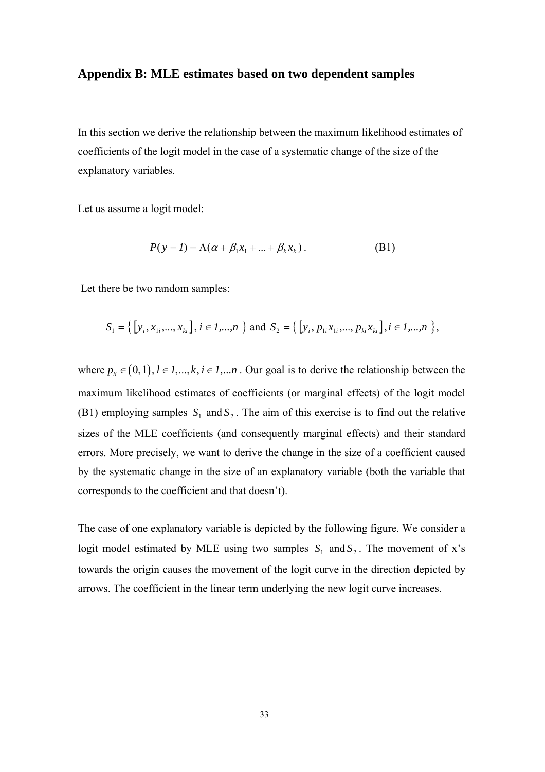## Appendix B: MLE estimates based on two dependent samples

In this section we derive the relationship between the maximum likelihood estimates of coefficients of the logit model in the case of a systematic change of the size of the explanatory variables.

Let us assume a logit model:

$$P(y=1) = \Lambda(\alpha + \beta_1 x_1 + \ldots + \beta_k x_k)\,. \tag{B1}$$

Let there be two random samples:

$$S_1 = \{ [y_i, x_{1i}, \ldots, x_{ki}],\, i \in 1,\ldots,n \} \text{ and } S_2 = \{ [y_i, p_{1i}x_{1i}, \ldots, p_{ki}x_{ki}], i \in 1,\ldots,n \},$$

where $p_{li} \in (0,1),\, l \in 1,\ldots,k,\, i \in 1,\ldots n$. Our goal is to derive the relationship between the maximum likelihood estimates of coefficients (or marginal effects) of the logit model (B1) employing samples $S_1$ and $S_2$. The aim of this exercise is to find out the relative sizes of the MLE coefficients (and consequently marginal effects) and their standard errors. More precisely, we want to derive the change in the size of a coefficient caused by the systematic change in the size of an explanatory variable (both the variable that corresponds to the coefficient and that doesn't).

The case of one explanatory variable is depicted by the following figure. We consider a logit model estimated by MLE using two samples $S_1$ and $S_2$. The movement of x's towards the origin causes the movement of the logit curve in the direction depicted by arrows. The coefficient in the linear term underlying the new logit curve increases.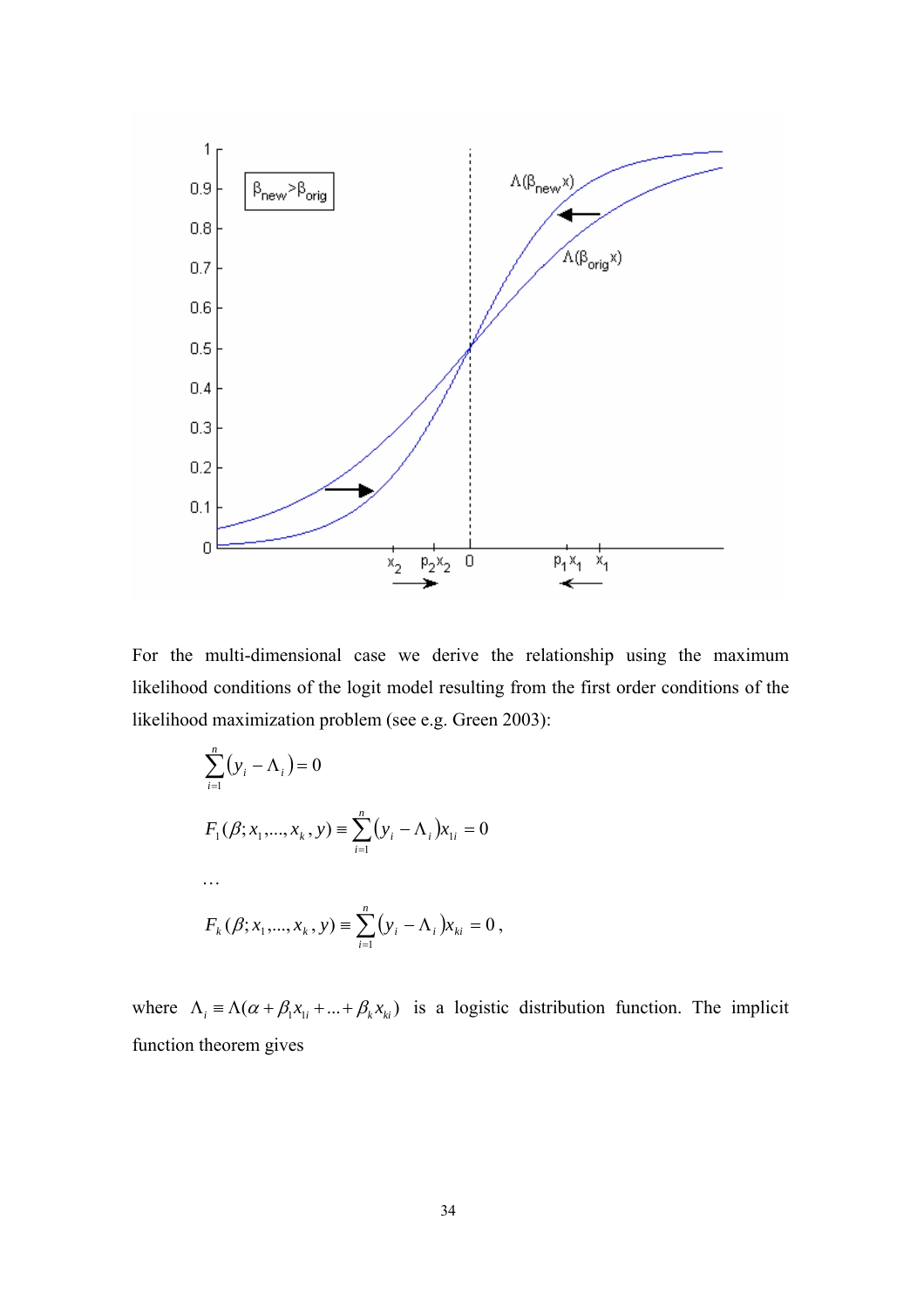For the multi-dimensional case we derive the relationship using the maximum likelihood conditions of the logit model resulting from the first order conditions of the likelihood maximization problem (see e.g. Green 2003):

$$\sum_{i=1}^{n} (y_i - \Lambda_i) = 0$$

$$F_1(\beta; x_1, ..., x_k, y) \equiv \sum_{i=1}^{n} (y_i - \Lambda_i) x_{1i} = 0$$

$$\ldots$$

$$F_k(\beta; x_1, ..., x_k, y) \equiv \sum_{i=1}^{n} (y_i - \Lambda_i) x_{ki} = 0,$$

where $\Lambda_i \equiv \Lambda(\alpha + \beta_1 x_{1i} + ... + \beta_k x_{ki})$ is a logistic distribution function. The implicit function theorem gives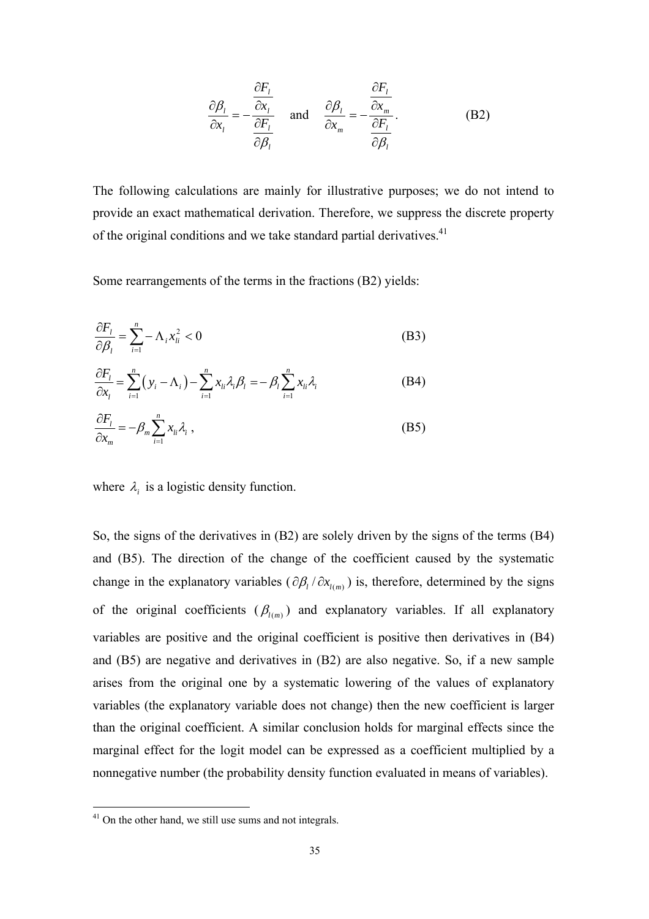$$\frac{\partial \beta_l}{\partial x_l} = -\frac{\dfrac{\partial F_l}{\partial x_l}}{\dfrac{\partial F_l}{\partial \beta_l}} \quad \text{and} \quad \frac{\partial \beta_l}{\partial x_m} = -\frac{\dfrac{\partial F_l}{\partial x_m}}{\dfrac{\partial F_l}{\partial \beta_l}}. \tag{B2}$$

The following calculations are mainly for illustrative purposes; we do not intend to provide an exact mathematical derivation. Therefore, we suppress the discrete property of the original conditions and we take standard partial derivatives.[41]

Some rearrangements of the terms in the fractions (B2) yields:

$$\frac{\partial F_l}{\partial \beta_l} = \sum_{i=1}^{n} -\Lambda_i x_{li}^2 < 0 \tag{B3}$$

$$\frac{\partial F_l}{\partial x_l} = \sum_{i=1}^{n} \left( y_i - \Lambda_i \right) - \sum_{i=1}^{n} x_{li} \lambda_i \beta_l = -\beta_l \sum_{i=1}^{n} x_{li} \lambda_i \tag{B4}$$

$$\frac{\partial F_l}{\partial x_m} = -\beta_m \sum_{i=1}^{n} x_{li} \lambda_i , \tag{B5}$$

where $\lambda_i$ is a logistic density function.

So, the signs of the derivatives in (B2) are solely driven by the signs of the terms (B4) and (B5). The direction of the change of the coefficient caused by the systematic change in the explanatory variables ($\partial \beta_l / \partial x_{l(m)}$) is, therefore, determined by the signs of the original coefficients ($\beta_{l(m)}$) and explanatory variables. If all explanatory variables are positive and the original coefficient is positive then derivatives in (B4) and (B5) are negative and derivatives in (B2) are also negative. So, if a new sample arises from the original one by a systematic lowering of the values of explanatory variables (the explanatory variable does not change) then the new coefficient is larger than the original coefficient. A similar conclusion holds for marginal effects since the marginal effect for the logit model can be expressed as a coefficient multiplied by a nonnegative number (the probability density function evaluated in means of variables).

[41] On the other hand, we still use sums and not integrals.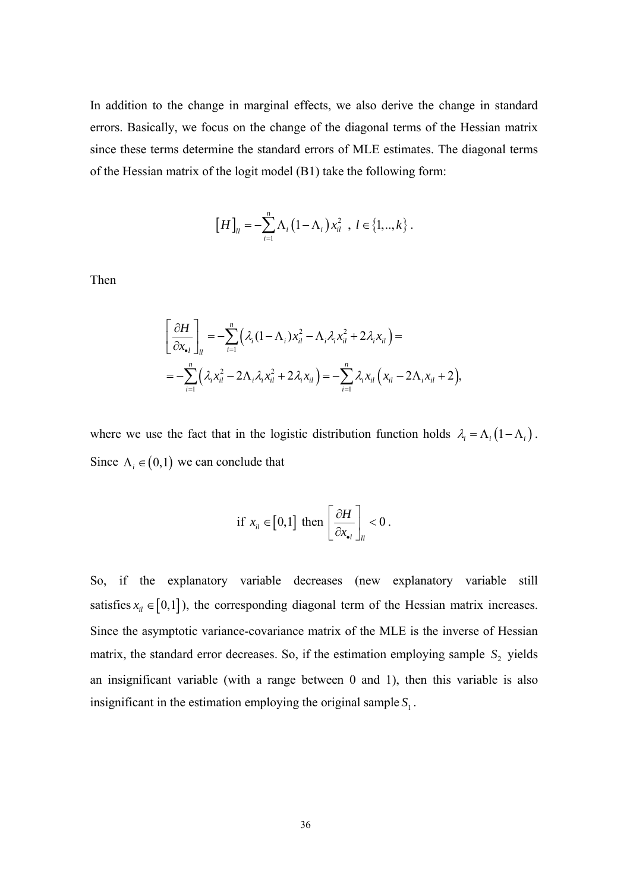In addition to the change in marginal effects, we also derive the change in standard errors. Basically, we focus on the change of the diagonal terms of the Hessian matrix since these terms determine the standard errors of MLE estimates. The diagonal terms of the Hessian matrix of the logit model (B1) take the following form:

$$\left[H\right]_{ll} = -\sum_{i=1}^{n} \Lambda_i \left(1-\Lambda_i\right) x_{il}^2 \ , \ l \in \{1,..,k\} .$$

Then

$$\left[\frac{\partial H}{\partial x_{\bullet l}}\right]_{ll} = -\sum_{i=1}^{n} \left(\lambda_i (1-\Lambda_i) x_{il}^2 - \Lambda_i \lambda_i x_{il}^2 + 2\lambda_i x_{il}\right) =$$
$$= -\sum_{i=1}^{n} \left(\lambda_i x_{il}^2 - 2\Lambda_i \lambda_i x_{il}^2 + 2\lambda_i x_{il}\right) = -\sum_{i=1}^{n} \lambda_i x_{il} \left(x_{il} - 2\Lambda_i x_{il} + 2\right),$$

where we use the fact that in the logistic distribution function holds $\lambda_i = \Lambda_i\left(1-\Lambda_i\right)$. Since $\Lambda_i \in (0,1)$ we can conclude that

$$\text{if } x_{il} \in [0,1] \text{ then } \left[\frac{\partial H}{\partial x_{\bullet l}}\right]_{ll} < 0 .$$

So, if the explanatory variable decreases (new explanatory variable still satisfies $x_{il} \in [0,1]$), the corresponding diagonal term of the Hessian matrix increases. Since the asymptotic variance-covariance matrix of the MLE is the inverse of Hessian matrix, the standard error decreases. So, if the estimation employing sample $S_2$ yields an insignificant variable (with a range between 0 and 1), then this variable is also insignificant in the estimation employing the original sample $S_1$.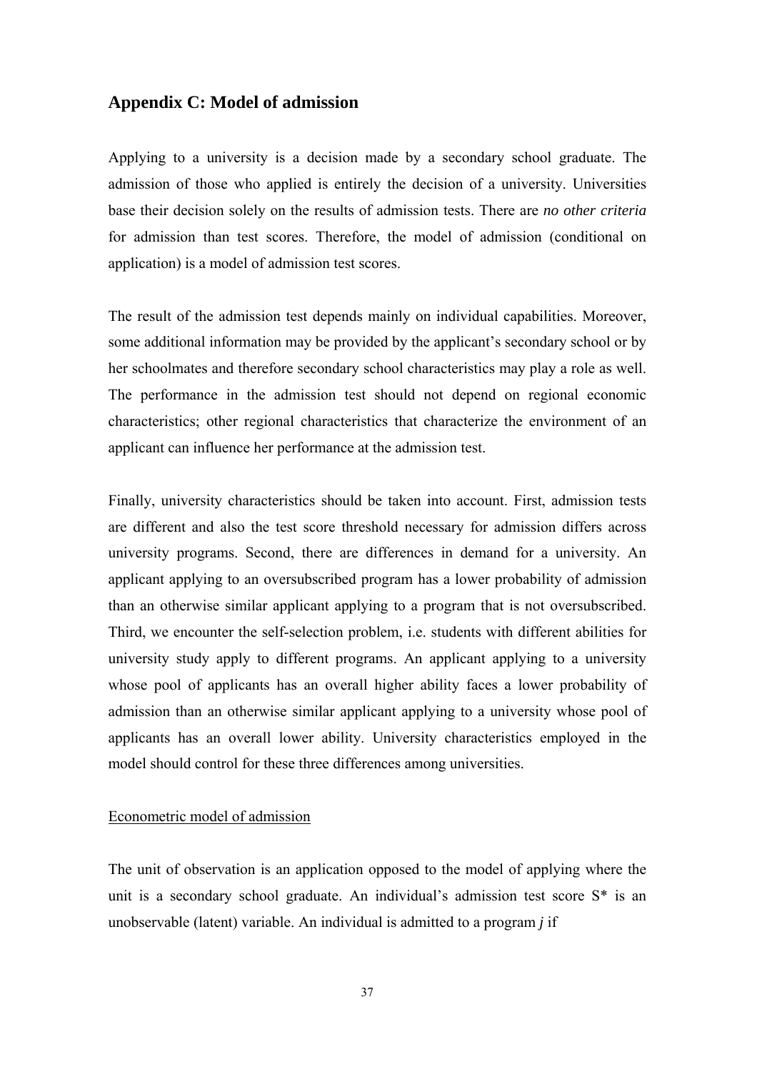## Appendix C: Model of admission

Applying to a university is a decision made by a secondary school graduate. The admission of those who applied is entirely the decision of a university. Universities base their decision solely on the results of admission tests. There are *no other criteria* for admission than test scores. Therefore, the model of admission (conditional on application) is a model of admission test scores.

The result of the admission test depends mainly on individual capabilities. Moreover, some additional information may be provided by the applicant's secondary school or by her schoolmates and therefore secondary school characteristics may play a role as well. The performance in the admission test should not depend on regional economic characteristics; other regional characteristics that characterize the environment of an applicant can influence her performance at the admission test.

Finally, university characteristics should be taken into account. First, admission tests are different and also the test score threshold necessary for admission differs across university programs. Second, there are differences in demand for a university. An applicant applying to an oversubscribed program has a lower probability of admission than an otherwise similar applicant applying to a program that is not oversubscribed. Third, we encounter the self-selection problem, i.e. students with different abilities for university study apply to different programs. An applicant applying to a university whose pool of applicants has an overall higher ability faces a lower probability of admission than an otherwise similar applicant applying to a university whose pool of applicants has an overall lower ability. University characteristics employed in the model should control for these three differences among universities.

### Econometric model of admission

The unit of observation is an application opposed to the model of applying where the unit is a secondary school graduate. An individual's admission test score $S^*$ is an unobservable (latent) variable. An individual is admitted to a program ***j*** if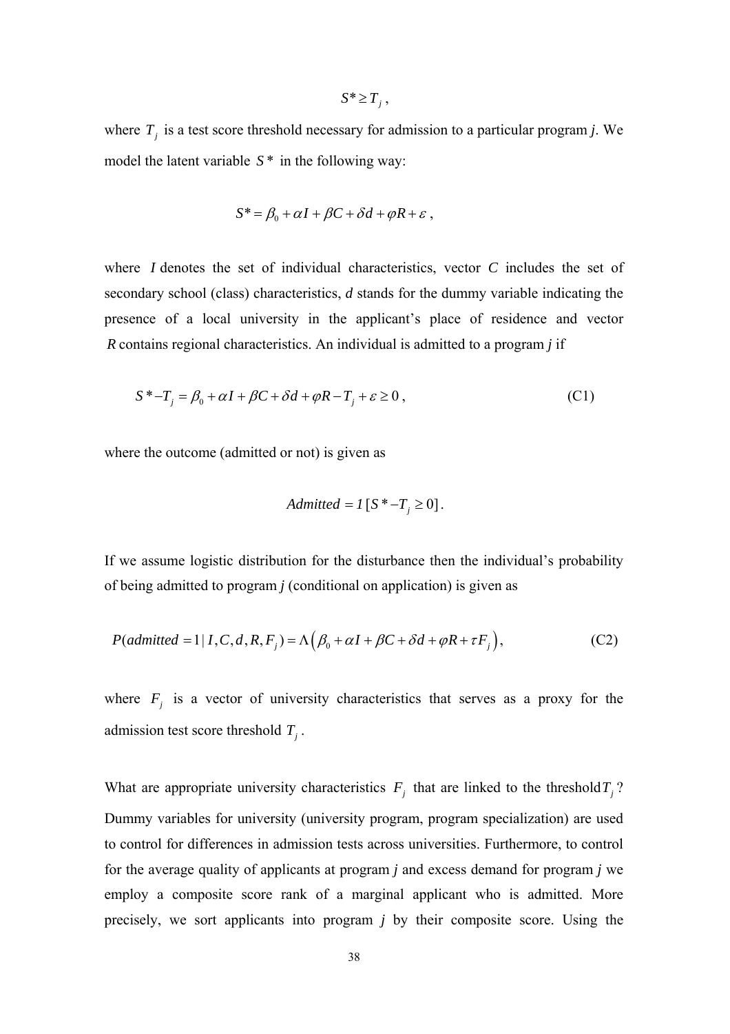$$S^* \geq T_j \,,$$

where $T_j$ is a test score threshold necessary for admission to a particular program *j*. We model the latent variable $S^*$ in the following way:

$$S^* = \beta_0 + \alpha I + \beta C + \delta d + \varphi R + \varepsilon \,,$$

where $I$ denotes the set of individual characteristics, vector $C$ includes the set of secondary school (class) characteristics, $d$ stands for the dummy variable indicating the presence of a local university in the applicant's place of residence and vector $R$ contains regional characteristics. An individual is admitted to a program *j* if

$$S^* - T_j = \beta_0 + \alpha I + \beta C + \delta d + \varphi R - T_j + \varepsilon \geq 0 \,, \tag{C1}$$

where the outcome (admitted or not) is given as

$$Admitted = 1\,[S^* - T_j \geq 0]\,.$$

If we assume logistic distribution for the disturbance then the individual's probability of being admitted to program *j* (conditional on application) is given as

$$P(admitted = 1 \mid I, C, d, R, F_j) = \Lambda\left(\beta_0 + \alpha I + \beta C + \delta d + \varphi R + \tau F_j\right), \tag{C2}$$

where $F_j$ is a vector of university characteristics that serves as a proxy for the admission test score threshold $T_j$.

What are appropriate university characteristics $F_j$ that are linked to the threshold $T_j$? Dummy variables for university (university program, program specialization) are used to control for differences in admission tests across universities. Furthermore, to control for the average quality of applicants at program *j* and excess demand for program *j* we employ a composite score rank of a marginal applicant who is admitted. More precisely, we sort applicants into program *j* by their composite score. Using the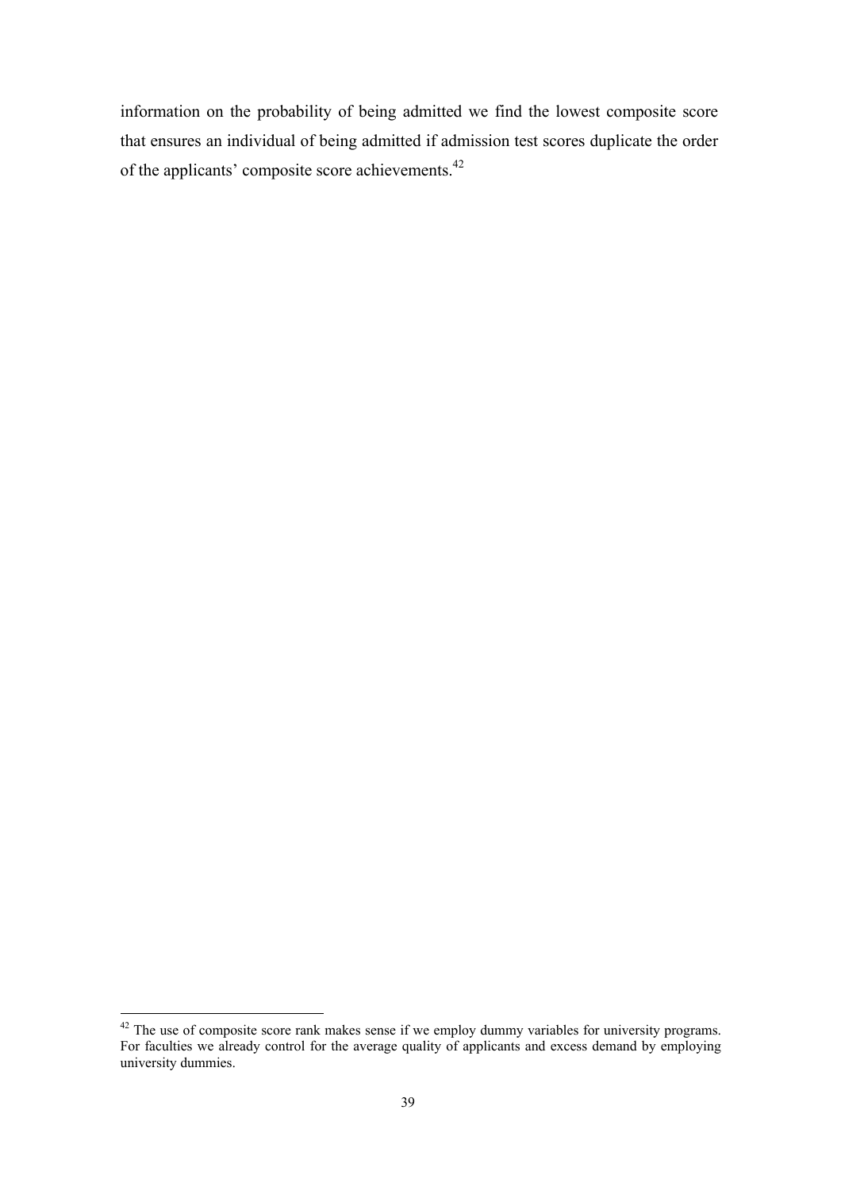information on the probability of being admitted we find the lowest composite score that ensures an individual of being admitted if admission test scores duplicate the order of the applicants' composite score achievements.[42]

[42] The use of composite score rank makes sense if we employ dummy variables for university programs. For faculties we already control for the average quality of applicants and excess demand by employing university dummies.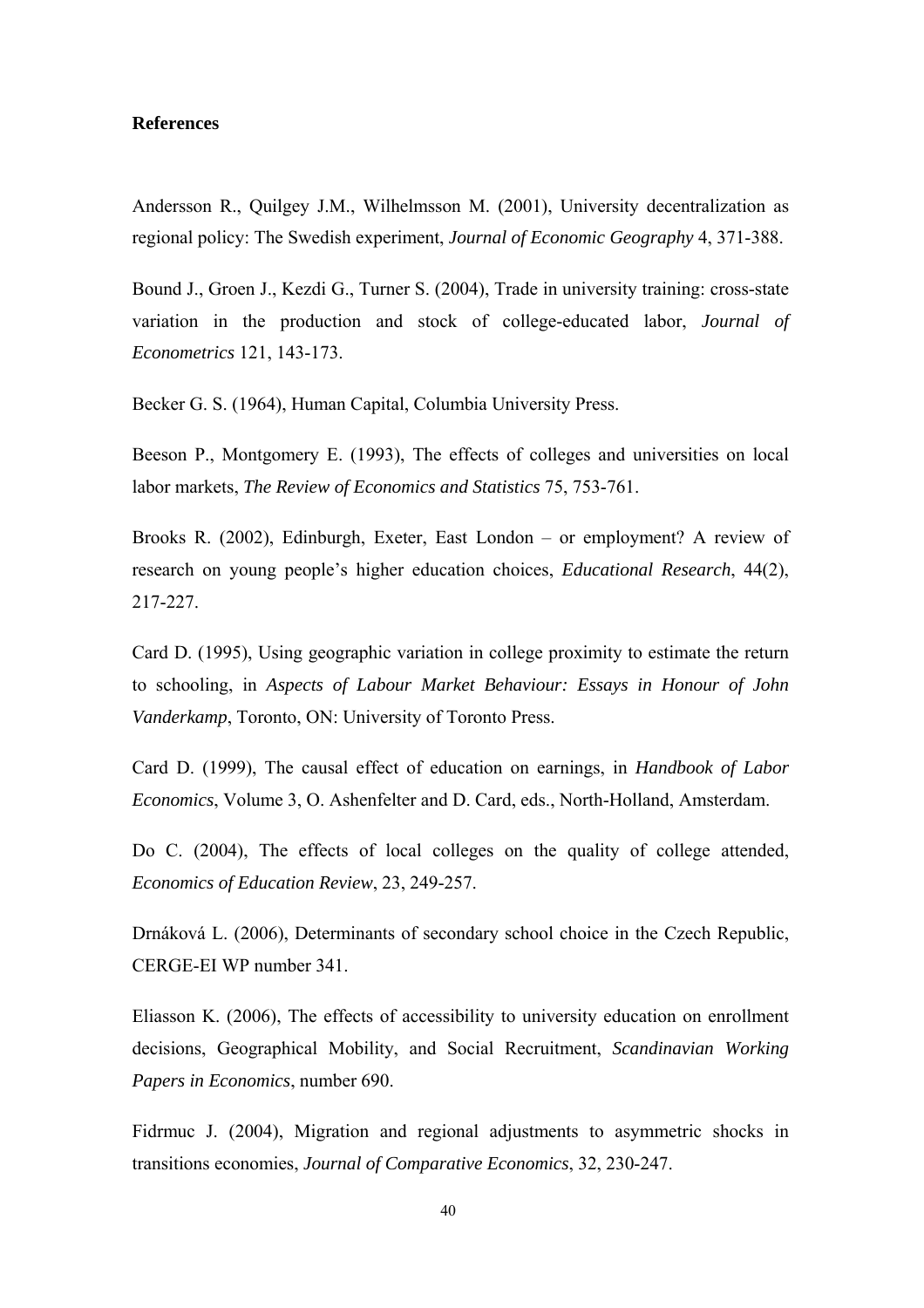**References**

Andersson R., Quilgey J.M., Wilhelmsson M. (2001), University decentralization as regional policy: The Swedish experiment, *Journal of Economic Geography* 4, 371-388.

Bound J., Groen J., Kezdi G., Turner S. (2004), Trade in university training: cross-state variation in the production and stock of college-educated labor, *Journal of Econometrics* 121, 143-173.

Becker G. S. (1964), Human Capital, Columbia University Press.

Beeson P., Montgomery E. (1993), The effects of colleges and universities on local labor markets, *The Review of Economics and Statistics* 75, 753-761.

Brooks R. (2002), Edinburgh, Exeter, East London – or employment? A review of research on young people's higher education choices, *Educational Research*, 44(2), 217-227.

Card D. (1995), Using geographic variation in college proximity to estimate the return to schooling, in *Aspects of Labour Market Behaviour: Essays in Honour of John Vanderkamp*, Toronto, ON: University of Toronto Press.

Card D. (1999), The causal effect of education on earnings, in *Handbook of Labor Economics*, Volume 3, O. Ashenfelter and D. Card, eds., North-Holland, Amsterdam.

Do C. (2004), The effects of local colleges on the quality of college attended, *Economics of Education Review*, 23, 249-257.

Drnáková L. (2006), Determinants of secondary school choice in the Czech Republic, CERGE-EI WP number 341.

Eliasson K. (2006), The effects of accessibility to university education on enrollment decisions, Geographical Mobility, and Social Recruitment, *Scandinavian Working Papers in Economics*, number 690.

Fidrmuc J. (2004), Migration and regional adjustments to asymmetric shocks in transitions economies, *Journal of Comparative Economics*, 32, 230-247.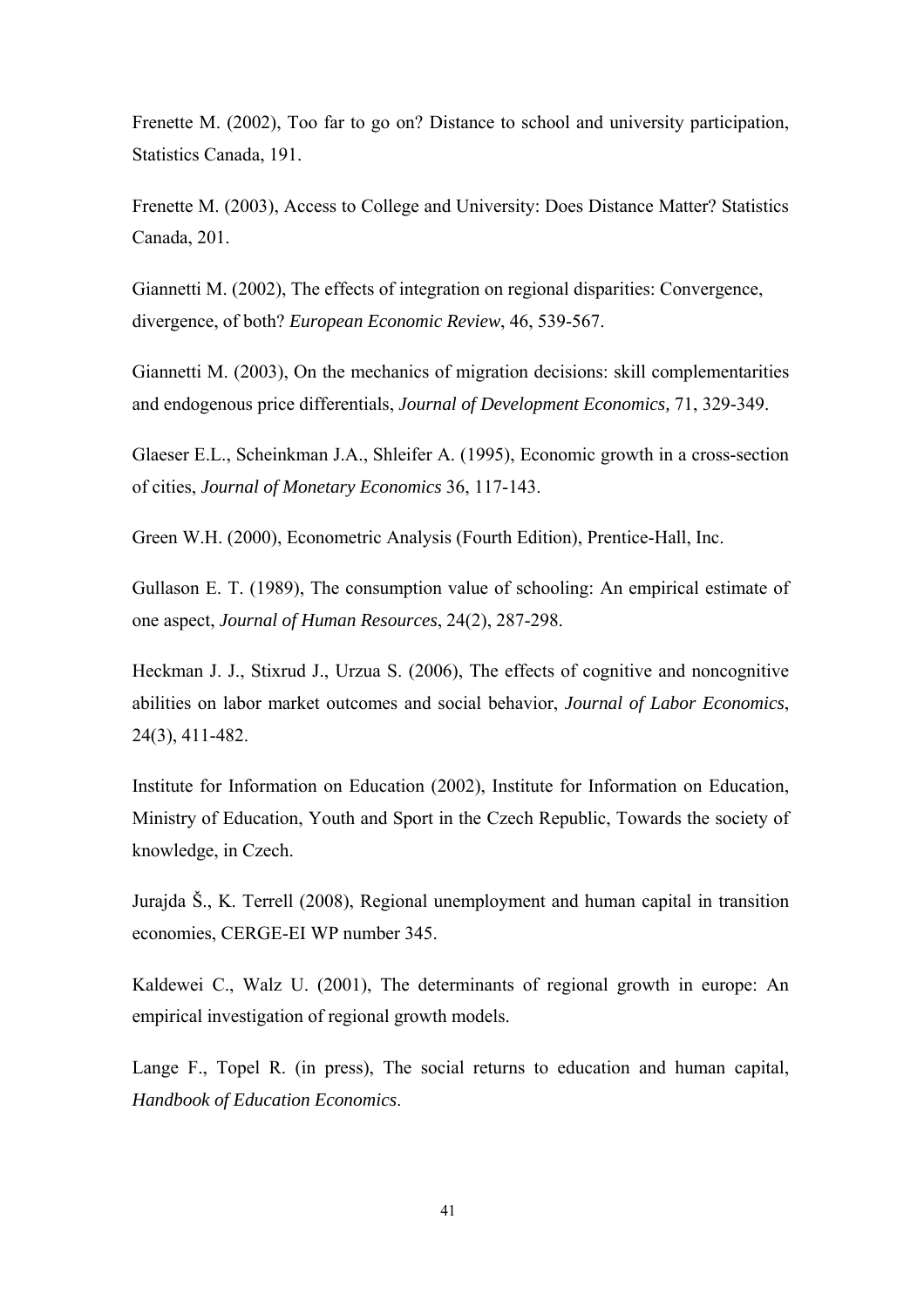Frenette M. (2002), Too far to go on? Distance to school and university participation, Statistics Canada, 191.

Frenette M. (2003), Access to College and University: Does Distance Matter? Statistics Canada, 201.

Giannetti M. (2002), The effects of integration on regional disparities: Convergence, divergence, of both? *European Economic Review*, 46, 539-567.

Giannetti M. (2003), On the mechanics of migration decisions: skill complementarities and endogenous price differentials, *Journal of Development Economics,* 71, 329-349.

Glaeser E.L., Scheinkman J.A., Shleifer A. (1995), Economic growth in a cross-section of cities, *Journal of Monetary Economics* 36, 117-143.

Green W.H. (2000), Econometric Analysis (Fourth Edition), Prentice-Hall, Inc.

Gullason E. T. (1989), The consumption value of schooling: An empirical estimate of one aspect, *Journal of Human Resources*, 24(2), 287-298.

Heckman J. J., Stixrud J., Urzua S. (2006), The effects of cognitive and noncognitive abilities on labor market outcomes and social behavior, *Journal of Labor Economics*, 24(3), 411-482.

Institute for Information on Education (2002), Institute for Information on Education, Ministry of Education, Youth and Sport in the Czech Republic, Towards the society of knowledge, in Czech.

Jurajda Š., K. Terrell (2008), Regional unemployment and human capital in transition economies, CERGE-EI WP number 345.

Kaldewei C., Walz U. (2001), The determinants of regional growth in europe: An empirical investigation of regional growth models.

Lange F., Topel R. (in press), The social returns to education and human capital, *Handbook of Education Economics*.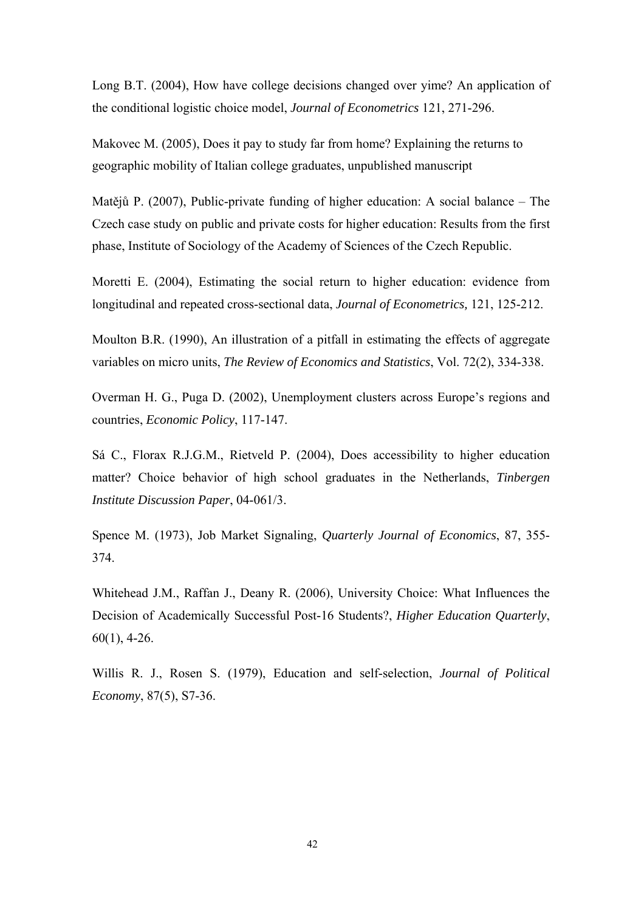Long B.T. (2004), How have college decisions changed over yime? An application of the conditional logistic choice model, *Journal of Econometrics* 121, 271-296.

Makovec M. (2005), Does it pay to study far from home? Explaining the returns to geographic mobility of Italian college graduates, unpublished manuscript

Matějů P. (2007), Public-private funding of higher education: A social balance – The Czech case study on public and private costs for higher education: Results from the first phase, Institute of Sociology of the Academy of Sciences of the Czech Republic.

Moretti E. (2004), Estimating the social return to higher education: evidence from longitudinal and repeated cross-sectional data, *Journal of Econometrics,* 121, 125-212.

Moulton B.R. (1990), An illustration of a pitfall in estimating the effects of aggregate variables on micro units, *The Review of Economics and Statistics*, Vol. 72(2), 334-338.

Overman H. G., Puga D. (2002), Unemployment clusters across Europe's regions and countries, *Economic Policy*, 117-147.

Sá C., Florax R.J.G.M., Rietveld P. (2004), Does accessibility to higher education matter? Choice behavior of high school graduates in the Netherlands, *Tinbergen Institute Discussion Paper*, 04-061/3.

Spence M. (1973), Job Market Signaling, *Quarterly Journal of Economics*, 87, 355-374.

Whitehead J.M., Raffan J., Deany R. (2006), University Choice: What Influences the Decision of Academically Successful Post-16 Students?, *Higher Education Quarterly*, 60(1), 4-26.

Willis R. J., Rosen S. (1979), Education and self-selection, *Journal of Political Economy*, 87(5), S7-36.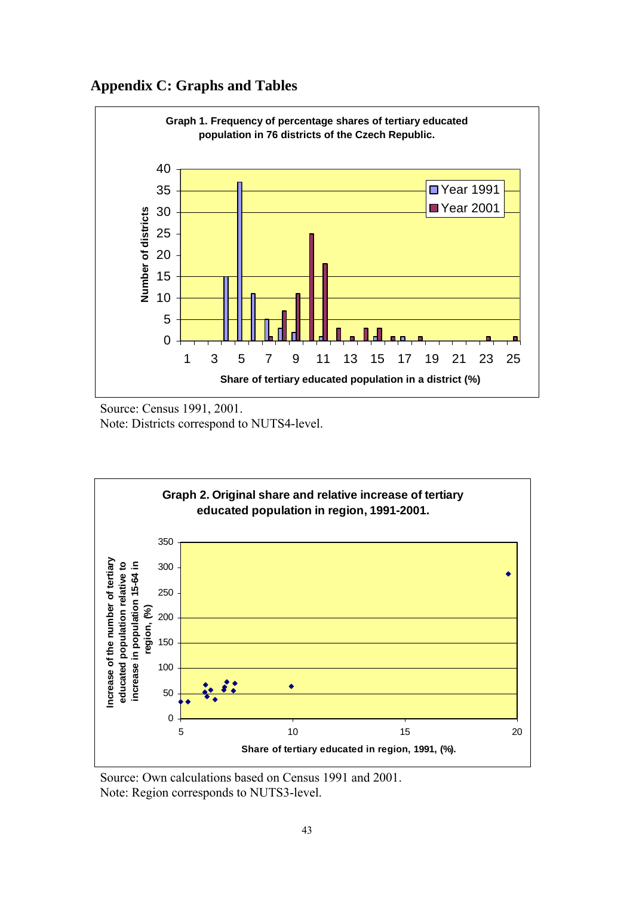## Appendix C: Graphs and Tables

**Graph 1. Frequency of percentage shares of tertiary educated population in 76 districts of the Czech Republic.**

Source: Census 1991, 2001.
Note: Districts correspond to NUTS4-level.

**Graph 2. Original share and relative increase of tertiary educated population in region, 1991-2001.**

Source: Own calculations based on Census 1991 and 2001.
Note: Region corresponds to NUTS3-level.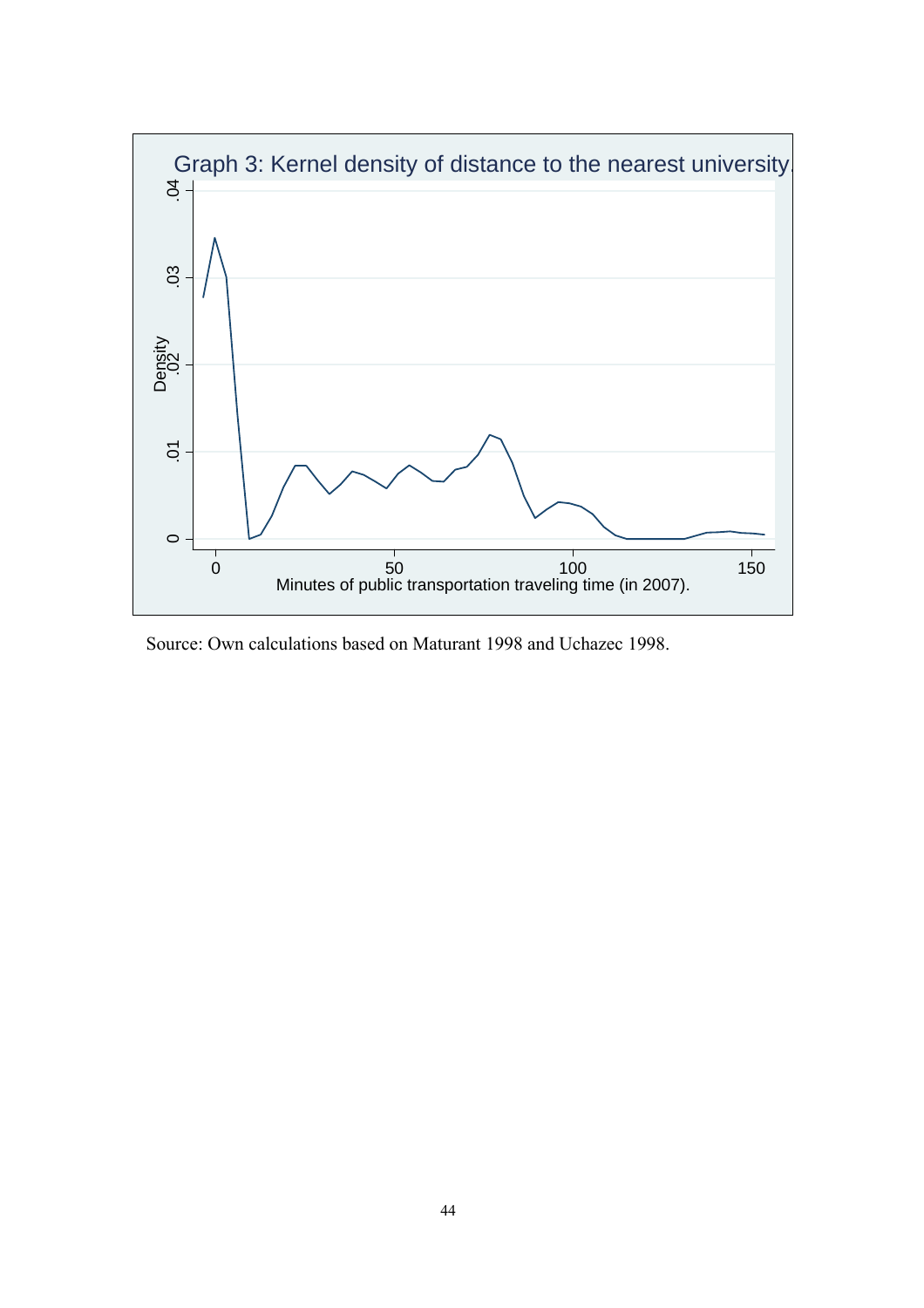Graph 3: Kernel density of distance to the nearest university.

Source: Own calculations based on Maturant 1998 and Uchazec 1998.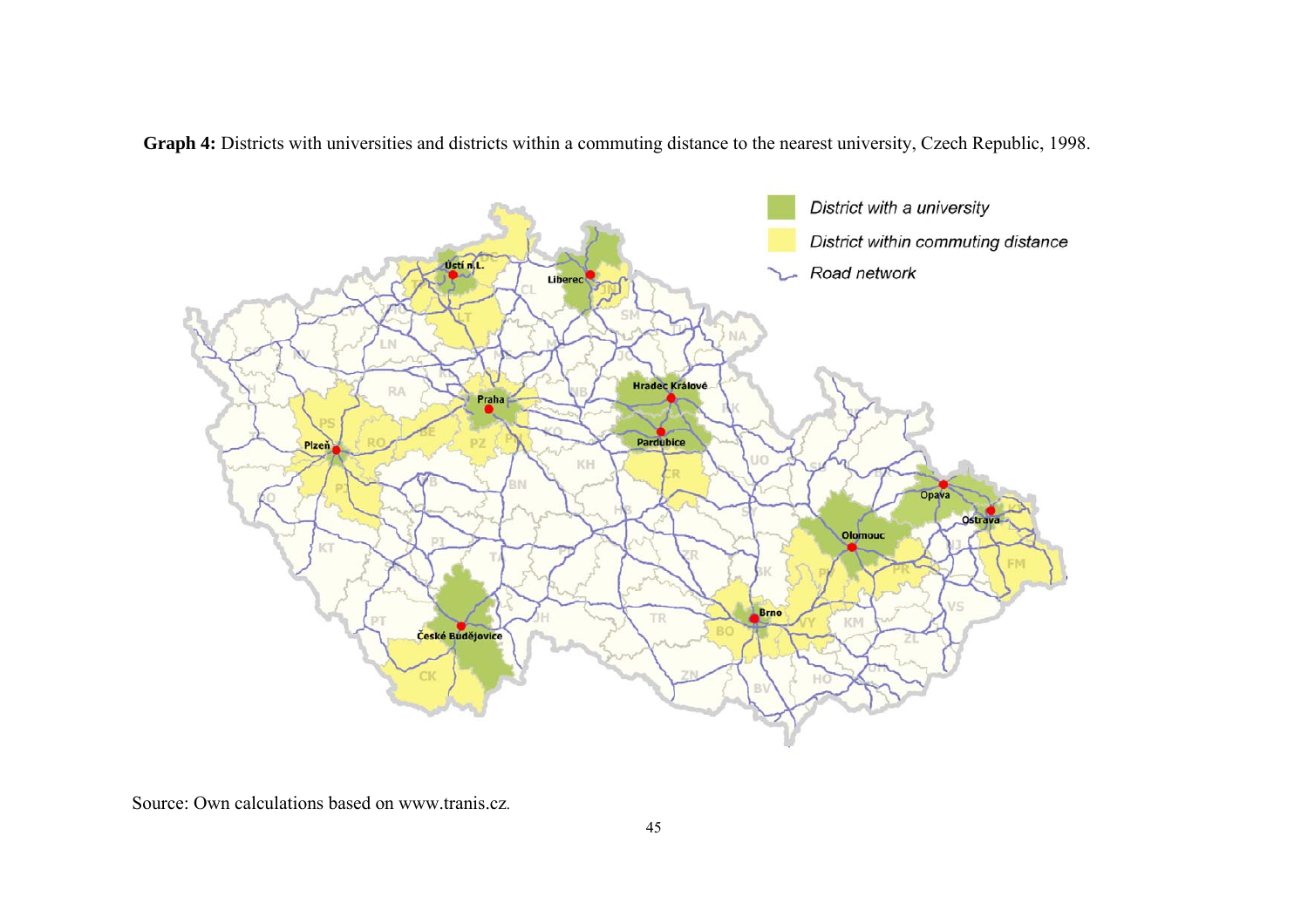**Graph 4:** Districts with universities and districts within a commuting distance to the nearest university, Czech Republic, 1998.

Source: Own calculations based on www.tranis.cz.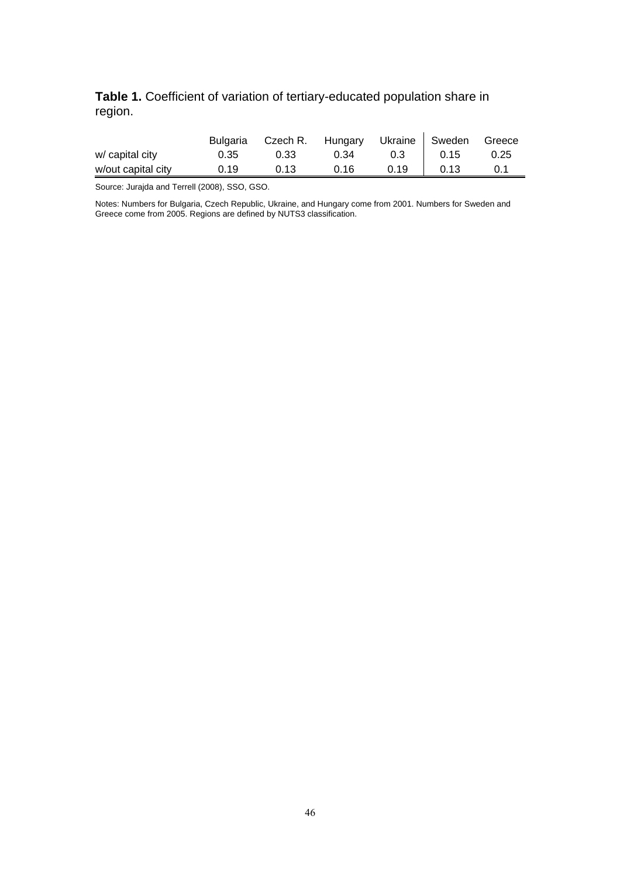**Table 1.** Coefficient of variation of tertiary-educated population share in region.

| | Bulgaria | Czech R. | Hungary | Ukraine | Sweden | Greece |
|---|---|---|---|---|---|---|
| w/ capital city | 0.35 | 0.33 | 0.34 | 0.3 | 0.15 | 0.25 |
| w/out capital city | 0.19 | 0.13 | 0.16 | 0.19 | 0.13 | 0.1 |

Source: Jurajda and Terrell (2008), SSO, GSO.

Notes: Numbers for Bulgaria, Czech Republic, Ukraine, and Hungary come from 2001. Numbers for Sweden and Greece come from 2005. Regions are defined by NUTS3 classification.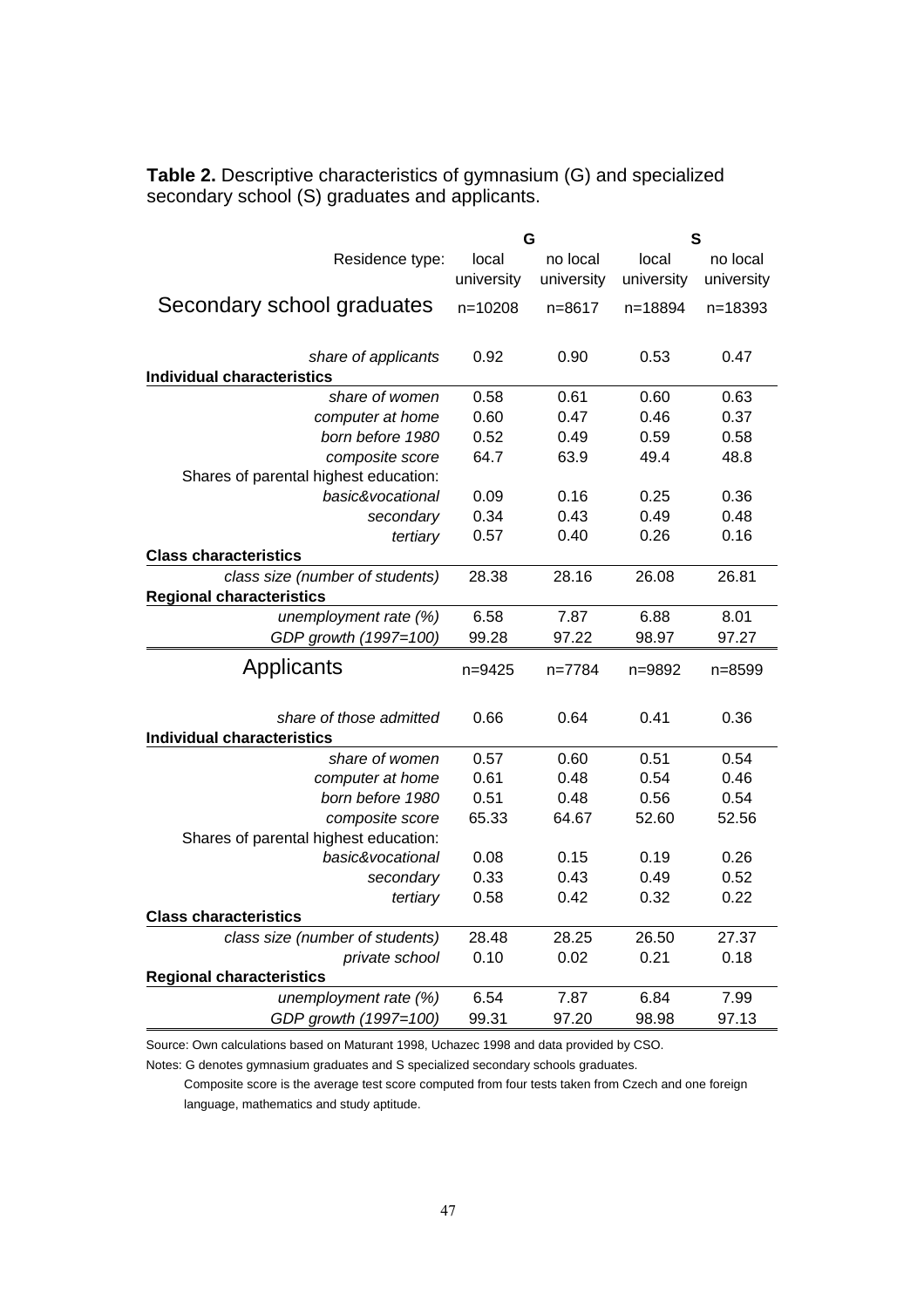**Table 2.** Descriptive characteristics of gymnasium (G) and specialized secondary school (S) graduates and applicants.

| | G | | S | |
|---|---|---|---|---|
| Residence type: | local university | no local university | local university | no local university |
| **Secondary school graduates** | n=10208 | n=8617 | n=18894 | n=18393 |
| *share of applicants* | 0.92 | 0.90 | 0.53 | 0.47 |
| **Individual characteristics** | | | | |
| *share of women* | 0.58 | 0.61 | 0.60 | 0.63 |
| *computer at home* | 0.60 | 0.47 | 0.46 | 0.37 |
| *born before 1980* | 0.52 | 0.49 | 0.59 | 0.58 |
| *composite score* | 64.7 | 63.9 | 49.4 | 48.8 |
| Shares of parental highest education: | | | | |
| *basic&vocational* | 0.09 | 0.16 | 0.25 | 0.36 |
| *secondary* | 0.34 | 0.43 | 0.49 | 0.48 |
| *tertiary* | 0.57 | 0.40 | 0.26 | 0.16 |
| **Class characteristics** | | | | |
| *class size (number of students)* | 28.38 | 28.16 | 26.08 | 26.81 |
| **Regional characteristics** | | | | |
| *unemployment rate (%)* | 6.58 | 7.87 | 6.88 | 8.01 |
| *GDP growth (1997=100)* | 99.28 | 97.22 | 98.97 | 97.27 |
| **Applicants** | n=9425 | n=7784 | n=9892 | n=8599 |
| *share of those admitted* | 0.66 | 0.64 | 0.41 | 0.36 |
| **Individual characteristics** | | | | |
| *share of women* | 0.57 | 0.60 | 0.51 | 0.54 |
| *computer at home* | 0.61 | 0.48 | 0.54 | 0.46 |
| *born before 1980* | 0.51 | 0.48 | 0.56 | 0.54 |
| *composite score* | 65.33 | 64.67 | 52.60 | 52.56 |
| Shares of parental highest education: | | | | |
| *basic&vocational* | 0.08 | 0.15 | 0.19 | 0.26 |
| *secondary* | 0.33 | 0.43 | 0.49 | 0.52 |
| *tertiary* | 0.58 | 0.42 | 0.32 | 0.22 |
| **Class characteristics** | | | | |
| *class size (number of students)* | 28.48 | 28.25 | 26.50 | 27.37 |
| *private school* | 0.10 | 0.02 | 0.21 | 0.18 |
| **Regional characteristics** | | | | |
| *unemployment rate (%)* | 6.54 | 7.87 | 6.84 | 7.99 |
| *GDP growth (1997=100)* | 99.31 | 97.20 | 98.98 | 97.13 |

Source: Own calculations based on Maturant 1998, Uchazec 1998 and data provided by CSO.

Notes: G denotes gymnasium graduates and S specialized secondary schools graduates.

Composite score is the average test score computed from four tests taken from Czech and one foreign language, mathematics and study aptitude.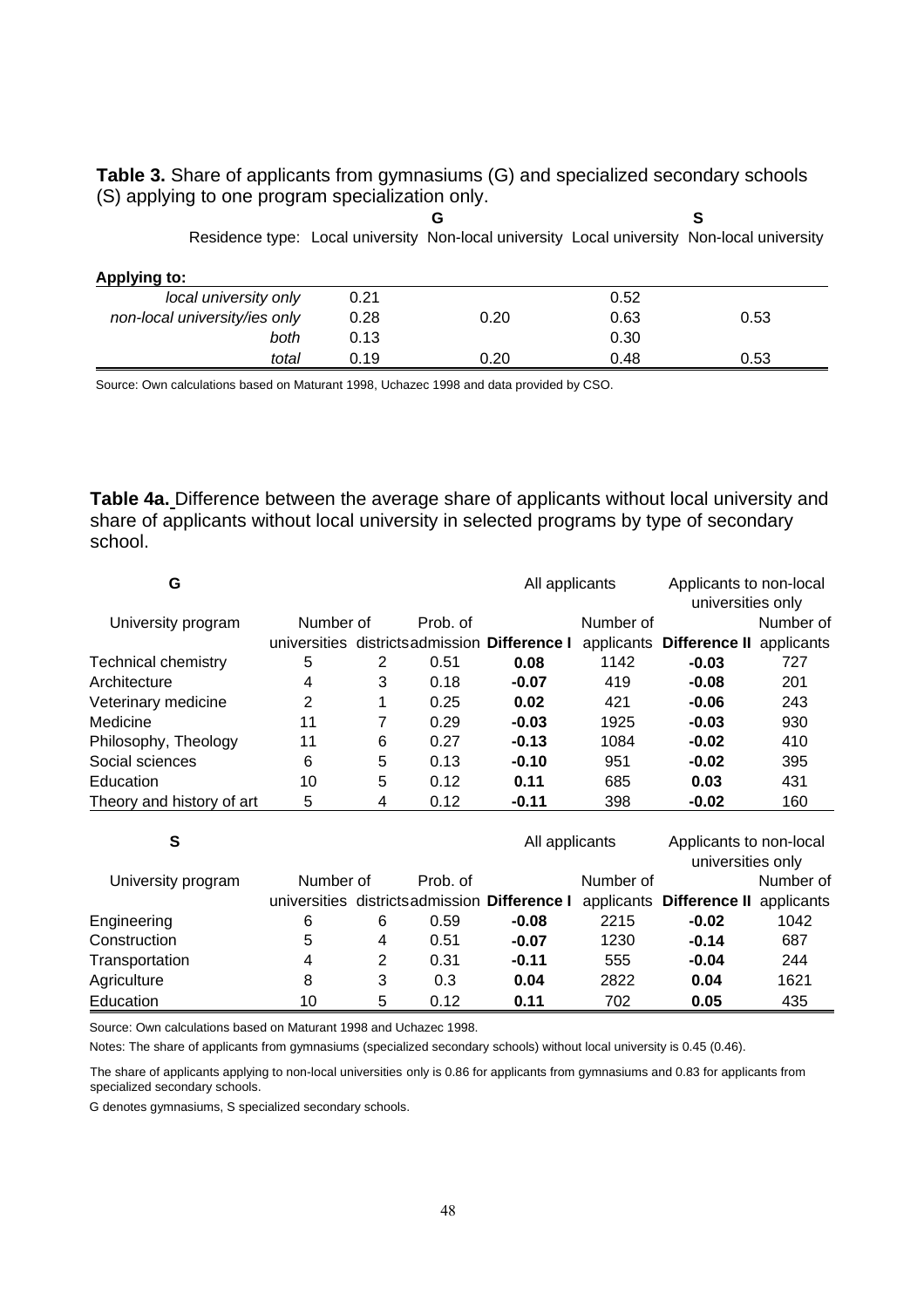**Table 3.** Share of applicants from gymnasiums (G) and specialized secondary schools (S) applying to one program specialization only.

| | G | | S | |
|---|---|---|---|---|
| Residence type: | Local university | Non-local university | Local university | Non-local university |
| **Applying to:** | | | | |
| *local university only* | 0.21 | | 0.52 | |
| *non-local university/ies only* | 0.28 | 0.20 | 0.63 | 0.53 |
| *both* | 0.13 | | 0.30 | |
| *total* | 0.19 | 0.20 | 0.48 | 0.53 |

Source: Own calculations based on Maturant 1998, Uchazec 1998 and data provided by CSO.

**Table 4a.** Difference between the average share of applicants without local university and share of applicants without local university in selected programs by type of secondary school.

| G | | | | All applicants | | Applicants to non-local universities only | |
|---|---|---|---|---|---|---|---|
| University program | Number of universities | Number of districts | Prob. of admission | **Difference I** | Number of applicants | **Difference II** | Number of applicants |
| Technical chemistry | 5 | 2 | 0.51 | **0.08** | 1142 | **-0.03** | 727 |
| Architecture | 4 | 3 | 0.18 | **-0.07** | 419 | **-0.08** | 201 |
| Veterinary medicine | 2 | 1 | 0.25 | **0.02** | 421 | **-0.06** | 243 |
| Medicine | 11 | 7 | 0.29 | **-0.03** | 1925 | **-0.03** | 930 |
| Philosophy, Theology | 11 | 6 | 0.27 | **-0.13** | 1084 | **-0.02** | 410 |
| Social sciences | 6 | 5 | 0.13 | **-0.10** | 951 | **-0.02** | 395 |
| Education | 10 | 5 | 0.12 | **0.11** | 685 | **0.03** | 431 |
| Theory and history of art | 5 | 4 | 0.12 | **-0.11** | 398 | **-0.02** | 160 |

| S | | | | All applicants | | Applicants to non-local universities only | |
|---|---|---|---|---|---|---|---|
| University program | Number of universities | Number of districts | Prob. of admission | **Difference I** | Number of applicants | **Difference II** | Number of applicants |
| Engineering | 6 | 6 | 0.59 | **-0.08** | 2215 | **-0.02** | 1042 |
| Construction | 5 | 4 | 0.51 | **-0.07** | 1230 | **-0.14** | 687 |
| Transportation | 4 | 2 | 0.31 | **-0.11** | 555 | **-0.04** | 244 |
| Agriculture | 8 | 3 | 0.3 | **0.04** | 2822 | **0.04** | 1621 |
| Education | 10 | 5 | 0.12 | **0.11** | 702 | **0.05** | 435 |

Source: Own calculations based on Maturant 1998 and Uchazec 1998.

Notes: The share of applicants from gymnasiums (specialized secondary schools) without local university is 0.45 (0.46).

The share of applicants applying to non-local universities only is 0.86 for applicants from gymnasiums and 0.83 for applicants from specialized secondary schools.

G denotes gymnasiums, S specialized secondary schools.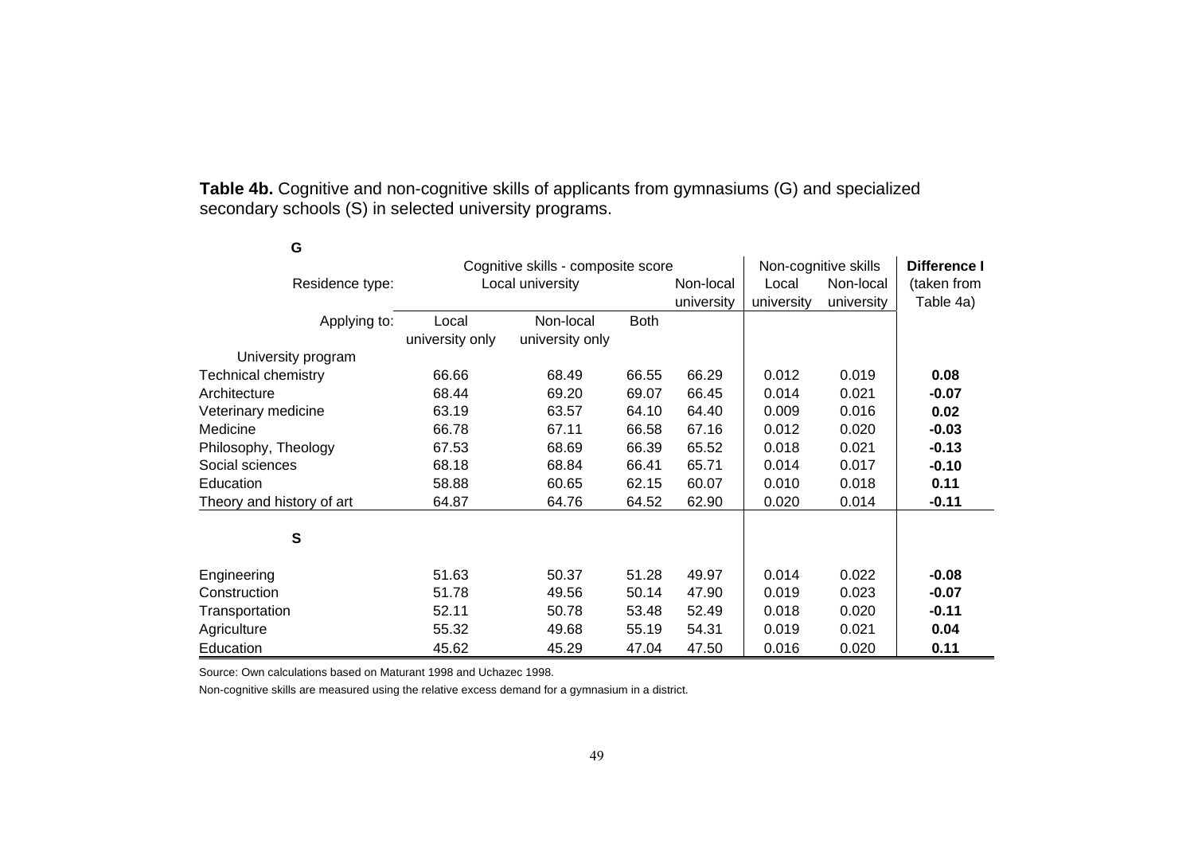**Table 4b.** Cognitive and non-cognitive skills of applicants from gymnasiums (G) and specialized secondary schools (S) in selected university programs.

| | Cognitive skills - composite score | | | | Non-cognitive skills | | **Difference I** |
|---|---|---|---|---|---|---|---|
| Residence type: | Local university | | | Non-local university | Local university | Non-local university | (taken from Table 4a) |
| Applying to: | Local university only | Non-local university only | Both | | | | |
| **G** | | | | | | | |
| University program | | | | | | | |
| Technical chemistry | 66.66 | 68.49 | 66.55 | 66.29 | 0.012 | 0.019 | **0.08** |
| Architecture | 68.44 | 69.20 | 69.07 | 66.45 | 0.014 | 0.021 | **-0.07** |
| Veterinary medicine | 63.19 | 63.57 | 64.10 | 64.40 | 0.009 | 0.016 | **0.02** |
| Medicine | 66.78 | 67.11 | 66.58 | 67.16 | 0.012 | 0.020 | **-0.03** |
| Philosophy, Theology | 67.53 | 68.69 | 66.39 | 65.52 | 0.018 | 0.021 | **-0.13** |
| Social sciences | 68.18 | 68.84 | 66.41 | 65.71 | 0.014 | 0.017 | **-0.10** |
| Education | 58.88 | 60.65 | 62.15 | 60.07 | 0.010 | 0.018 | **0.11** |
| Theory and history of art | 64.87 | 64.76 | 64.52 | 62.90 | 0.020 | 0.014 | **-0.11** |
| **S** | | | | | | | |
| Engineering | 51.63 | 50.37 | 51.28 | 49.97 | 0.014 | 0.022 | **-0.08** |
| Construction | 51.78 | 49.56 | 50.14 | 47.90 | 0.019 | 0.023 | **-0.07** |
| Transportation | 52.11 | 50.78 | 53.48 | 52.49 | 0.018 | 0.020 | **-0.11** |
| Agriculture | 55.32 | 49.68 | 55.19 | 54.31 | 0.019 | 0.021 | **0.04** |
| Education | 45.62 | 45.29 | 47.04 | 47.50 | 0.016 | 0.020 | **0.11** |

Source: Own calculations based on Maturant 1998 and Uchazec 1998.

Non-cognitive skills are measured using the relative excess demand for a gymnasium in a district.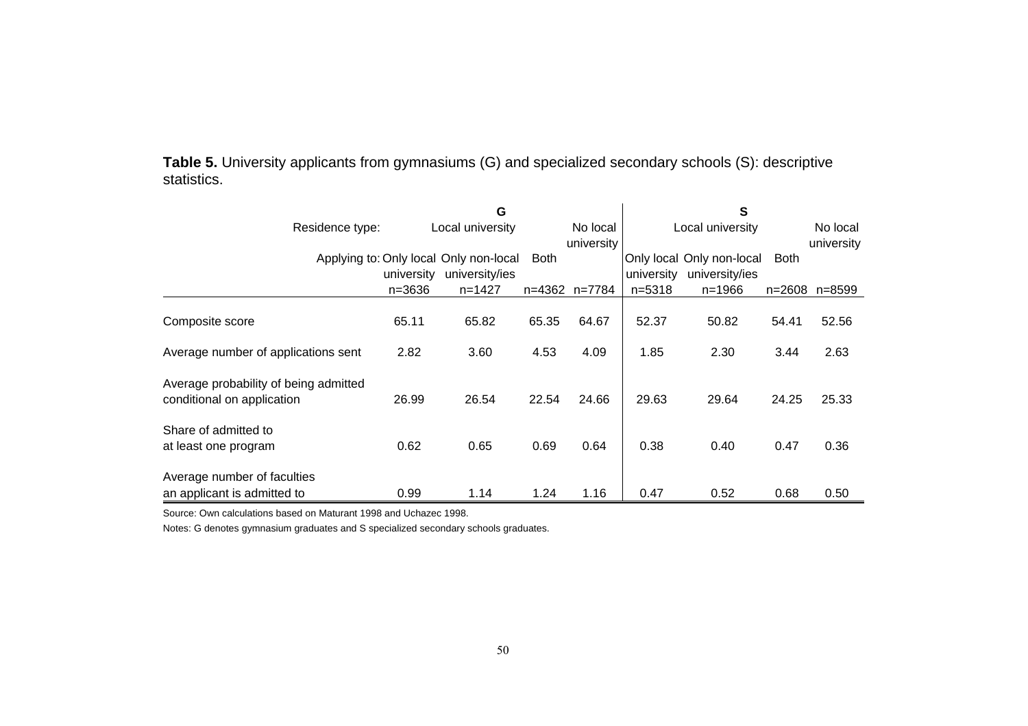**Table 5.** University applicants from gymnasiums (G) and specialized secondary schools (S): descriptive statistics.

| | G | | | | S | | | |
|---|---|---|---|---|---|---|---|---|
| Residence type: | Local university | | | No local university | Local university | | | No local university |
| Applying to: | Only local university | Only non-local university/ies | Both | | Only local university | Only non-local university/ies | Both | |
| | n=3636 | n=1427 | n=4362 | n=7784 | n=5318 | n=1966 | n=2608 | n=8599 |
| Composite score | 65.11 | 65.82 | 65.35 | 64.67 | 52.37 | 50.82 | 54.41 | 52.56 |
| Average number of applications sent | 2.82 | 3.60 | 4.53 | 4.09 | 1.85 | 2.30 | 3.44 | 2.63 |
| Average probability of being admitted conditional on application | 26.99 | 26.54 | 22.54 | 24.66 | 29.63 | 29.64 | 24.25 | 25.33 |
| Share of admitted to at least one program | 0.62 | 0.65 | 0.69 | 0.64 | 0.38 | 0.40 | 0.47 | 0.36 |
| Average number of faculties an applicant is admitted to | 0.99 | 1.14 | 1.24 | 1.16 | 0.47 | 0.52 | 0.68 | 0.50 |

Source: Own calculations based on Maturant 1998 and Uchazec 1998.

Notes: G denotes gymnasium graduates and S specialized secondary schools graduates.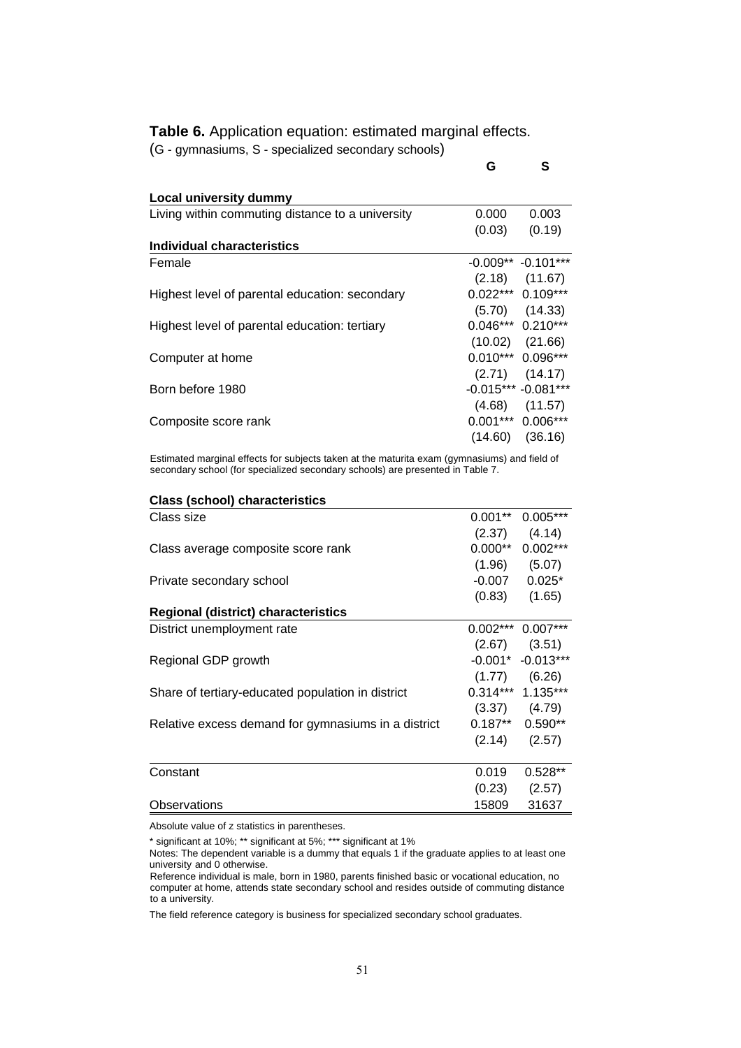**Table 6.** Application equation: estimated marginal effects.

(G - gymnasiums, S - specialized secondary schools)

| | G | S |
|---|---|---|
| **Local university dummy** | | |
| Living within commuting distance to a university | 0.000 | 0.003 |
| | (0.03) | (0.19) |
| **Individual characteristics** | | |
| Female | -0.009** | -0.101*** |
| | (2.18) | (11.67) |
| Highest level of parental education: secondary | 0.022*** | 0.109*** |
| | (5.70) | (14.33) |
| Highest level of parental education: tertiary | 0.046*** | 0.210*** |
| | (10.02) | (21.66) |
| Computer at home | 0.010*** | 0.096*** |
| | (2.71) | (14.17) |
| Born before 1980 | -0.015*** | -0.081*** |
| | (4.68) | (11.57) |
| Composite score rank | 0.001*** | 0.006*** |
| | (14.60) | (36.16) |

Estimated marginal effects for subjects taken at the maturita exam (gymnasiums) and field of secondary school (for specialized secondary schools) are presented in Table 7.

| | G | S |
|---|---|---|
| **Class (school) characteristics** | | |
| Class size | 0.001** | 0.005*** |
| | (2.37) | (4.14) |
| Class average composite score rank | 0.000** | 0.002*** |
| | (1.96) | (5.07) |
| Private secondary school | -0.007 | 0.025* |
| | (0.83) | (1.65) |
| **Regional (district) characteristics** | | |
| District unemployment rate | 0.002*** | 0.007*** |
| | (2.67) | (3.51) |
| Regional GDP growth | -0.001* | -0.013*** |
| | (1.77) | (6.26) |
| Share of tertiary-educated population in district | 0.314*** | 1.135*** |
| | (3.37) | (4.79) |
| Relative excess demand for gymnasiums in a district | 0.187** | 0.590** |
| | (2.14) | (2.57) |
| Constant | 0.019 | 0.528** |
| | (0.23) | (2.57) |
| Observations | 15809 | 31637 |

Absolute value of z statistics in parentheses.

\* significant at 10%; ** significant at 5%; *** significant at 1%

Notes: The dependent variable is a dummy that equals 1 if the graduate applies to at least one university and 0 otherwise.

Reference individual is male, born in 1980, parents finished basic or vocational education, no computer at home, attends state secondary school and resides outside of commuting distance to a university.

The field reference category is business for specialized secondary school graduates.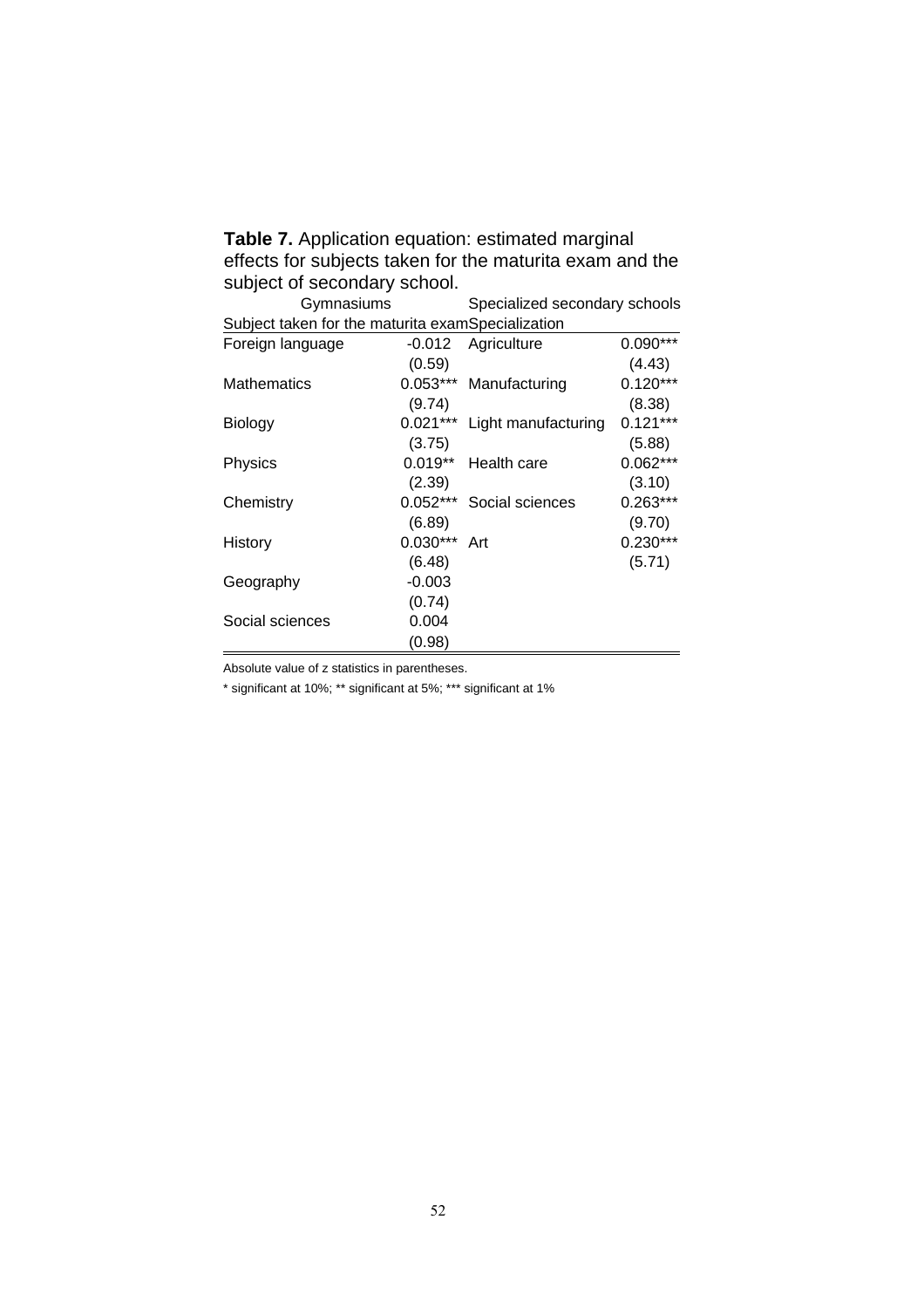**Table 7.** Application equation: estimated marginal effects for subjects taken for the maturita exam and the subject of secondary school.

| Gymnasiums | | Specialized secondary schools | |
|---|---|---|---|
| Subject taken for the maturita exam | | Specialization | |
| Foreign language | -0.012 | Agriculture | 0.090*** |
| | (0.59) | | (4.43) |
| Mathematics | 0.053*** | Manufacturing | 0.120*** |
| | (9.74) | | (8.38) |
| Biology | 0.021*** | Light manufacturing | 0.121*** |
| | (3.75) | | (5.88) |
| Physics | 0.019** | Health care | 0.062*** |
| | (2.39) | | (3.10) |
| Chemistry | 0.052*** | Social sciences | 0.263*** |
| | (6.89) | | (9.70) |
| History | 0.030*** | Art | 0.230*** |
| | (6.48) | | (5.71) |
| Geography | -0.003 | | |
| | (0.74) | | |
| Social sciences | 0.004 | | |
| | (0.98) | | |

Absolute value of z statistics in parentheses.

* significant at 10%; ** significant at 5%; *** significant at 1%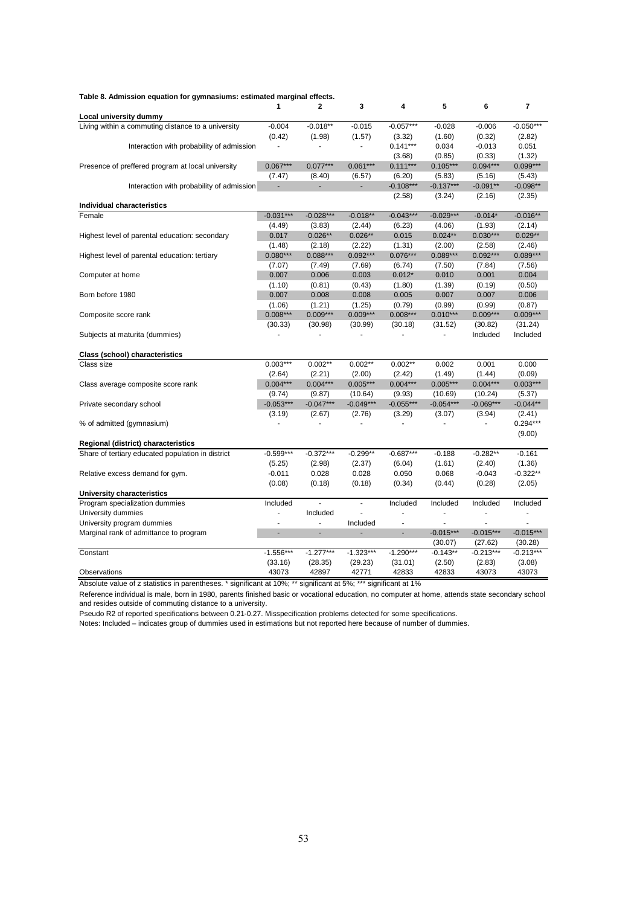**Table 8. Admission equation for gymnasiums: estimated marginal effects.**

| | 1 | 2 | 3 | 4 | 5 | 6 | 7 |
|---|---|---|---|---|---|---|---|
| **Local university dummy** | | | | | | | |
| Living within a commuting distance to a university | -0.004 | -0.018** | -0.015 | -0.057*** | -0.028 | -0.006 | -0.050*** |
| | (0.42) | (1.98) | (1.57) | (3.32) | (1.60) | (0.32) | (2.82) |
| Interaction with probability of admission | - | - | - | 0.141*** | 0.034 | -0.013 | 0.051 |
| | | | | (3.68) | (0.85) | (0.33) | (1.32) |
| Presence of preffered program at local university | 0.067*** | 0.077*** | 0.061*** | 0.111*** | 0.105*** | 0.094*** | 0.099*** |
| | (7.47) | (8.40) | (6.57) | (6.20) | (5.83) | (5.16) | (5.43) |
| Interaction with probability of admission | - | - | - | -0.108*** | -0.137*** | -0.091** | -0.098** |
| | | | | (2.58) | (3.24) | (2.16) | (2.35) |
| **Individual characteristics** | | | | | | | |
| Female | -0.031*** | -0.028*** | -0.018** | -0.043*** | -0.029*** | -0.014* | -0.016** |
| | (4.49) | (3.83) | (2.44) | (6.23) | (4.06) | (1.93) | (2.14) |
| Highest level of parental education: secondary | 0.017 | 0.026** | 0.026** | 0.015 | 0.024** | 0.030*** | 0.029** |
| | (1.48) | (2.18) | (2.22) | (1.31) | (2.00) | (2.58) | (2.46) |
| Highest level of parental education: tertiary | 0.080*** | 0.088*** | 0.092*** | 0.076*** | 0.089*** | 0.092*** | 0.089*** |
| | (7.07) | (7.49) | (7.69) | (6.74) | (7.50) | (7.84) | (7.56) |
| Computer at home | 0.007 | 0.006 | 0.003 | 0.012* | 0.010 | 0.001 | 0.004 |
| | (1.10) | (0.81) | (0.43) | (1.80) | (1.39) | (0.19) | (0.50) |
| Born before 1980 | 0.007 | 0.008 | 0.008 | 0.005 | 0.007 | 0.007 | 0.006 |
| | (1.06) | (1.21) | (1.25) | (0.79) | (0.99) | (0.99) | (0.87) |
| Composite score rank | 0.008*** | 0.009*** | 0.009*** | 0.008*** | 0.010*** | 0.009*** | 0.009*** |
| | (30.33) | (30.98) | (30.99) | (30.18) | (31.52) | (30.82) | (31.24) |
| Subjects at maturita (dummies) | - | - | - | - | - | Included | Included |
| **Class (school) characteristics** | | | | | | | |
| Class size | 0.003*** | 0.002** | 0.002** | 0.002** | 0.002 | 0.001 | 0.000 |
| | (2.64) | (2.21) | (2.00) | (2.42) | (1.49) | (1.44) | (0.09) |
| Class average composite score rank | 0.004*** | 0.004*** | 0.005*** | 0.004*** | 0.005*** | 0.004*** | 0.003*** |
| | (9.74) | (9.87) | (10.64) | (9.93) | (10.69) | (10.24) | (5.37) |
| Private secondary school | -0.053*** | -0.047*** | -0.049*** | -0.055*** | -0.054*** | -0.069*** | -0.044** |
| | (3.19) | (2.67) | (2.76) | (3.29) | (3.07) | (3.94) | (2.41) |
| % of admitted (gymnasium) | - | - | - | - | - | - | 0.294*** |
| | | | | | | | (9.00) |
| **Regional (district) characteristics** | | | | | | | |
| Share of tertiary educated population in district | -0.599*** | -0.372*** | -0.299** | -0.687*** | -0.188 | -0.282** | -0.161 |
| | (5.25) | (2.98) | (2.37) | (6.04) | (1.61) | (2.40) | (1.36) |
| Relative excess demand for gym. | -0.011 | 0.028 | 0.028 | 0.050 | 0.068 | -0.043 | -0.322** |
| | (0.08) | (0.18) | (0.18) | (0.34) | (0.44) | (0.28) | (2.05) |
| **University characteristics** | | | | | | | |
| Program specialization dummies | Included | - | - | Included | Included | Included | Included |
| University dummies | - | Included | - | - | - | - | - |
| University program dummies | - | - | Included | - | - | - | - |
| Marginal rank of admittance to program | - | - | - | - | -0.015*** | -0.015*** | -0.015*** |
| | | | | | (30.07) | (27.62) | (30.28) |
| Constant | -1.556*** | -1.277*** | -1.323*** | -1.290*** | -0.143** | -0.213*** | -0.213*** |
| | (33.16) | (28.35) | (29.23) | (31.01) | (2.50) | (2.83) | (3.08) |
| Observations | 43073 | 42897 | 42771 | 42833 | 42833 | 43073 | 43073 |

Absolute value of z statistics in parentheses. * significant at 10%; ** significant at 5%; *** significant at 1%

Reference individual is male, born in 1980, parents finished basic or vocational education, no computer at home, attends state secondary school and resides outside of commuting distance to a university.

Pseudo R2 of reported specifications between 0.21-0.27. Misspecification problems detected for some specifications.

Notes: Included – indicates group of dummies used in estimations but not reported here because of number of dummies.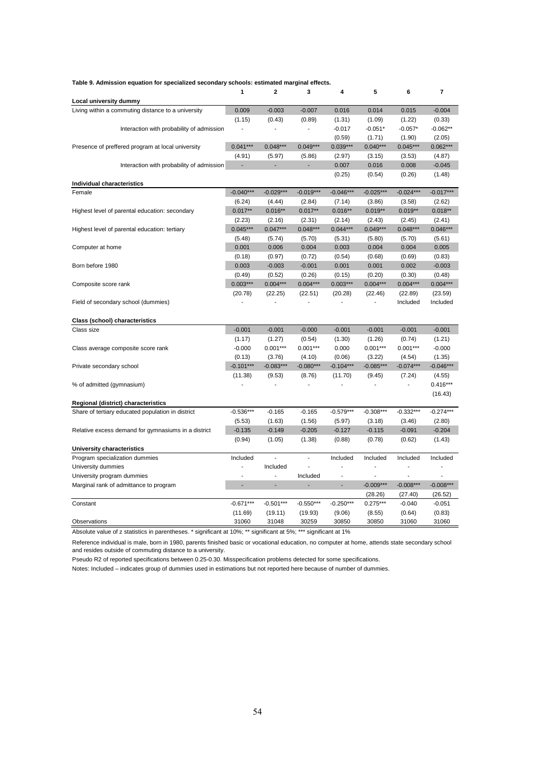**Table 9. Admission equation for specialized secondary schools: estimated marginal effects.**

| | 1 | 2 | 3 | 4 | 5 | 6 | 7 |
|---|---|---|---|---|---|---|---|
| **Local university dummy** | | | | | | | |
| Living within a commuting distance to a university | 0.009 | -0.003 | -0.007 | 0.016 | 0.014 | 0.015 | -0.004 |
| | (1.15) | (0.43) | (0.89) | (1.31) | (1.09) | (1.22) | (0.33) |
| Interaction with probability of admission | - | - | - | -0.017 | -0.051* | -0.057* | -0.062** |
| | | | | (0.59) | (1.71) | (1.90) | (2.05) |
| Presence of preffered program at local university | 0.041*** | 0.048*** | 0.049*** | 0.039*** | 0.040*** | 0.045*** | 0.062*** |
| | (4.91) | (5.97) | (5.86) | (2.97) | (3.15) | (3.53) | (4.87) |
| Interaction with probability of admission | - | - | - | 0.007 | 0.016 | 0.008 | -0.045 |
| | | | | (0.25) | (0.54) | (0.26) | (1.48) |
| **Individual characteristics** | | | | | | | |
| Female | -0.040*** | -0.029*** | -0.019*** | -0.046*** | -0.025*** | -0.024*** | -0.017*** |
| | (6.24) | (4.44) | (2.84) | (7.14) | (3.86) | (3.58) | (2.62) |
| Highest level of parental education: secondary | 0.017** | 0.016** | 0.017** | 0.016** | 0.019** | 0.019** | 0.018** |
| | (2.23) | (2.16) | (2.31) | (2.14) | (2.43) | (2.45) | (2.41) |
| Highest level of parental education: tertiary | 0.045*** | 0.047*** | 0.048*** | 0.044*** | 0.049*** | 0.048*** | 0.046*** |
| | (5.48) | (5.74) | (5.70) | (5.31) | (5.80) | (5.70) | (5.61) |
| Computer at home | 0.001 | 0.006 | 0.004 | 0.003 | 0.004 | 0.004 | 0.005 |
| | (0.18) | (0.97) | (0.72) | (0.54) | (0.68) | (0.69) | (0.83) |
| Born before 1980 | 0.003 | -0.003 | -0.001 | 0.001 | 0.001 | 0.002 | -0.003 |
| | (0.49) | (0.52) | (0.26) | (0.15) | (0.20) | (0.30) | (0.48) |
| Composite score rank | 0.003*** | 0.004*** | 0.004*** | 0.003*** | 0.004*** | 0.004*** | 0.004*** |
| | (20.78) | (22.25) | (22.51) | (20.28) | (22.46) | (22.89) | (23.59) |
| Field of secondary school (dummies) | - | - | - | - | - | Included | Included |
| **Class (school) characteristics** | | | | | | | |
| Class size | -0.001 | -0.001 | -0.000 | -0.001 | -0.001 | -0.001 | -0.001 |
| | (1.17) | (1.27) | (0.54) | (1.30) | (1.26) | (0.74) | (1.21) |
| Class average composite score rank | -0.000 | 0.001*** | 0.001*** | 0.000 | 0.001*** | 0.001*** | -0.000 |
| | (0.13) | (3.76) | (4.10) | (0.06) | (3.22) | (4.54) | (1.35) |
| Private secondary school | -0.101*** | -0.083*** | -0.080*** | -0.104*** | -0.085*** | -0.074*** | -0.046*** |
| | (11.38) | (9.53) | (8.76) | (11.70) | (9.45) | (7.24) | (4.55) |
| % of admitted (gymnasium) | - | - | - | - | - | - | 0.416*** |
| | | | | | | | (16.43) |
| **Regional (district) characteristics** | | | | | | | |
| Share of tertiary educated population in district | -0.536*** | -0.165 | -0.165 | -0.579*** | -0.308*** | -0.332*** | -0.274*** |
| | (5.53) | (1.63) | (1.56) | (5.97) | (3.18) | (3.46) | (2.80) |
| Relative excess demand for gymnasiums in a district | -0.135 | -0.149 | -0.205 | -0.127 | -0.115 | -0.091 | -0.204 |
| | (0.94) | (1.05) | (1.38) | (0.88) | (0.78) | (0.62) | (1.43) |
| **University characteristics** | | | | | | | |
| Program specialization dummies | Included | - | - | Included | Included | Included | Included |
| University dummies | - | Included | - | - | - | - | - |
| University program dummies | - | - | Included | - | - | - | - |
| Marginal rank of admittance to program | - | - | - | - | -0.009*** | -0.008*** | -0.008*** |
| | | | | | (28.26) | (27.40) | (26.52) |
| Constant | -0.671*** | -0.501*** | -0.550*** | -0.250*** | 0.275*** | -0.040 | -0.051 |
| | (11.69) | (19.11) | (19.93) | (9.06) | (8.55) | (0.64) | (0.83) |
| Observations | 31060 | 31048 | 30259 | 30850 | 30850 | 31060 | 31060 |

Absolute value of z statistics in parentheses. * significant at 10%; ** significant at 5%; *** significant at 1%

Reference individual is male, born in 1980, parents finished basic or vocational education, no computer at home, attends state secondary school and resides outside of commuting distance to a university.

Pseudo R2 of reported specifications between 0.25-0.30. Misspecification problems detected for some specifications.

Notes: Included – indicates group of dummies used in estimations but not reported here because of number of dummies.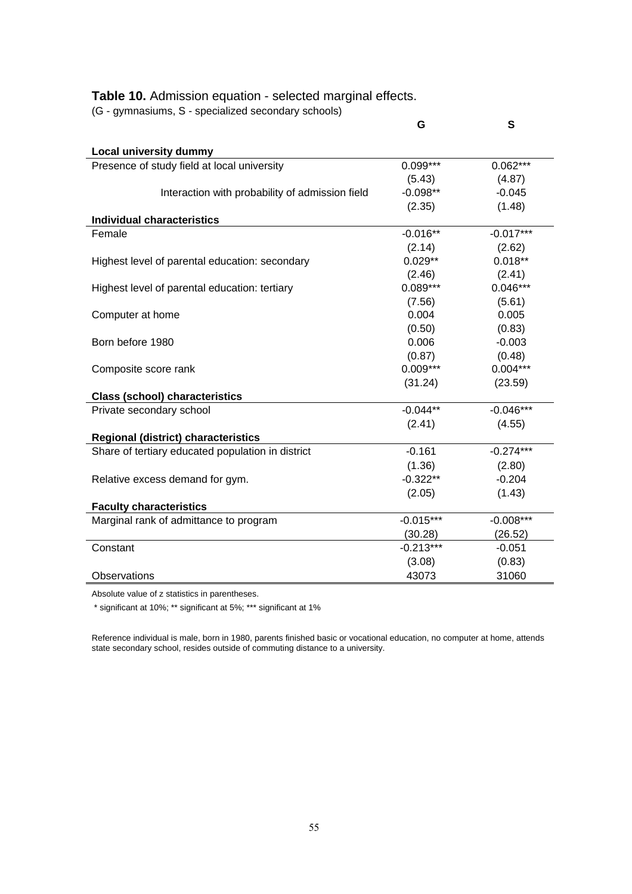**Table 10.** Admission equation - selected marginal effects.
(G - gymnasiums, S - specialized secondary schools)

| | G | S |
|---|---|---|
| **Local university dummy** | | |
| Presence of study field at local university | 0.099*** | 0.062*** |
| | (5.43) | (4.87) |
| Interaction with probability of admission field | -0.098** | -0.045 |
| | (2.35) | (1.48) |
| **Individual characteristics** | | |
| Female | -0.016** | -0.017*** |
| | (2.14) | (2.62) |
| Highest level of parental education: secondary | 0.029** | 0.018** |
| | (2.46) | (2.41) |
| Highest level of parental education: tertiary | 0.089*** | 0.046*** |
| | (7.56) | (5.61) |
| Computer at home | 0.004 | 0.005 |
| | (0.50) | (0.83) |
| Born before 1980 | 0.006 | -0.003 |
| | (0.87) | (0.48) |
| Composite score rank | 0.009*** | 0.004*** |
| | (31.24) | (23.59) |
| **Class (school) characteristics** | | |
| Private secondary school | -0.044** | -0.046*** |
| | (2.41) | (4.55) |
| **Regional (district) characteristics** | | |
| Share of tertiary educated population in district | -0.161 | -0.274*** |
| | (1.36) | (2.80) |
| Relative excess demand for gym. | -0.322** | -0.204 |
| | (2.05) | (1.43) |
| **Faculty characteristics** | | |
| Marginal rank of admittance to program | -0.015*** | -0.008*** |
| | (30.28) | (26.52) |
| Constant | -0.213*** | -0.051 |
| | (3.08) | (0.83) |
| Observations | 43073 | 31060 |

Absolute value of z statistics in parentheses.

\* significant at 10%; ** significant at 5%; *** significant at 1%

Reference individual is male, born in 1980, parents finished basic or vocational education, no computer at home, attends state secondary school, resides outside of commuting distance to a university.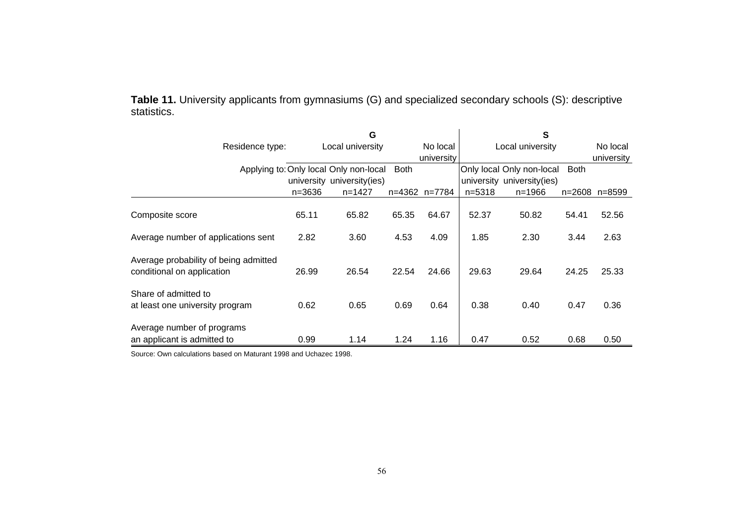**Table 11.** University applicants from gymnasiums (G) and specialized secondary schools (S): descriptive statistics.

| | G | | | | S | | | |
|---|---|---|---|---|---|---|---|---|
| Residence type: | Local university | | | No local university | Local university | | | No local university |
| Applying to: | Only local university | Only non-local university(ies) | Both | | Only local university | Only non-local university(ies) | Both | |
| | n=3636 | n=1427 | n=4362 | n=7784 | n=5318 | n=1966 | n=2608 | n=8599 |
| Composite score | 65.11 | 65.82 | 65.35 | 64.67 | 52.37 | 50.82 | 54.41 | 52.56 |
| Average number of applications sent | 2.82 | 3.60 | 4.53 | 4.09 | 1.85 | 2.30 | 3.44 | 2.63 |
| Average probability of being admitted conditional on application | 26.99 | 26.54 | 22.54 | 24.66 | 29.63 | 29.64 | 24.25 | 25.33 |
| Share of admitted to at least one university program | 0.62 | 0.65 | 0.69 | 0.64 | 0.38 | 0.40 | 0.47 | 0.36 |
| Average number of programs an applicant is admitted to | 0.99 | 1.14 | 1.24 | 1.16 | 0.47 | 0.52 | 0.68 | 0.50 |

Source: Own calculations based on Maturant 1998 and Uchazec 1998.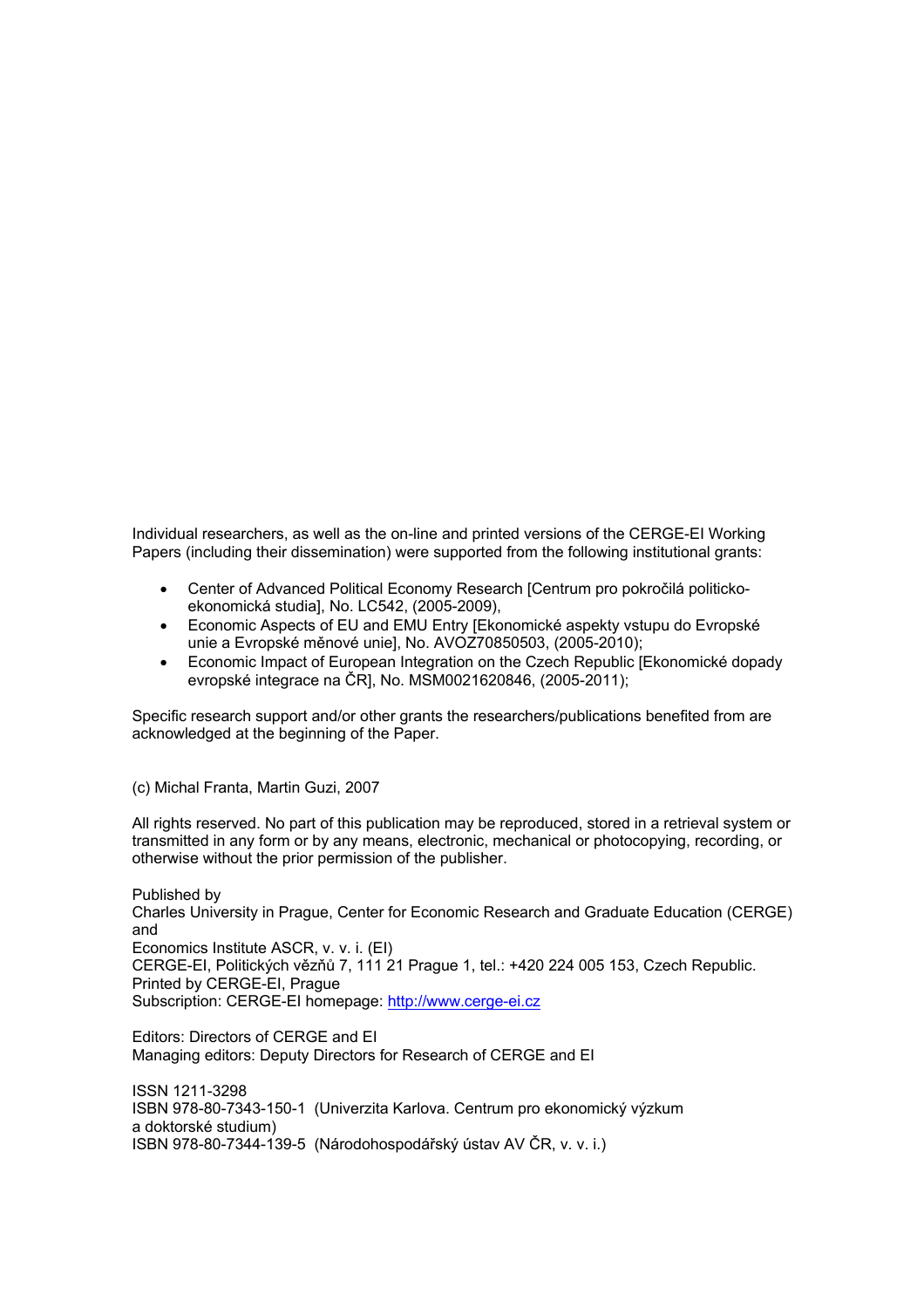Individual researchers, as well as the on-line and printed versions of the CERGE-EI Working Papers (including their dissemination) were supported from the following institutional grants:

- Center of Advanced Political Economy Research [Centrum pro pokročilá politicko-ekonomická studia], No. LC542, (2005-2009),
- Economic Aspects of EU and EMU Entry [Ekonomické aspekty vstupu do Evropské unie a Evropské měnové unie], No. AVOZ70850503, (2005-2010);
- Economic Impact of European Integration on the Czech Republic [Ekonomické dopady evropské integrace na ČR], No. MSM0021620846, (2005-2011);

Specific research support and/or other grants the researchers/publications benefited from are acknowledged at the beginning of the Paper.

(c) Michal Franta, Martin Guzi, 2007

All rights reserved. No part of this publication may be reproduced, stored in a retrieval system or transmitted in any form or by any means, electronic, mechanical or photocopying, recording, or otherwise without the prior permission of the publisher.

Published by
Charles University in Prague, Center for Economic Research and Graduate Education (CERGE) and
Economics Institute ASCR, v. v. i. (EI)
CERGE-EI, Politických vězňů 7, 111 21 Prague 1, tel.: +420 224 005 153, Czech Republic.
Printed by CERGE-EI, Prague
Subscription: CERGE-EI homepage: http://www.cerge-ei.cz

Editors: Directors of CERGE and EI
Managing editors: Deputy Directors for Research of CERGE and EI

ISSN 1211-3298
ISBN 978-80-7343-150-1 (Univerzita Karlova. Centrum pro ekonomický výzkum a doktorské studium)
ISBN 978-80-7344-139-5 (Národohospodářský ústav AV ČR, v. v. i.)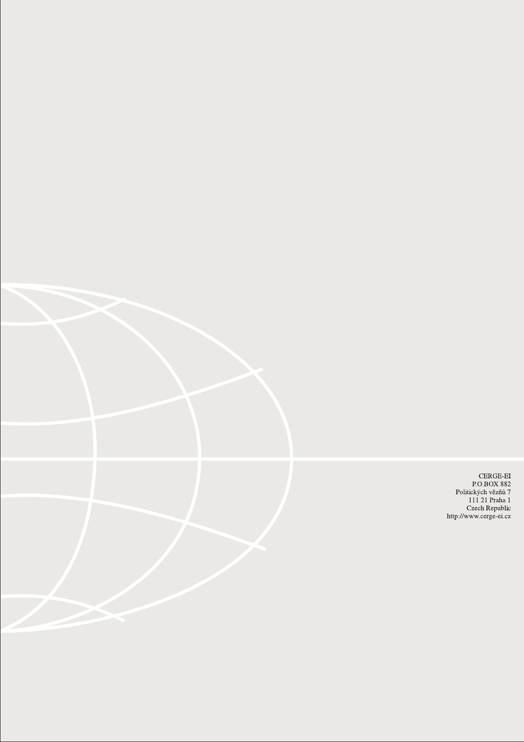CERGE-EI
P.O.BOX 882
Politických vězňů 7
111 21 Praha 1
Czech Republic
http://www.cerge-ei.cz